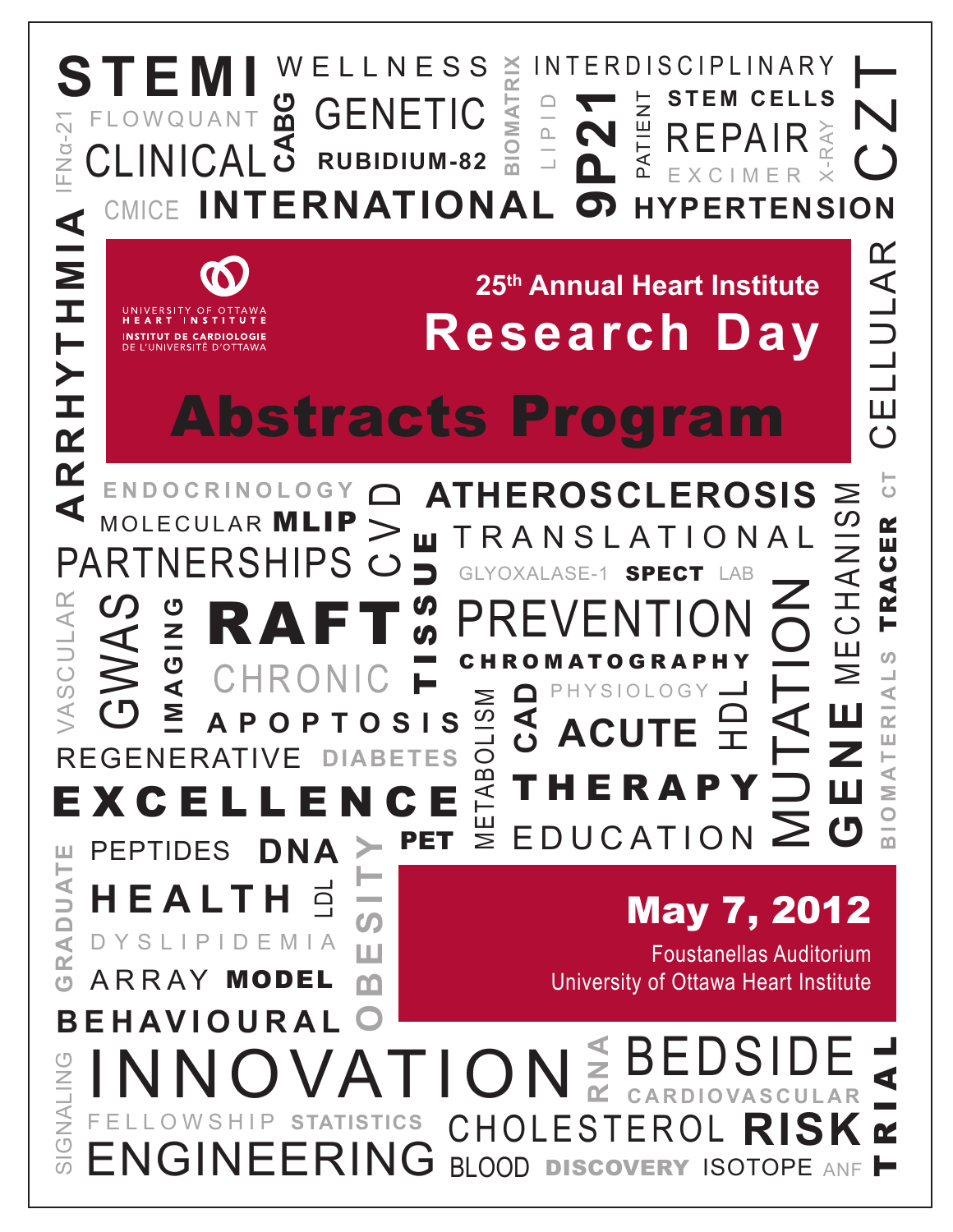UNIVERSITY OF OTTAWA HEART INSTITUTE
INSTITUT DE CARDIOLOGIE DE L'UNIVERSITÉ D'OTTAWA

## 25th Annual Heart Institute

# Research Day

# Abstracts Program

## May 7, 2012

Foustanellas Auditorium
University of Ottawa Heart Institute

STEMI WELLNESS BIOMATRIX INTERDISCIPLINARY IFNα-21 FLOWQUANT CABG GENETIC LIPID 9P21 PATIENT STEM CELLS REPAIR X-RAY CZT CLINICAL RUBIDIUM-82 EXCIMER CMICE INTERNATIONAL HYPERTENSION ARRHYTHMIA CELLULAR ENDOCRINOLOGY CVD ATHEROSCLEROSIS CT MOLECULAR MLIP TISSUE TRANSLATIONAL MECHANISM TRACER PARTNERSHIPS GLYOXALASE-1 SPECT LAB VASCULAR GWAS IMAGING RAFT PREVENTION MUTATION CHRONIC CHROMATOGRAPHY BIOMATERIALS APOPTOSIS METABOLISM CAD PHYSIOLOGY HDL GENE ACUTE REGENERATIVE DIABETES EXCELLENCE THERAPY PET EDUCATION GRADUATE PEPTIDES DNA OBESITY HEALTH LDL DYSLIPIDEMIA ARRAY MODEL BEHAVIOURAL SIGNALING INNOVATION RNA BEDSIDE TRIAL CARDIOVASCULAR FELLOWSHIP STATISTICS CHOLESTEROL RISK ENGINEERING BLOOD DISCOVERY ISOTOPE ANF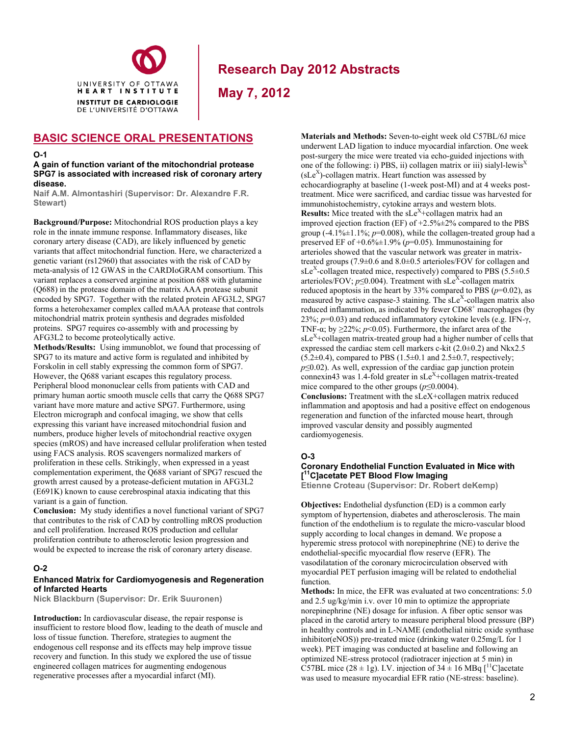# Research Day 2012 Abstracts

## May 7, 2012

## BASIC SCIENCE ORAL PRESENTATIONS

### O-1

**A gain of function variant of the mitochondrial protease SPG7 is associated with increased risk of coronary artery disease.**

Naif A.M. Almontashiri (Supervisor: Dr. Alexandre F.R. Stewart)

**Background/Purpose:** Mitochondrial ROS production plays a key role in the innate immune response. Inflammatory diseases, like coronary artery disease (CAD), are likely influenced by genetic variants that affect mitochondrial function. Here, we characterized a genetic variant (rs12960) that associates with the risk of CAD by meta-analysis of 12 GWAS in the CARDIoGRAM consortium. This variant replaces a conserved arginine at position 688 with glutamine (Q688) in the protease domain of the matrix AAA protease subunit encoded by SPG7. Together with the related protein AFG3L2, SPG7 forms a heterohexamer complex called mAAA protease that controls mitochondrial matrix protein synthesis and degrades misfolded proteins. SPG7 requires co-assembly with and processing by AFG3L2 to become proteolytically active.

**Methods/Results:** Using immunoblot, we found that processing of SPG7 to its mature and active form is regulated and inhibited by Forskolin in cell stably expressing the common form of SPG7. However, the Q688 variant escapes this regulatory process. Peripheral blood mononuclear cells from patients with CAD and primary human aortic smooth muscle cells that carry the Q688 SPG7 variant have more mature and active SPG7. Furthermore, using Electron micrograph and confocal imaging, we show that cells expressing this variant have increased mitochondrial fusion and numbers, produce higher levels of mitochondrial reactive oxygen species (mROS) and have increased cellular proliferation when tested using FACS analysis. ROS scavengers normalized markers of proliferation in these cells. Strikingly, when expressed in a yeast complementation experiment, the Q688 variant of SPG7 rescued the growth arrest caused by a protease-deficient mutation in AFG3L2 (E691K) known to cause cerebrospinal ataxia indicating that this variant is a gain of function.

**Conclusion:** My study identifies a novel functional variant of SPG7 that contributes to the risk of CAD by controlling mROS production and cell proliferation. Increased ROS production and cellular proliferation contribute to atherosclerotic lesion progression and would be expected to increase the risk of coronary artery disease.

### O-2

**Enhanced Matrix for Cardiomyogenesis and Regeneration of Infarcted Hearts**

Nick Blackburn (Supervisor: Dr. Erik Suuronen)

**Introduction:** In cardiovascular disease, the repair response is insufficient to restore blood flow, leading to the death of muscle and loss of tissue function. Therefore, strategies to augment the endogenous cell response and its effects may help improve tissue recovery and function. In this study we explored the use of tissue engineered collagen matrices for augmenting endogenous regenerative processes after a myocardial infarct (MI).

**Materials and Methods:** Seven-to-eight week old C57BL/6J mice underwent LAD ligation to induce myocardial infarction. One week post-surgery the mice were treated via echo-guided injections with one of the following: i) PBS, ii) collagen matrix or iii) sialyl-lewis$^X$ (sLe$^X$)-collagen matrix. Heart function was assessed by echocardiography at baseline (1-week post-MI) and at 4 weeks post-treatment. Mice were sacrificed, and cardiac tissue was harvested for immunohistochemistry, cytokine arrays and western blots.

**Results:** Mice treated with the sLe$^X$+collagen matrix had an improved ejection fraction (EF) of +2.5%±2% compared to the PBS group (-4.1%±1.1%; $p$=0.008), while the collagen-treated group had a preserved EF of +0.6%±1.9% ($p$=0.05). Immunostaining for arterioles showed that the vascular network was greater in matrix-treated groups (7.9±0.6 and 8.0±0.5 arterioles/FOV for collagen and sLe$^X$-collagen treated mice, respectively) compared to PBS (5.5±0.5 arterioles/FOV; $p\leq0.004$). Treatment with sLe$^X$-collagen matrix reduced apoptosis in the heart by 33% compared to PBS ($p$=0.02), as measured by active caspase-3 staining. The sLe$^X$-collagen matrix also reduced inflammation, as indicated by fewer CD68$^+$ macrophages (by 23%; $p$=0.03) and reduced inflammatory cytokine levels (e.g. IFN-γ, TNF-α; by ≥22%; $p<0.05$). Furthermore, the infarct area of the sLe$^X$+collagen matrix-treated group had a higher number of cells that expressed the cardiac stem cell markers c-kit (2.0±0.2) and Nkx2.5 (5.2±0.4), compared to PBS (1.5±0.1 and 2.5±0.7, respectively; $p\leq0.02$). As well, expression of the cardiac gap junction protein connexin43 was 1.4-fold greater in sLe$^X$+collagen matrix-treated mice compared to the other groups ($p\leq0.0004$).

**Conclusions:** Treatment with the sLeX+collagen matrix reduced inflammation and apoptosis and had a positive effect on endogenous regeneration and function of the infarcted mouse heart, through improved vascular density and possibly augmented cardiomyogenesis.

### O-3

**Coronary Endothelial Function Evaluated in Mice with [$^{11}$C]acetate PET Blood Flow Imaging**

Etienne Croteau (Supervisor: Dr. Robert deKemp)

**Objectives:** Endothelial dysfunction (ED) is a common early symptom of hypertension, diabetes and atherosclerosis. The main function of the endothelium is to regulate the micro-vascular blood supply according to local changes in demand. We propose a hyperemic stress protocol with norepinephrine (NE) to derive the endothelial-specific myocardial flow reserve (EFR). The vasodilatation of the coronary microcirculation observed with myocardial PET perfusion imaging will be related to endothelial function.

**Methods:** In mice, the EFR was evaluated at two concentrations: 5.0 and 2.5 ug/kg/min i.v. over 10 min to optimize the appropriate norepinephrine (NE) dosage for infusion. A fiber optic sensor was placed in the carotid artery to measure peripheral blood pressure (BP) in healthy controls and in L-NAME (endothelial nitric oxide synthase inhibitor(eNOS)) pre-treated mice (drinking water 0.25mg/L for 1 week). PET imaging was conducted at baseline and following an optimized NE-stress protocol (radiotracer injection at 5 min) in C57BL mice (28 ± 1g). I.V. injection of 34 ± 16 MBq [$^{11}$C]acetate was used to measure myocardial EFR ratio (NE-stress: baseline).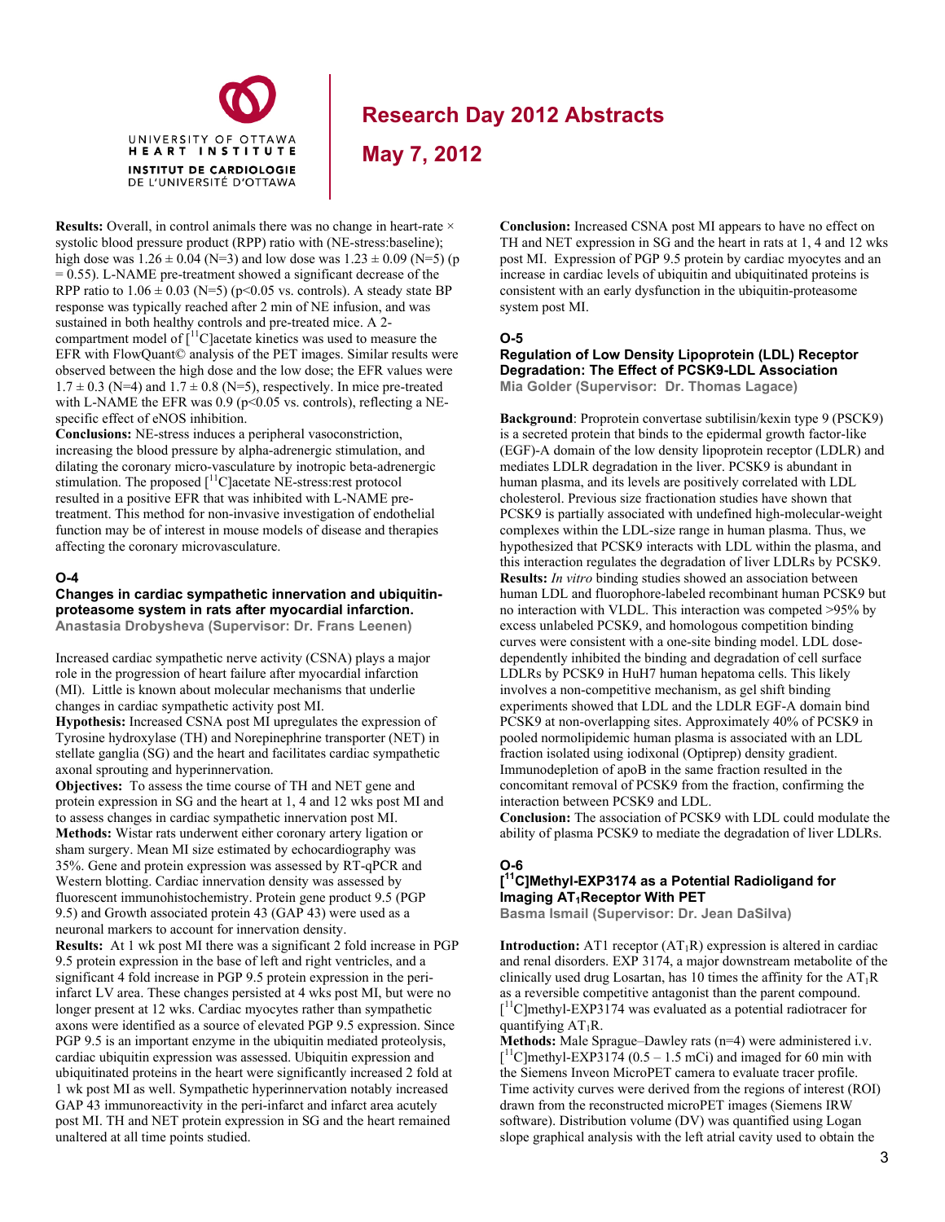**Results:** Overall, in control animals there was no change in heart-rate × systolic blood pressure product (RPP) ratio with (NE-stress:baseline); high dose was $1.26 \pm 0.04$ (N=3) and low dose was $1.23 \pm 0.09$ (N=5) ($p = 0.55$). L-NAME pre-treatment showed a significant decrease of the RPP ratio to $1.06 \pm 0.03$ (N=5) ($p<0.05$ vs. controls). A steady state BP response was typically reached after 2 min of NE infusion, and was sustained in both healthy controls and pre-treated mice. A 2-compartment model of [$^{11}$C]acetate kinetics was used to measure the EFR with FlowQuant© analysis of the PET images. Similar results were observed between the high dose and the low dose; the EFR values were $1.7 \pm 0.3$ (N=4) and $1.7 \pm 0.8$ (N=5), respectively. In mice pre-treated with L-NAME the EFR was 0.9 ($p<0.05$ vs. controls), reflecting a NE-specific effect of eNOS inhibition.

**Conclusions:** NE-stress induces a peripheral vasoconstriction, increasing the blood pressure by alpha-adrenergic stimulation, and dilating the coronary micro-vasculature by inotropic beta-adrenergic stimulation. The proposed [$^{11}$C]acetate NE-stress:rest protocol resulted in a positive EFR that was inhibited with L-NAME pre-treatment. This method for non-invasive investigation of endothelial function may be of interest in mouse models of disease and therapies affecting the coronary microvasculature.

### O-4

### Changes in cardiac sympathetic innervation and ubiquitin-proteasome system in rats after myocardial infarction.

**Anastasia Drobysheva (Supervisor: Dr. Frans Leenen)**

Increased cardiac sympathetic nerve activity (CSNA) plays a major role in the progression of heart failure after myocardial infarction (MI). Little is known about molecular mechanisms that underlie changes in cardiac sympathetic activity post MI.

**Hypothesis:** Increased CSNA post MI upregulates the expression of Tyrosine hydroxylase (TH) and Norepinephrine transporter (NET) in stellate ganglia (SG) and the heart and facilitates cardiac sympathetic axonal sprouting and hyperinnervation.

**Objectives:** To assess the time course of TH and NET gene and protein expression in SG and the heart at 1, 4 and 12 wks post MI and to assess changes in cardiac sympathetic innervation post MI.

**Methods:** Wistar rats underwent either coronary artery ligation or sham surgery. Mean MI size estimated by echocardiography was 35%. Gene and protein expression was assessed by RT-qPCR and Western blotting. Cardiac innervation density was assessed by fluorescent immunohistochemistry. Protein gene product 9.5 (PGP 9.5) and Growth associated protein 43 (GAP 43) were used as a neuronal markers to account for innervation density.

**Results:** At 1 wk post MI there was a significant 2 fold increase in PGP 9.5 protein expression in the base of left and right ventricles, and a significant 4 fold increase in PGP 9.5 protein expression in the peri-infarct LV area. These changes persisted at 4 wks post MI, but were no longer present at 12 wks. Cardiac myocytes rather than sympathetic axons were identified as a source of elevated PGP 9.5 expression. Since PGP 9.5 is an important enzyme in the ubiquitin mediated proteolysis, cardiac ubiquitin expression was assessed. Ubiquitin expression and ubiquitinated proteins in the heart were significantly increased 2 fold at 1 wk post MI as well. Sympathetic hyperinnervation notably increased GAP 43 immunoreactivity in the peri-infarct and infarct area acutely post MI. TH and NET protein expression in SG and the heart remained unaltered at all time points studied.

**Conclusion:** Increased CSNA post MI appears to have no effect on TH and NET expression in SG and the heart in rats at 1, 4 and 12 wks post MI. Expression of PGP 9.5 protein by cardiac myocytes and an increase in cardiac levels of ubiquitin and ubiquitinated proteins is consistent with an early dysfunction in the ubiquitin-proteasome system post MI.

### O-5

### Regulation of Low Density Lipoprotein (LDL) Receptor Degradation: The Effect of PCSK9-LDL Association

**Mia Golder (Supervisor: Dr. Thomas Lagace)**

**Background**: Proprotein convertase subtilisin/kexin type 9 (PSCK9) is a secreted protein that binds to the epidermal growth factor-like (EGF)-A domain of the low density lipoprotein receptor (LDLR) and mediates LDLR degradation in the liver. PCSK9 is abundant in human plasma, and its levels are positively correlated with LDL cholesterol. Previous size fractionation studies have shown that PCSK9 is partially associated with undefined high-molecular-weight complexes within the LDL-size range in human plasma. Thus, we hypothesized that PCSK9 interacts with LDL within the plasma, and this interaction regulates the degradation of liver LDLRs by PCSK9.

**Results:** *In vitro* binding studies showed an association between human LDL and fluorophore-labeled recombinant human PCSK9 but no interaction with VLDL. This interaction was competed >95% by excess unlabeled PCSK9, and homologous competition binding curves were consistent with a one-site binding model. LDL dose-dependently inhibited the binding and degradation of cell surface LDLRs by PCSK9 in HuH7 human hepatoma cells. This likely involves a non-competitive mechanism, as gel shift binding experiments showed that LDL and the LDLR EGF-A domain bind PCSK9 at non-overlapping sites. Approximately 40% of PCSK9 in pooled normolipidemic human plasma is associated with an LDL fraction isolated using iodixonal (Optiprep) density gradient. Immunodepletion of apoB in the same fraction resulted in the concomitant removal of PCSK9 from the fraction, confirming the interaction between PCSK9 and LDL.

**Conclusion:** The association of PCSK9 with LDL could modulate the ability of plasma PCSK9 to mediate the degradation of liver LDLRs.

### O-6

### [$^{11}$C]Methyl-EXP3174 as a Potential Radioligand for Imaging $AT_1$Receptor With PET

**Basma Ismail (Supervisor: Dr. Jean DaSilva)**

**Introduction:** AT1 receptor ($AT_1R$) expression is altered in cardiac and renal disorders. EXP 3174, a major downstream metabolite of the clinically used drug Losartan, has 10 times the affinity for the $AT_1R$ as a reversible competitive antagonist than the parent compound. [$^{11}$C]methyl-EXP3174 was evaluated as a potential radiotracer for quantifying $AT_1R$.

**Methods:** Male Sprague–Dawley rats (n=4) were administered i.v. [$^{11}$C]methyl-EXP3174 (0.5 – 1.5 mCi) and imaged for 60 min with the Siemens Inveon MicroPET camera to evaluate tracer profile. Time activity curves were derived from the regions of interest (ROI) drawn from the reconstructed microPET images (Siemens IRW software). Distribution volume (DV) was quantified using Logan slope graphical analysis with the left atrial cavity used to obtain the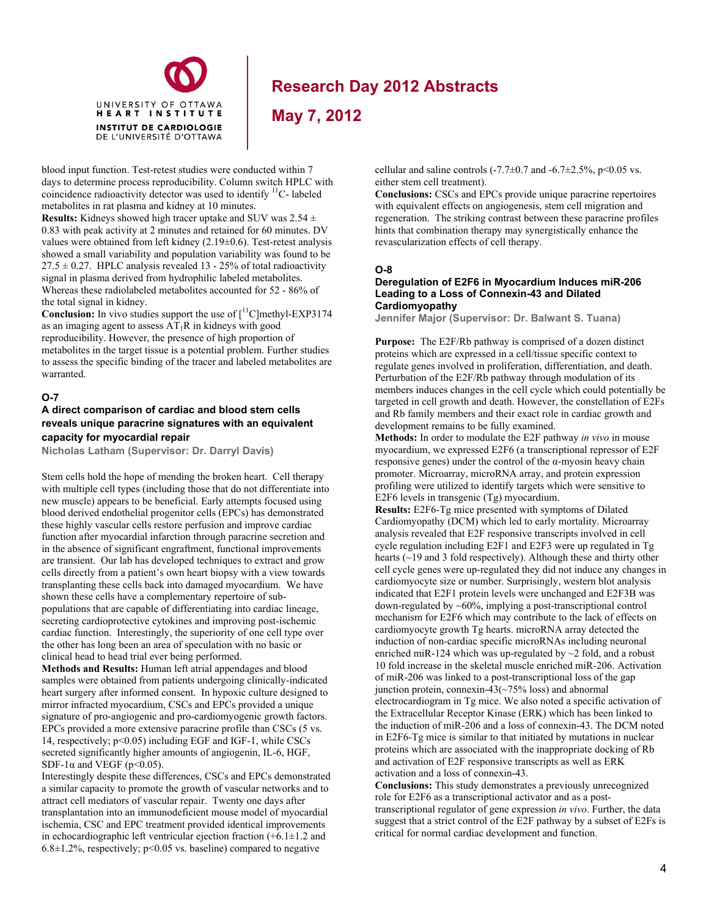blood input function. Test-retest studies were conducted within 7 days to determine process reproducibility. Column switch HPLC with coincidence radioactivity detector was used to identify $^{11}C$- labeled metabolites in rat plasma and kidney at 10 minutes.

**Results:** Kidneys showed high tracer uptake and SUV was 2.54 ± 0.83 with peak activity at 2 minutes and retained for 60 minutes. DV values were obtained from left kidney (2.19±0.6). Test-retest analysis showed a small variability and population variability was found to be 27.5 ± 0.27. HPLC analysis revealed 13 - 25% of total radioactivity signal in plasma derived from hydrophilic labeled metabolites. Whereas these radiolabeled metabolites accounted for 52 - 86% of the total signal in kidney.

**Conclusion:** In vivo studies support the use of [$^{11}C$]methyl-EXP3174 as an imaging agent to assess $AT_1R$ in kidneys with good reproducibility. However, the presence of high proportion of metabolites in the target tissue is a potential problem. Further studies to assess the specific binding of the tracer and labeled metabolites are warranted.

### O-7

### A direct comparison of cardiac and blood stem cells reveals unique paracrine signatures with an equivalent capacity for myocardial repair

**Nicholas Latham (Supervisor: Dr. Darryl Davis)**

Stem cells hold the hope of mending the broken heart. Cell therapy with multiple cell types (including those that do not differentiate into new muscle) appears to be beneficial. Early attempts focused using blood derived endothelial progenitor cells (EPCs) has demonstrated these highly vascular cells restore perfusion and improve cardiac function after myocardial infarction through paracrine secretion and in the absence of significant engraftment, functional improvements are transient. Our lab has developed techniques to extract and grow cells directly from a patient's own heart biopsy with a view towards transplanting these cells back into damaged myocardium. We have shown these cells have a complementary repertoire of sub-populations that are capable of differentiating into cardiac lineage, secreting cardioprotective cytokines and improving post-ischemic cardiac function. Interestingly, the superiority of one cell type over the other has long been an area of speculation with no basic or clinical head to head trial ever being performed.

**Methods and Results:** Human left atrial appendages and blood samples were obtained from patients undergoing clinically-indicated heart surgery after informed consent. In hypoxic culture designed to mirror infracted myocardium, CSCs and EPCs provided a unique signature of pro-angiogenic and pro-cardiomyogenic growth factors. EPCs provided a more extensive paracrine profile than CSCs (5 vs. 14, respectively; $p<0.05$) including EGF and IGF-1, while CSCs secreted significantly higher amounts of angiogenin, IL-6, HGF, SDF-1α and VEGF ($p<0.05$).

Interestingly despite these differences, CSCs and EPCs demonstrated a similar capacity to promote the growth of vascular networks and to attract cell mediators of vascular repair. Twenty one days after transplantation into an immunodeficient mouse model of myocardial ischemia, CSC and EPC treatment provided identical improvements in echocardiographic left ventricular ejection fraction (+6.1±1.2 and 6.8±1.2%, respectively; $p<0.05$ vs. baseline) compared to negative cellular and saline controls (-7.7±0.7 and -6.7±2.5%, $p<0.05$ vs. either stem cell treatment).

**Conclusions:** CSCs and EPCs provide unique paracrine repertoires with equivalent effects on angiogenesis, stem cell migration and regeneration. The striking contrast between these paracrine profiles hints that combination therapy may synergistically enhance the revascularization effects of cell therapy.

### O-8

### Deregulation of E2F6 in Myocardium Induces miR-206 Leading to a Loss of Connexin-43 and Dilated Cardiomyopathy

**Jennifer Major (Supervisor: Dr. Balwant S. Tuana)**

**Purpose:** The E2F/Rb pathway is comprised of a dozen distinct proteins which are expressed in a cell/tissue specific context to regulate genes involved in proliferation, differentiation, and death. Perturbation of the E2F/Rb pathway through modulation of its members induces changes in the cell cycle which could potentially be targeted in cell growth and death. However, the constellation of E2Fs and Rb family members and their exact role in cardiac growth and development remains to be fully examined.

**Methods:** In order to modulate the E2F pathway *in vivo* in mouse myocardium, we expressed E2F6 (a transcriptional repressor of E2F responsive genes) under the control of the α-myosin heavy chain promoter. Microarray, microRNA array, and protein expression profiling were utilized to identify targets which were sensitive to E2F6 levels in transgenic (Tg) myocardium.

**Results:** E2F6-Tg mice presented with symptoms of Dilated Cardiomyopathy (DCM) which led to early mortality. Microarray analysis revealed that E2F responsive transcripts involved in cell cycle regulation including E2F1 and E2F3 were up regulated in Tg hearts (~19 and 3 fold respectively). Although these and thirty other cell cycle genes were up-regulated they did not induce any changes in cardiomyocyte size or number. Surprisingly, western blot analysis indicated that E2F1 protein levels were unchanged and E2F3B was down-regulated by ~60%, implying a post-transcriptional control mechanism for E2F6 which may contribute to the lack of effects on cardiomyocyte growth Tg hearts. microRNA array detected the induction of non-cardiac specific microRNAs including neuronal enriched miR-124 which was up-regulated by ~2 fold, and a robust 10 fold increase in the skeletal muscle enriched miR-206. Activation of miR-206 was linked to a post-transcriptional loss of the gap junction protein, connexin-43(~75% loss) and abnormal electrocardiogram in Tg mice. We also noted a specific activation of the Extracellular Receptor Kinase (ERK) which has been linked to the induction of miR-206 and a loss of connexin-43. The DCM noted in E2F6-Tg mice is similar to that initiated by mutations in nuclear proteins which are associated with the inappropriate docking of Rb and activation of E2F responsive transcripts as well as ERK activation and a loss of connexin-43.

**Conclusions:** This study demonstrates a previously unrecognized role for E2F6 as a transcriptional activator and as a post-transcriptional regulator of gene expression *in vivo*. Further, the data suggest that a strict control of the E2F pathway by a subset of E2Fs is critical for normal cardiac development and function.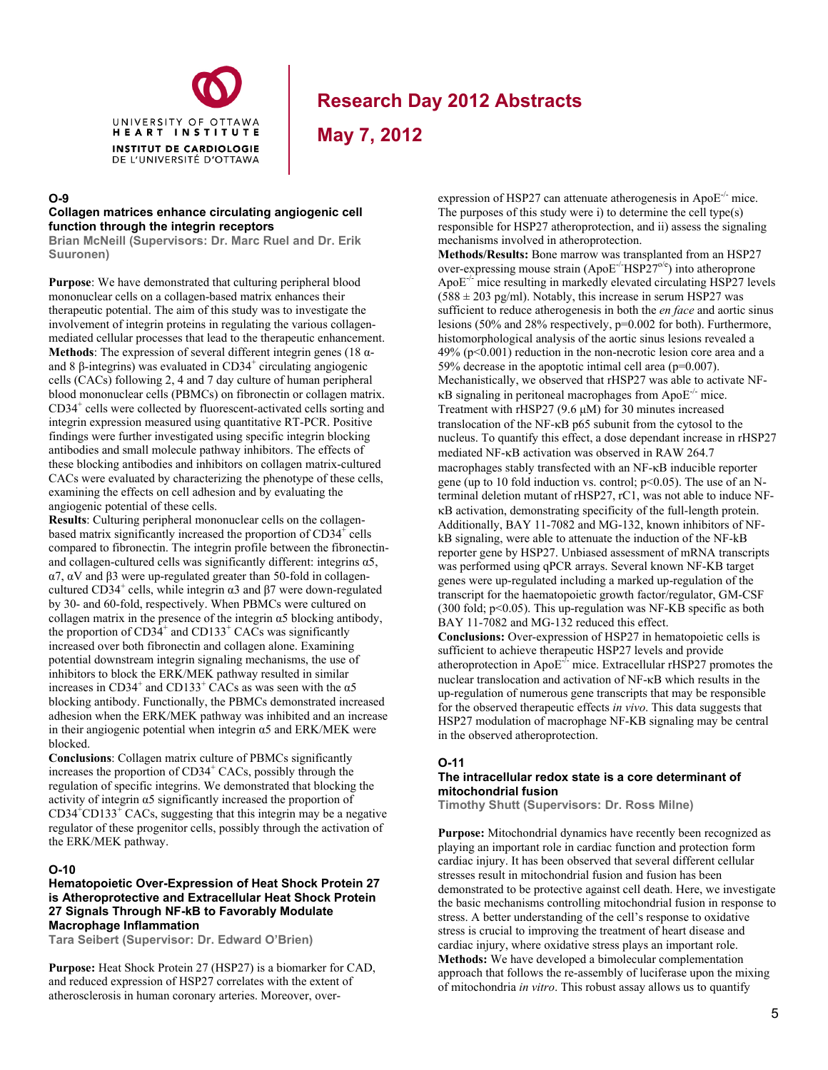## O-9

### Collagen matrices enhance circulating angiogenic cell function through the integrin receptors

**Brian McNeill (Supervisors: Dr. Marc Ruel and Dr. Erik Suuronen)**

**Purpose**: We have demonstrated that culturing peripheral blood mononuclear cells on a collagen-based matrix enhances their therapeutic potential. The aim of this study was to investigate the involvement of integrin proteins in regulating the various collagen-mediated cellular processes that lead to the therapeutic enhancement.
**Methods**: The expression of several different integrin genes (18 α- and 8 β-integrins) was evaluated in $CD34^+$ circulating angiogenic cells (CACs) following 2, 4 and 7 day culture of human peripheral blood mononuclear cells (PBMCs) on fibronectin or collagen matrix. $CD34^+$ cells were collected by fluorescent-activated cells sorting and integrin expression measured using quantitative RT-PCR. Positive findings were further investigated using specific integrin blocking antibodies and small molecule pathway inhibitors. The effects of these blocking antibodies and inhibitors on collagen matrix-cultured CACs were evaluated by characterizing the phenotype of these cells, examining the effects on cell adhesion and by evaluating the angiogenic potential of these cells.
**Results**: Culturing peripheral mononuclear cells on the collagen-based matrix significantly increased the proportion of $CD34^+$ cells compared to fibronectin. The integrin profile between the fibronectin- and collagen-cultured cells was significantly different: integrins α5, α7, αV and β3 were up-regulated greater than 50-fold in collagen-cultured $CD34^+$ cells, while integrin α3 and β7 were down-regulated by 30- and 60-fold, respectively. When PBMCs were cultured on collagen matrix in the presence of the integrin α5 blocking antibody, the proportion of $CD34^+$ and $CD133^+$ CACs was significantly increased over both fibronectin and collagen alone. Examining potential downstream integrin signaling mechanisms, the use of inhibitors to block the ERK/MEK pathway resulted in similar increases in $CD34^+$ and $CD133^+$ CACs as was seen with the α5 blocking antibody. Functionally, the PBMCs demonstrated increased adhesion when the ERK/MEK pathway was inhibited and an increase in their angiogenic potential when integrin α5 and ERK/MEK were blocked.
**Conclusions**: Collagen matrix culture of PBMCs significantly increases the proportion of $CD34^+$ CACs, possibly through the regulation of specific integrins. We demonstrated that blocking the activity of integrin α5 significantly increased the proportion of $CD34^+CD133^+$ CACs, suggesting that this integrin may be a negative regulator of these progenitor cells, possibly through the activation of the ERK/MEK pathway.

## O-10

### Hematopoietic Over-Expression of Heat Shock Protein 27 is Atheroprotective and Extracellular Heat Shock Protein 27 Signals Through NF-kB to Favorably Modulate Macrophage Inflammation

**Tara Seibert (Supervisor: Dr. Edward O'Brien)**

**Purpose:** Heat Shock Protein 27 (HSP27) is a biomarker for CAD, and reduced expression of HSP27 correlates with the extent of atherosclerosis in human coronary arteries. Moreover, over-expression of HSP27 can attenuate atherogenesis in $ApoE^{-/-}$ mice. The purposes of this study were i) to determine the cell type(s) responsible for HSP27 atheroprotection, and ii) assess the signaling mechanisms involved in atheroprotection.
**Methods/Results:** Bone marrow was transplanted from an HSP27 over-expressing mouse strain ($ApoE^{-/-}HSP27^{o/e}$) into atheroprone $ApoE^{-/-}$ mice resulting in markedly elevated circulating HSP27 levels (588 ± 203 pg/ml). Notably, this increase in serum HSP27 was sufficient to reduce atherogenesis in both the *en face* and aortic sinus lesions (50% and 28% respectively, p=0.002 for both). Furthermore, histomorphological analysis of the aortic sinus lesions revealed a 49% ($p<0.001$) reduction in the non-necrotic lesion core area and a 59% decrease in the apoptotic intimal cell area (p=0.007). Mechanistically, we observed that rHSP27 was able to activate NF-κB signaling in peritoneal macrophages from $ApoE^{-/-}$ mice. Treatment with rHSP27 (9.6 μM) for 30 minutes increased translocation of the NF-κB p65 subunit from the cytosol to the nucleus. To quantify this effect, a dose dependant increase in rHSP27 mediated NF-κB activation was observed in RAW 264.7 macrophages stably transfected with an NF-κB inducible reporter gene (up to 10 fold induction vs. control; $p<0.05$). The use of an N-terminal deletion mutant of rHSP27, rC1, was not able to induce NF-κB activation, demonstrating specificity of the full-length protein. Additionally, BAY 11-7082 and MG-132, known inhibitors of NF-kB signaling, were able to attenuate the induction of the NF-kB reporter gene by HSP27. Unbiased assessment of mRNA transcripts was performed using qPCR arrays. Several known NF-KB target genes were up-regulated including a marked up-regulation of the transcript for the haematopoietic growth factor/regulator, GM-CSF (300 fold; $p<0.05$). This up-regulation was NF-KB specific as both BAY 11-7082 and MG-132 reduced this effect.
**Conclusions:** Over-expression of HSP27 in hematopoietic cells is sufficient to achieve therapeutic HSP27 levels and provide atheroprotection in $ApoE^{-/-}$ mice. Extracellular rHSP27 promotes the nuclear translocation and activation of NF-κB which results in the up-regulation of numerous gene transcripts that may be responsible for the observed therapeutic effects *in vivo*. This data suggests that HSP27 modulation of macrophage NF-KB signaling may be central in the observed atheroprotection.

## O-11

### The intracellular redox state is a core determinant of mitochondrial fusion

**Timothy Shutt (Supervisors: Dr. Ross Milne)**

**Purpose:** Mitochondrial dynamics have recently been recognized as playing an important role in cardiac function and protection form cardiac injury. It has been observed that several different cellular stresses result in mitochondrial fusion and fusion has been demonstrated to be protective against cell death. Here, we investigate the basic mechanisms controlling mitochondrial fusion in response to stress. A better understanding of the cell's response to oxidative stress is crucial to improving the treatment of heart disease and cardiac injury, where oxidative stress plays an important role.
**Methods:** We have developed a bimolecular complementation approach that follows the re-assembly of luciferase upon the mixing of mitochondria *in vitro*. This robust assay allows us to quantify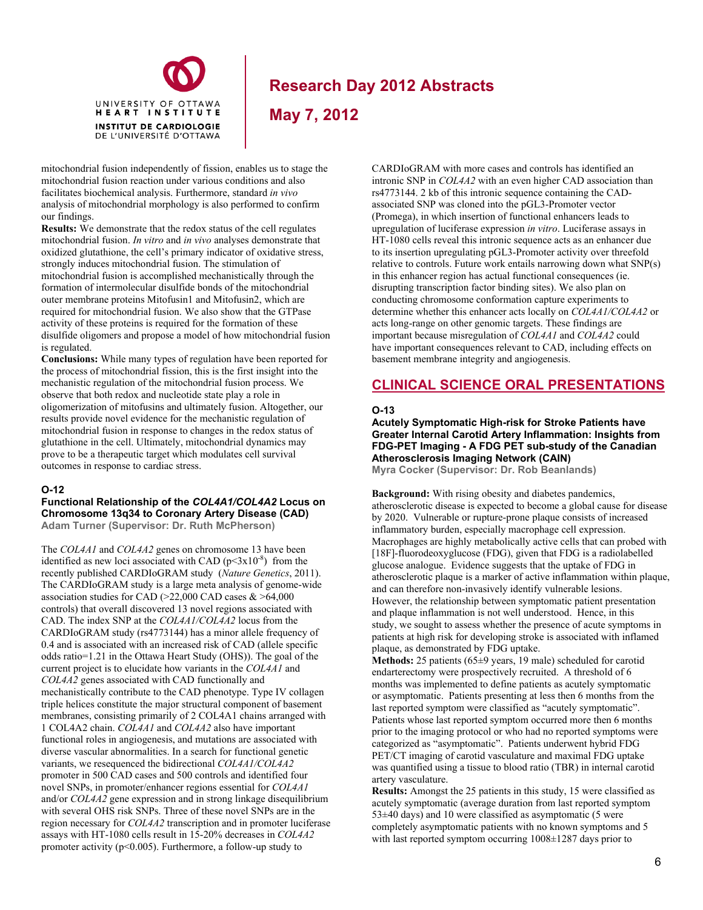mitochondrial fusion independently of fission, enables us to stage the mitochondrial fusion reaction under various conditions and also facilitates biochemical analysis. Furthermore, standard *in vivo* analysis of mitochondrial morphology is also performed to confirm our findings.

**Results:** We demonstrate that the redox status of the cell regulates mitochondrial fusion. *In vitro* and *in vivo* analyses demonstrate that oxidized glutathione, the cell's primary indicator of oxidative stress, strongly induces mitochondrial fusion. The stimulation of mitochondrial fusion is accomplished mechanistically through the formation of intermolecular disulfide bonds of the mitochondrial outer membrane proteins Mitofusin1 and Mitofusin2, which are required for mitochondrial fusion. We also show that the GTPase activity of these proteins is required for the formation of these disulfide oligomers and propose a model of how mitochondrial fusion is regulated.

**Conclusions:** While many types of regulation have been reported for the process of mitochondrial fission, this is the first insight into the mechanistic regulation of the mitochondrial fusion process. We observe that both redox and nucleotide state play a role in oligomerization of mitofusins and ultimately fusion. Altogether, our results provide novel evidence for the mechanistic regulation of mitochondrial fusion in response to changes in the redox status of glutathione in the cell. Ultimately, mitochondrial dynamics may prove to be a therapeutic target which modulates cell survival outcomes in response to cardiac stress.

### O-12

**Functional Relationship of the *COL4A1/COL4A2* Locus on Chromosome 13q34 to Coronary Artery Disease (CAD)**
**Adam Turner (Supervisor: Dr. Ruth McPherson)**

The *COL4A1* and *COL4A2* genes on chromosome 13 have been identified as new loci associated with CAD ($p<3x10^{-8}$) from the recently published CARDIoGRAM study (*Nature Genetics*, 2011). The CARDIoGRAM study is a large meta analysis of genome-wide association studies for CAD (>22,000 CAD cases & >64,000 controls) that overall discovered 13 novel regions associated with CAD. The index SNP at the *COL4A1/COL4A2* locus from the CARDIoGRAM study (rs4773144) has a minor allele frequency of 0.4 and is associated with an increased risk of CAD (allele specific odds ratio=1.21 in the Ottawa Heart Study (OHS)). The goal of the current project is to elucidate how variants in the *COL4A1* and *COL4A2* genes associated with CAD functionally and mechanistically contribute to the CAD phenotype. Type IV collagen triple helices constitute the major structural component of basement membranes, consisting primarily of 2 COL4A1 chains arranged with 1 COL4A2 chain. *COL4A1* and *COL4A2* also have important functional roles in angiogenesis, and mutations are associated with diverse vascular abnormalities. In a search for functional genetic variants, we resequenced the bidirectional *COL4A1/COL4A2* promoter in 500 CAD cases and 500 controls and identified four novel SNPs, in promoter/enhancer regions essential for *COL4A1* and/or *COL4A2* gene expression and in strong linkage disequilibrium with several OHS risk SNPs. Three of these novel SNPs are in the region necessary for *COL4A2* transcription and in promoter luciferase assays with HT-1080 cells result in 15-20% decreases in *COL4A2* promoter activity ($p<0.005$). Furthermore, a follow-up study to CARDIoGRAM with more cases and controls has identified an intronic SNP in *COL4A2* with an even higher CAD association than rs4773144. 2 kb of this intronic sequence containing the CAD-associated SNP was cloned into the pGL3-Promoter vector (Promega), in which insertion of functional enhancers leads to upregulation of luciferase expression *in vitro*. Luciferase assays in HT-1080 cells reveal this intronic sequence acts as an enhancer due to its insertion upregulating pGL3-Promoter activity over threefold relative to controls. Future work entails narrowing down what SNP(s) in this enhancer region has actual functional consequences (ie. disrupting transcription factor binding sites). We also plan on conducting chromosome conformation capture experiments to determine whether this enhancer acts locally on *COL4A1/COL4A2* or acts long-range on other genomic targets. These findings are important because misregulation of *COL4A1* and *COL4A2* could have important consequences relevant to CAD, including effects on basement membrane integrity and angiogenesis.

## CLINICAL SCIENCE ORAL PRESENTATIONS

### O-13

**Acutely Symptomatic High-risk for Stroke Patients have Greater Internal Carotid Artery Inflammation: Insights from FDG-PET Imaging - A FDG PET sub-study of the Canadian Atherosclerosis Imaging Network (CAIN)**
**Myra Cocker (Supervisor: Dr. Rob Beanlands)**

**Background:** With rising obesity and diabetes pandemics, atherosclerotic disease is expected to become a global cause for disease by 2020. Vulnerable or rupture-prone plaque consists of increased inflammatory burden, especially macrophage cell expression. Macrophages are highly metabolically active cells that can probed with [18F]-fluorodeoxyglucose (FDG), given that FDG is a radiolabelled glucose analogue. Evidence suggests that the uptake of FDG in atherosclerotic plaque is a marker of active inflammation within plaque, and can therefore non-invasively identify vulnerable lesions. However, the relationship between symptomatic patient presentation and plaque inflammation is not well understood. Hence, in this study, we sought to assess whether the presence of acute symptoms in patients at high risk for developing stroke is associated with inflamed plaque, as demonstrated by FDG uptake.

**Methods:** 25 patients (65±9 years, 19 male) scheduled for carotid endarterectomy were prospectively recruited. A threshold of 6 months was implemented to define patients as acutely symptomatic or asymptomatic. Patients presenting at less then 6 months from the last reported symptom were classified as "acutely symptomatic". Patients whose last reported symptom occurred more then 6 months prior to the imaging protocol or who had no reported symptoms were categorized as "asymptomatic". Patients underwent hybrid FDG PET/CT imaging of carotid vasculature and maximal FDG uptake was quantified using a tissue to blood ratio (TBR) in internal carotid artery vasculature.

**Results:** Amongst the 25 patients in this study, 15 were classified as acutely symptomatic (average duration from last reported symptom 53±40 days) and 10 were classified as asymptomatic (5 were completely asymptomatic patients with no known symptoms and 5 with last reported symptom occurring 1008±1287 days prior to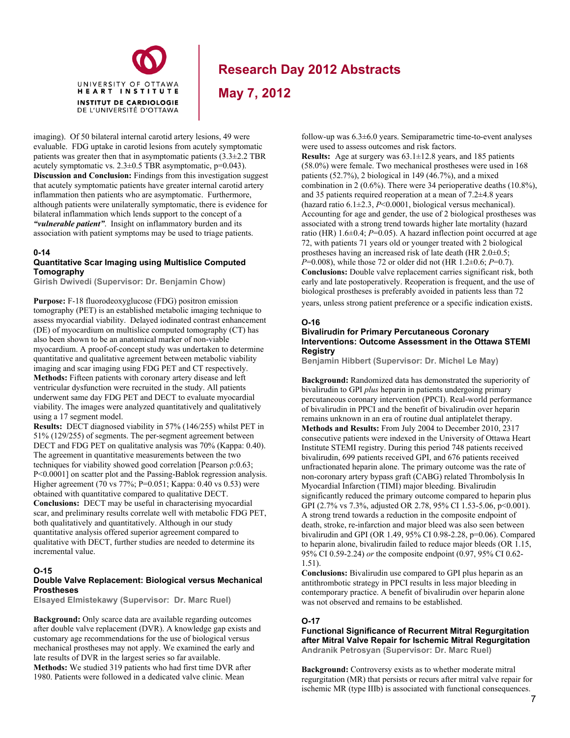imaging). Of 50 bilateral internal carotid artery lesions, 49 were evaluable. FDG uptake in carotid lesions from acutely symptomatic patients was greater then that in asymptomatic patients (3.3±2.2 TBR acutely symptomatic vs. 2.3±0.5 TBR asymptomatic, p=0.043).
**Discussion and Conclusion:** Findings from this investigation suggest that acutely symptomatic patients have greater internal carotid artery inflammation then patients who are asymptomatic. Furthermore, although patients were unilaterally symptomatic, there is evidence for bilateral inflammation which lends support to the concept of a ***"vulnerable patient"***. Insight on inflammatory burden and its association with patient symptoms may be used to triage patients.

## 0-14

### Quantitative Scar Imaging using Multislice Computed Tomography

**Girish Dwivedi (Supervisor: Dr. Benjamin Chow)**

**Purpose:** F-18 fluorodeoxyglucose (FDG) positron emission tomography (PET) is an established metabolic imaging technique to assess myocardial viability. Delayed iodinated contrast enhancement (DE) of myocardium on multislice computed tomography (CT) has also been shown to be an anatomical marker of non-viable myocardium. A proof-of-concept study was undertaken to determine quantitative and qualitative agreement between metabolic viability imaging and scar imaging using FDG PET and CT respectively.
**Methods:** Fifteen patients with coronary artery disease and left ventricular dysfunction were recruited in the study. All patients underwent same day FDG PET and DECT to evaluate myocardial viability. The images were analyzed quantitatively and qualitatively using a 17 segment model.
**Results:** DECT diagnosed viability in 57% (146/255) whilst PET in 51% (129/255) of segments. The per-segment agreement between DECT and FDG PET on qualitative analysis was 70% (Kappa: 0.40). The agreement in quantitative measurements between the two techniques for viability showed good correlation [Pearson ρ:0.63; P<0.0001] on scatter plot and the Passing-Bablok regression analysis. Higher agreement (70 vs 77%; P=0.051; Kappa: 0.40 vs 0.53) were obtained with quantitative compared to qualitative DECT.
**Conclusions:** DECT may be useful in characterising myocardial scar, and preliminary results correlate well with metabolic FDG PET, both qualitatively and quantitatively. Although in our study quantitative analysis offered superior agreement compared to qualitative with DECT, further studies are needed to determine its incremental value.

## O-15

### Double Valve Replacement: Biological versus Mechanical Prostheses

**Elsayed Elmistekawy (Supervisor: Dr. Marc Ruel)**

**Background:** Only scarce data are available regarding outcomes after double valve replacement (DVR). A knowledge gap exists and customary age recommendations for the use of biological versus mechanical prostheses may not apply. We examined the early and late results of DVR in the largest series so far available.
**Methods:** We studied 319 patients who had first time DVR after 1980. Patients were followed in a dedicated valve clinic. Mean follow-up was 6.3±6.0 years. Semiparametric time-to-event analyses were used to assess outcomes and risk factors.
**Results:** Age at surgery was 63.1±12.8 years, and 185 patients (58.0%) were female. Two mechanical prostheses were used in 168 patients (52.7%), 2 biological in 149 (46.7%), and a mixed combination in 2 (0.6%). There were 34 perioperative deaths (10.8%), and 35 patients required reoperation at a mean of 7.2±4.8 years (hazard ratio 6.1±2.3, *P*<0.0001, biological versus mechanical). Accounting for age and gender, the use of 2 biological prostheses was associated with a strong trend towards higher late mortality (hazard ratio (HR) 1.6±0.4; *P*=0.05). A hazard inflection point occurred at age 72, with patients 71 years old or younger treated with 2 biological prostheses having an increased risk of late death (HR 2.0±0.5; *P*=0.008), while those 72 or older did not (HR 1.2±0.6; *P*=0.7).
**Conclusions:** Double valve replacement carries significant risk, both early and late postoperatively. Reoperation is frequent, and the use of biological prostheses is preferably avoided in patients less than 72 years, unless strong patient preference or a specific indication exists.

## O-16

### Bivalirudin for Primary Percutaneous Coronary Interventions: Outcome Assessment in the Ottawa STEMI Registry

**Benjamin Hibbert (Supervisor: Dr. Michel Le May)**

**Background:** Randomized data has demonstrated the superiority of bivalirudin to GPI *plus* heparin in patients undergoing primary percutaneous coronary intervention (PPCI). Real-world performance of bivalirudin in PPCI and the benefit of bivalirudin over heparin remains unknown in an era of routine dual antiplatelet therapy.
**Methods and Results:** From July 2004 to December 2010, 2317 consecutive patients were indexed in the University of Ottawa Heart Institute STEMI registry. During this period 748 patients received bivalirudin, 699 patients received GPI, and 676 patients received unfractionated heparin alone. The primary outcome was the rate of non-coronary artery bypass graft (CABG) related Thrombolysis In Myocardial Infarction (TIMI) major bleeding. Bivalirudin significantly reduced the primary outcome compared to heparin plus GPI (2.7% vs 7.3%, adjusted OR 2.78, 95% CI 1.53-5.06, p<0.001). A strong trend towards a reduction in the composite endpoint of death, stroke, re-infarction and major bleed was also seen between bivalirudin and GPI (OR 1.49, 95% CI 0.98-2.28, p=0.06). Compared to heparin alone, bivalirudin failed to reduce major bleeds (OR 1.15, 95% CI 0.59-2.24) *or* the composite endpoint (0.97, 95% CI 0.62-1.51).
**Conclusions:** Bivalirudin use compared to GPI plus heparin as an antithrombotic strategy in PPCI results in less major bleeding in contemporary practice. A benefit of bivalirudin over heparin alone was not observed and remains to be established.

## O-17

### Functional Significance of Recurrent Mitral Regurgitation after Mitral Valve Repair for Ischemic Mitral Regurgitation

**Andranik Petrosyan (Supervisor: Dr. Marc Ruel)**

**Background:** Controversy exists as to whether moderate mitral regurgitation (MR) that persists or recurs after mitral valve repair for ischemic MR (type IIIb) is associated with functional consequences.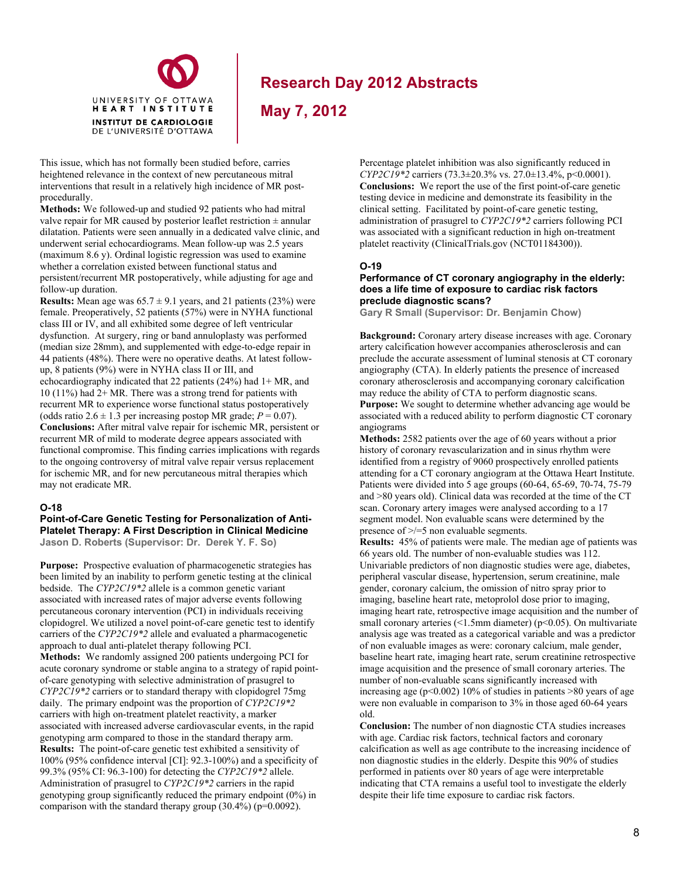This issue, which has not formally been studied before, carries heightened relevance in the context of new percutaneous mitral interventions that result in a relatively high incidence of MR post-procedurally.

**Methods:** We followed-up and studied 92 patients who had mitral valve repair for MR caused by posterior leaflet restriction ± annular dilatation. Patients were seen annually in a dedicated valve clinic, and underwent serial echocardiograms. Mean follow-up was 2.5 years (maximum 8.6 y). Ordinal logistic regression was used to examine whether a correlation existed between functional status and persistent/recurrent MR postoperatively, while adjusting for age and follow-up duration.

**Results:** Mean age was 65.7 ± 9.1 years, and 21 patients (23%) were female. Preoperatively, 52 patients (57%) were in NYHA functional class III or IV, and all exhibited some degree of left ventricular dysfunction. At surgery, ring or band annuloplasty was performed (median size 28mm), and supplemented with edge-to-edge repair in 44 patients (48%). There were no operative deaths. At latest follow-up, 8 patients (9%) were in NYHA class II or III, and echocardiography indicated that 22 patients (24%) had 1+ MR, and 10 (11%) had 2+ MR. There was a strong trend for patients with recurrent MR to experience worse functional status postoperatively (odds ratio 2.6 ± 1.3 per increasing postop MR grade; *P* = 0.07).

**Conclusions:** After mitral valve repair for ischemic MR, persistent or recurrent MR of mild to moderate degree appears associated with functional compromise. This finding carries implications with regards to the ongoing controversy of mitral valve repair versus replacement for ischemic MR, and for new percutaneous mitral therapies which may not eradicate MR.

## O-18

### Point-of-Care Genetic Testing for Personalization of Anti-Platelet Therapy: A First Description in Clinical Medicine

**Jason D. Roberts (Supervisor: Dr. Derek Y. F. So)**

**Purpose:** Prospective evaluation of pharmacogenetic strategies has been limited by an inability to perform genetic testing at the clinical bedside. The *CYP2C19\*2* allele is a common genetic variant associated with increased rates of major adverse events following percutaneous coronary intervention (PCI) in individuals receiving clopidogrel. We utilized a novel point-of-care genetic test to identify carriers of the *CYP2C19\*2* allele and evaluated a pharmacogenetic approach to dual anti-platelet therapy following PCI.

**Methods:** We randomly assigned 200 patients undergoing PCI for acute coronary syndrome or stable angina to a strategy of rapid point-of-care genotyping with selective administration of prasugrel to *CYP2C19\*2* carriers or to standard therapy with clopidogrel 75mg daily. The primary endpoint was the proportion of *CYP2C19\*2* carriers with high on-treatment platelet reactivity, a marker associated with increased adverse cardiovascular events, in the rapid genotyping arm compared to those in the standard therapy arm.

**Results:** The point-of-care genetic test exhibited a sensitivity of 100% (95% confidence interval [CI]: 92.3-100%) and a specificity of 99.3% (95% CI: 96.3-100) for detecting the *CYP2C19\*2* allele. Administration of prasugrel to *CYP2C19\*2* carriers in the rapid genotyping group significantly reduced the primary endpoint (0%) in comparison with the standard therapy group (30.4%) (p=0.0092). Percentage platelet inhibition was also significantly reduced in *CYP2C19\*2* carriers (73.3±20.3% vs. 27.0±13.4%, p<0.0001).

**Conclusions:** We report the use of the first point-of-care genetic testing device in medicine and demonstrate its feasibility in the clinical setting. Facilitated by point-of-care genetic testing, administration of prasugrel to *CYP2C19\*2* carriers following PCI was associated with a significant reduction in high on-treatment platelet reactivity (ClinicalTrials.gov (NCT01184300)).

## O-19

### Performance of CT coronary angiography in the elderly: does a life time of exposure to cardiac risk factors preclude diagnostic scans?

**Gary R Small (Supervisor: Dr. Benjamin Chow)**

**Background:** Coronary artery disease increases with age. Coronary artery calcification however accompanies atherosclerosis and can preclude the accurate assessment of luminal stenosis at CT coronary angiography (CTA). In elderly patients the presence of increased coronary atherosclerosis and accompanying coronary calcification may reduce the ability of CTA to perform diagnostic scans.

**Purpose:** We sought to determine whether advancing age would be associated with a reduced ability to perform diagnostic CT coronary angiograms

**Methods:** 2582 patients over the age of 60 years without a prior history of coronary revascularization and in sinus rhythm were identified from a registry of 9060 prospectively enrolled patients attending for a CT coronary angiogram at the Ottawa Heart Institute. Patients were divided into 5 age groups (60-64, 65-69, 70-74, 75-79 and >80 years old). Clinical data was recorded at the time of the CT scan. Coronary artery images were analysed according to a 17 segment model. Non evaluable scans were determined by the presence of >/=5 non evaluable segments.

**Results:** 45% of patients were male. The median age of patients was 66 years old. The number of non-evaluable studies was 112. Univariable predictors of non diagnostic studies were age, diabetes, peripheral vascular disease, hypertension, serum creatinine, male gender, coronary calcium, the omission of nitro spray prior to imaging, baseline heart rate, metoprolol dose prior to imaging, imaging heart rate, retrospective image acquisition and the number of small coronary arteries (<1.5mm diameter) (p<0.05). On multivariate analysis age was treated as a categorical variable and was a predictor of non evaluable images as were: coronary calcium, male gender, baseline heart rate, imaging heart rate, serum creatinine retrospective image acquisition and the presence of small coronary arteries. The number of non-evaluable scans significantly increased with increasing age (p<0.002) 10% of studies in patients >80 years of age were non evaluable in comparison to 3% in those aged 60-64 years old.

**Conclusion:** The number of non diagnostic CTA studies increases with age. Cardiac risk factors, technical factors and coronary calcification as well as age contribute to the increasing incidence of non diagnostic studies in the elderly. Despite this 90% of studies performed in patients over 80 years of age were interpretable indicating that CTA remains a useful tool to investigate the elderly despite their life time exposure to cardiac risk factors.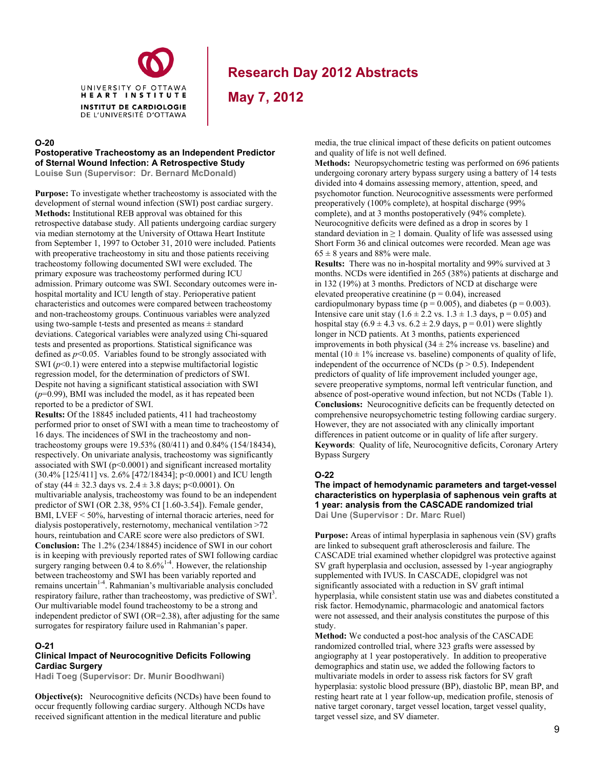# Research Day 2012 Abstracts

## May 7, 2012

### O-20

**Postoperative Tracheostomy as an Independent Predictor of Sternal Wound Infection: A Retrospective Study**

**Louise Sun (Supervisor: Dr. Bernard McDonald)**

**Purpose:** To investigate whether tracheostomy is associated with the development of sternal wound infection (SWI) post cardiac surgery.

**Methods:** Institutional REB approval was obtained for this retrospective database study. All patients undergoing cardiac surgery via median sternotomy at the University of Ottawa Heart Institute from September 1, 1997 to October 31, 2010 were included. Patients with preoperative tracheostomy in situ and those patients receiving tracheostomy following documented SWI were excluded. The primary exposure was tracheostomy performed during ICU admission. Primary outcome was SWI. Secondary outcomes were in-hospital mortality and ICU length of stay. Perioperative patient characteristics and outcomes were compared between tracheostomy and non-tracheostomy groups. Continuous variables were analyzed using two-sample t-tests and presented as means ± standard deviations. Categorical variables were analyzed using Chi-squared tests and presented as proportions. Statistical significance was defined as $p<0.05$. Variables found to be strongly associated with SWI ($p<0.1$) were entered into a stepwise multifactorial logistic regression model, for the determination of predictors of SWI. Despite not having a significant statistical association with SWI ($p=0.99$), BMI was included the model, as it has repeated been reported to be a predictor of SWI.

**Results:** Of the 18845 included patients, 411 had tracheostomy performed prior to onset of SWI with a mean time to tracheostomy of 16 days. The incidences of SWI in the tracheostomy and non-tracheostomy groups were 19.53% (80/411) and 0.84% (154/18434), respectively. On univariate analysis, tracheostomy was significantly associated with SWI (p<0.0001) and significant increased mortality (30.4% [125/411] vs. 2.6% [472/18434]; p<0.0001) and ICU length of stay (44 ± 32.3 days vs. 2.4 ± 3.8 days; p<0.0001). On multivariable analysis, tracheostomy was found to be an independent predictor of SWI (OR 2.38, 95% CI [1.60-3.54]). Female gender, BMI, LVEF < 50%, harvesting of internal thoracic arteries, need for dialysis postoperatively, resternotomy, mechanical ventilation >72 hours, reintubation and CARE score were also predictors of SWI.

**Conclusion:** The 1.2% (234/18845) incidence of SWI in our cohort is in keeping with previously reported rates of SWI following cardiac surgery ranging between 0.4 to 8.6%[1-4]. However, the relationship between tracheostomy and SWI has been variably reported and remains uncertain[1-4]. Rahmanian's multivariable analysis concluded respiratory failure, rather than tracheostomy, was predictive of SWI[3]. Our multivariable model found tracheostomy to be a strong and independent predictor of SWI (OR=2.38), after adjusting for the same surrogates for respiratory failure used in Rahmanian's paper.

### O-21

**Clinical Impact of Neurocognitive Deficits Following Cardiac Surgery**

**Hadi Toeg (Supervisor: Dr. Munir Boodhwani)**

**Objective(s):** Neurocognitive deficits (NCDs) have been found to occur frequently following cardiac surgery. Although NCDs have received significant attention in the medical literature and public media, the true clinical impact of these deficits on patient outcomes and quality of life is not well defined.

**Methods:** Neuropsychometric testing was performed on 696 patients undergoing coronary artery bypass surgery using a battery of 14 tests divided into 4 domains assessing memory, attention, speed, and psychomotor function. Neurocognitive assessments were performed preoperatively (100% complete), at hospital discharge (99% complete), and at 3 months postoperatively (94% complete). Neurocognitive deficits were defined as a drop in scores by 1 standard deviation in ≥ 1 domain. Quality of life was assessed using Short Form 36 and clinical outcomes were recorded. Mean age was 65 ± 8 years and 88% were male.

**Results:** There was no in-hospital mortality and 99% survived at 3 months. NCDs were identified in 265 (38%) patients at discharge and in 132 (19%) at 3 months. Predictors of NCD at discharge were elevated preoperative creatinine (p = 0.04), increased cardiopulmonary bypass time (p = 0.005), and diabetes (p = 0.003). Intensive care unit stay (1.6 ± 2.2 vs. 1.3 ± 1.3 days, p = 0.05) and hospital stay (6.9 ± 4.3 vs. 6.2 ± 2.9 days, p = 0.01) were slightly longer in NCD patients. At 3 months, patients experienced improvements in both physical (34 ± 2% increase vs. baseline) and mental (10 ± 1% increase vs. baseline) components of quality of life, independent of the occurrence of NCDs (p > 0.5). Independent predictors of quality of life improvement included younger age, severe preoperative symptoms, normal left ventricular function, and absence of post-operative wound infection, but not NCDs (Table 1).

**Conclusions:** Neurocognitive deficits can be frequently detected on comprehensive neuropsychometric testing following cardiac surgery. However, they are not associated with any clinically important differences in patient outcome or in quality of life after surgery.

**Keywords**: Quality of life, Neurocognitive deficits, Coronary Artery Bypass Surgery

### O-22

**The impact of hemodynamic parameters and target-vessel characteristics on hyperplasia of saphenous vein grafts at 1 year: analysis from the CASCADE randomized trial**

**Dai Une (Supervisor : Dr. Marc Ruel)**

**Purpose:** Areas of intimal hyperplasia in saphenous vein (SV) grafts are linked to subsequent graft atherosclerosis and failure. The CASCADE trial examined whether clopidgrel was protective against SV graft hyperplasia and occlusion, assessed by 1-year angiography supplemented with IVUS. In CASCADE, clopidgrel was not significantly associated with a reduction in SV graft intimal hyperplasia, while consistent statin use was and diabetes constituted a risk factor. Hemodynamic, pharmacologic and anatomical factors were not assessed, and their analysis constitutes the purpose of this study.

**Method:** We conducted a post-hoc analysis of the CASCADE randomized controlled trial, where 323 grafts were assessed by angiography at 1 year postoperatively. In addition to preoperative demographics and statin use, we added the following factors to multivariate models in order to assess risk factors for SV graft hyperplasia: systolic blood pressure (BP), diastolic BP, mean BP, and resting heart rate at 1 year follow-up, medication profile, stenosis of native target coronary, target vessel location, target vessel quality, target vessel size, and SV diameter.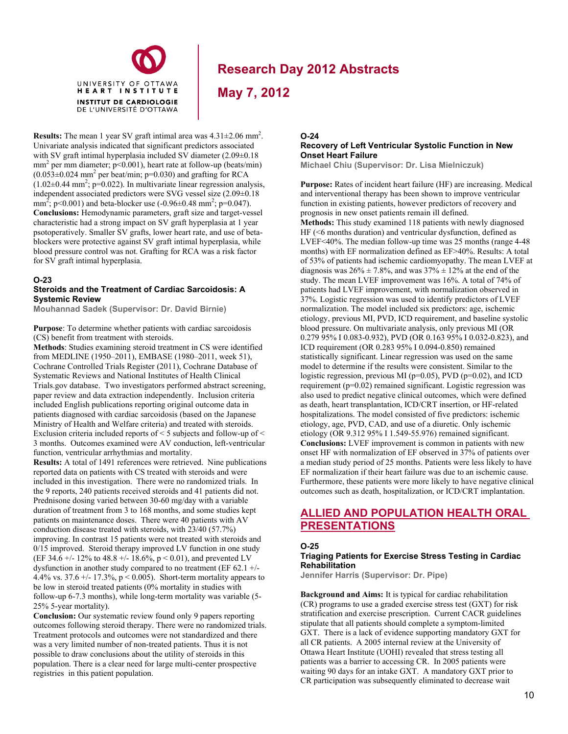**Results:** The mean 1 year SV graft intimal area was $4.31 \pm 2.06$ mm$^2$. Univariate analysis indicated that significant predictors associated with SV graft intimal hyperplasia included SV diameter ($2.09 \pm 0.18$ mm$^2$ per mm diameter; $p<0.001$), heart rate at follow-up (beats/min) ($0.053 \pm 0.024$ mm$^2$ per beat/min; $p=0.030$) and grafting for RCA ($1.02 \pm 0.44$ mm$^2$; $p=0.022$). In multivariate linear regression analysis, independent associated predictors were SVG vessel size ($2.09 \pm 0.18$ mm$^2$; $p<0.001$) and beta-blocker use ($-0.96 \pm 0.48$ mm$^2$; $p=0.047$).
**Conclusions:** Hemodynamic parameters, graft size and target-vessel characteristic had a strong impact on SV graft hyperplasia at 1 year psotoperatively. Smaller SV grafts, lower heart rate, and use of beta-blockers were protective against SV graft intimal hyperplasia, while blood pressure control was not. Grafting for RCA was a risk factor for SV graft intimal hyperplasia.

### O-23
### Steroids and the Treatment of Cardiac Sarcoidosis: A Systemic Review
**Mouhannad Sadek (Supervisor: Dr. David Birnie)**

**Purpose**: To determine whether patients with cardiac sarcoidosis (CS) benefit from treatment with steroids.
**Methods**: Studies examining steroid treatment in CS were identified from MEDLINE (1950–2011), EMBASE (1980–2011, week 51), Cochrane Controlled Trials Register (2011), Cochrane Database of Systematic Reviews and National Institutes of Health Clinical Trials.gov database. Two investigators performed abstract screening, paper review and data extraction independently. Inclusion criteria included English publications reporting original outcome data in patients diagnosed with cardiac sarcoidosis (based on the Japanese Ministry of Health and Welfare criteria) and treated with steroids. Exclusion criteria included reports of < 5 subjects and follow-up of < 3 months. Outcomes examined were AV conduction, left-ventricular function, ventricular arrhythmias and mortality.
**Results:** A total of 1491 references were retrieved. Nine publications reported data on patients with CS treated with steroids and were included in this investigation. There were no randomized trials. In the 9 reports, 240 patients received steroids and 41 patients did not. Prednisone dosing varied between 30-60 mg/day with a variable duration of treatment from 3 to 168 months, and some studies kept patients on maintenance doses. There were 40 patients with AV conduction disease treated with steroids, with 23/40 (57.7%) improving. In contrast 15 patients were not treated with steroids and 0/15 improved. Steroid therapy improved LV function in one study (EF 34.6 +/- 12% to 48.8 +/- 18.6%, $p < 0.01$), and prevented LV dysfunction in another study compared to no treatment (EF 62.1 +/- 4.4% vs. 37.6 +/- 17.3%, $p < 0.005$). Short-term mortality appears to be low in steroid treated patients (0% mortality in studies with follow-up 6-7.3 months), while long-term mortality was variable (5-25% 5-year mortality).
**Conclusion:** Our systematic review found only 9 papers reporting outcomes following steroid therapy. There were no randomized trials. Treatment protocols and outcomes were not standardized and there was a very limited number of non-treated patients. Thus it is not possible to draw conclusions about the utility of steroids in this population. There is a clear need for large multi-center prospective registries in this patient population.

### O-24
### Recovery of Left Ventricular Systolic Function in New Onset Heart Failure
**Michael Chiu (Supervisor: Dr. Lisa Mielniczuk)**

**Purpose:** Rates of incident heart failure (HF) are increasing. Medical and interventional therapy has been shown to improve ventricular function in existing patients, however predictors of recovery and prognosis in new onset patients remain ill defined.
**Methods:** This study examined 118 patients with newly diagnosed HF (<6 months duration) and ventricular dysfunction, defined as LVEF<40%. The median follow-up time was 25 months (range 4-48 months) with EF normalization defined as EF>40%. Results: A total of 53% of patients had ischemic cardiomyopathy. The mean LVEF at diagnosis was 26% ± 7.8%, and was 37% ± 12% at the end of the study. The mean LVEF improvement was 16%. A total of 74% of patients had LVEF improvement, with normalization observed in 37%. Logistic regression was used to identify predictors of LVEF normalization. The model included six predictors: age, ischemic etiology, previous MI, PVD, ICD requirement, and baseline systolic blood pressure. On multivariate analysis, only previous MI (OR 0.279 95% I 0.083-0.932), PVD (OR 0.163 95% I 0.032-0.823), and ICD requirement (OR 0.283 95% I 0.094-0.850) remained statistically significant. Linear regression was used on the same model to determine if the results were consistent. Similar to the logistic regression, previous MI ($p=0.05$), PVD ($p=0.02$), and ICD requirement ($p=0.02$) remained significant. Logistic regression was also used to predict negative clinical outcomes, which were defined as death, heart transplantation, ICD/CRT insertion, or HF-related hospitalizations. The model consisted of five predictors: ischemic etiology, age, PVD, CAD, and use of a diuretic. Only ischemic etiology (OR 9.312 95% I 1.549-55.976) remained significant.
**Conclusions:** LVEF improvement is common in patients with new onset HF with normalization of EF observed in 37% of patients over a median study period of 25 months. Patients were less likely to have EF normalization if their heart failure was due to an ischemic cause. Furthermore, these patients were more likely to have negative clinical outcomes such as death, hospitalization, or ICD/CRT implantation.

## ALLIED AND POPULATION HEALTH ORAL PRESENTATIONS

### O-25
### Triaging Patients for Exercise Stress Testing in Cardiac Rehabilitation
**Jennifer Harris (Supervisor: Dr. Pipe)**

**Background and Aims:** It is typical for cardiac rehabilitation (CR) programs to use a graded exercise stress test (GXT) for risk stratification and exercise prescription. Current CACR guidelines stipulate that all patients should complete a symptom-limited GXT. There is a lack of evidence supporting mandatory GXT for all CR patients. A 2005 internal review at the University of Ottawa Heart Institute (UOHI) revealed that stress testing all patients was a barrier to accessing CR. In 2005 patients were waiting 90 days for an intake GXT. A mandatory GXT prior to CR participation was subsequently eliminated to decrease wait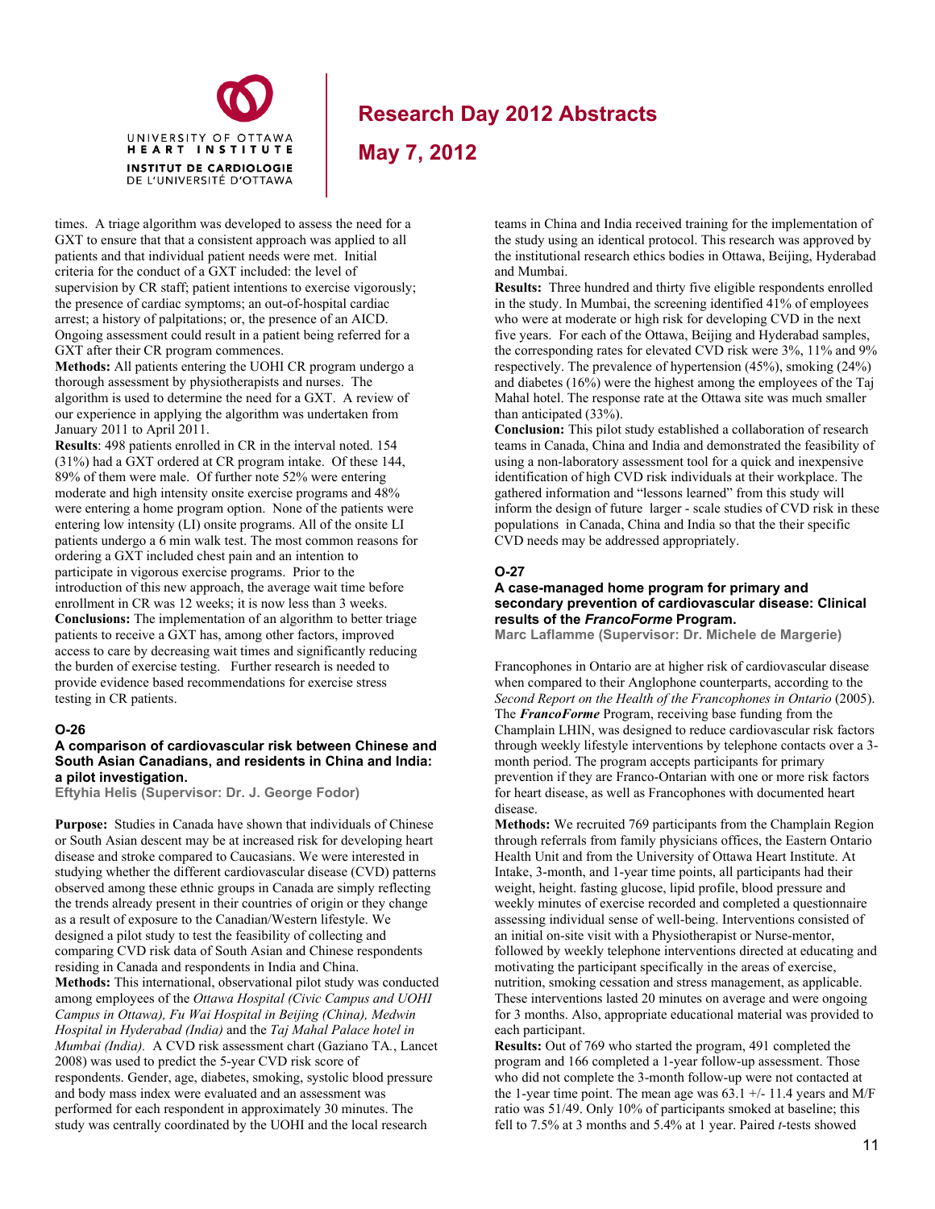times. A triage algorithm was developed to assess the need for a GXT to ensure that that a consistent approach was applied to all patients and that individual patient needs were met. Initial criteria for the conduct of a GXT included: the level of supervision by CR staff; patient intentions to exercise vigorously; the presence of cardiac symptoms; an out-of-hospital cardiac arrest; a history of palpitations; or, the presence of an AICD. Ongoing assessment could result in a patient being referred for a GXT after their CR program commences.

**Methods:** All patients entering the UOHI CR program undergo a thorough assessment by physiotherapists and nurses. The algorithm is used to determine the need for a GXT. A review of our experience in applying the algorithm was undertaken from January 2011 to April 2011.

**Results**: 498 patients enrolled in CR in the interval noted. 154 (31%) had a GXT ordered at CR program intake. Of these 144, 89% of them were male. Of further note 52% were entering moderate and high intensity onsite exercise programs and 48% were entering a home program option. None of the patients were entering low intensity (LI) onsite programs. All of the onsite LI patients undergo a 6 min walk test. The most common reasons for ordering a GXT included chest pain and an intention to participate in vigorous exercise programs. Prior to the introduction of this new approach, the average wait time before enrollment in CR was 12 weeks; it is now less than 3 weeks.

**Conclusions:** The implementation of an algorithm to better triage patients to receive a GXT has, among other factors, improved access to care by decreasing wait times and significantly reducing the burden of exercise testing. Further research is needed to provide evidence based recommendations for exercise stress testing in CR patients.

## O-26

### A comparison of cardiovascular risk between Chinese and South Asian Canadians, and residents in China and India: a pilot investigation.

**Eftyhia Helis (Supervisor: Dr. J. George Fodor)**

**Purpose:** Studies in Canada have shown that individuals of Chinese or South Asian descent may be at increased risk for developing heart disease and stroke compared to Caucasians. We were interested in studying whether the different cardiovascular disease (CVD) patterns observed among these ethnic groups in Canada are simply reflecting the trends already present in their countries of origin or they change as a result of exposure to the Canadian/Western lifestyle. We designed a pilot study to test the feasibility of collecting and comparing CVD risk data of South Asian and Chinese respondents residing in Canada and respondents in India and China.

**Methods:** This international, observational pilot study was conducted among employees of the *Ottawa Hospital (Civic Campus and UOHI Campus in Ottawa), Fu Wai Hospital in Beijing (China), Medwin Hospital in Hyderabad (India)* and the *Taj Mahal Palace hotel in Mumbai (India).* A CVD risk assessment chart (Gaziano TA., Lancet 2008) was used to predict the 5-year CVD risk score of respondents. Gender, age, diabetes, smoking, systolic blood pressure and body mass index were evaluated and an assessment was performed for each respondent in approximately 30 minutes. The study was centrally coordinated by the UOHI and the local research teams in China and India received training for the implementation of the study using an identical protocol. This research was approved by the institutional research ethics bodies in Ottawa, Beijing, Hyderabad and Mumbai.

**Results:** Three hundred and thirty five eligible respondents enrolled in the study. In Mumbai, the screening identified 41% of employees who were at moderate or high risk for developing CVD in the next five years. For each of the Ottawa, Beijing and Hyderabad samples, the corresponding rates for elevated CVD risk were 3%, 11% and 9% respectively. The prevalence of hypertension (45%), smoking (24%) and diabetes (16%) were the highest among the employees of the Taj Mahal hotel. The response rate at the Ottawa site was much smaller than anticipated (33%).

**Conclusion:** This pilot study established a collaboration of research teams in Canada, China and India and demonstrated the feasibility of using a non-laboratory assessment tool for a quick and inexpensive identification of high CVD risk individuals at their workplace. The gathered information and "lessons learned" from this study will inform the design of future larger - scale studies of CVD risk in these populations in Canada, China and India so that the their specific CVD needs may be addressed appropriately.

## O-27

### A case-managed home program for primary and secondary prevention of cardiovascular disease: Clinical results of the *FrancoForme* Program.

**Marc Laflamme (Supervisor: Dr. Michele de Margerie)**

Francophones in Ontario are at higher risk of cardiovascular disease when compared to their Anglophone counterparts, according to the *Second Report on the Health of the Francophones in Ontario* (2005). The ***FrancoForme*** Program, receiving base funding from the Champlain LHIN, was designed to reduce cardiovascular risk factors through weekly lifestyle interventions by telephone contacts over a 3-month period. The program accepts participants for primary prevention if they are Franco-Ontarian with one or more risk factors for heart disease, as well as Francophones with documented heart disease.

**Methods:** We recruited 769 participants from the Champlain Region through referrals from family physicians offices, the Eastern Ontario Health Unit and from the University of Ottawa Heart Institute. At Intake, 3-month, and 1-year time points, all participants had their weight, height. fasting glucose, lipid profile, blood pressure and weekly minutes of exercise recorded and completed a questionnaire assessing individual sense of well-being. Interventions consisted of an initial on-site visit with a Physiotherapist or Nurse-mentor, followed by weekly telephone interventions directed at educating and motivating the participant specifically in the areas of exercise, nutrition, smoking cessation and stress management, as applicable. These interventions lasted 20 minutes on average and were ongoing for 3 months. Also, appropriate educational material was provided to each participant.

**Results:** Out of 769 who started the program, 491 completed the program and 166 completed a 1-year follow-up assessment. Those who did not complete the 3-month follow-up were not contacted at the 1-year time point. The mean age was 63.1 +/- 11.4 years and M/F ratio was 51/49. Only 10% of participants smoked at baseline; this fell to 7.5% at 3 months and 5.4% at 1 year. Paired *t*-tests showed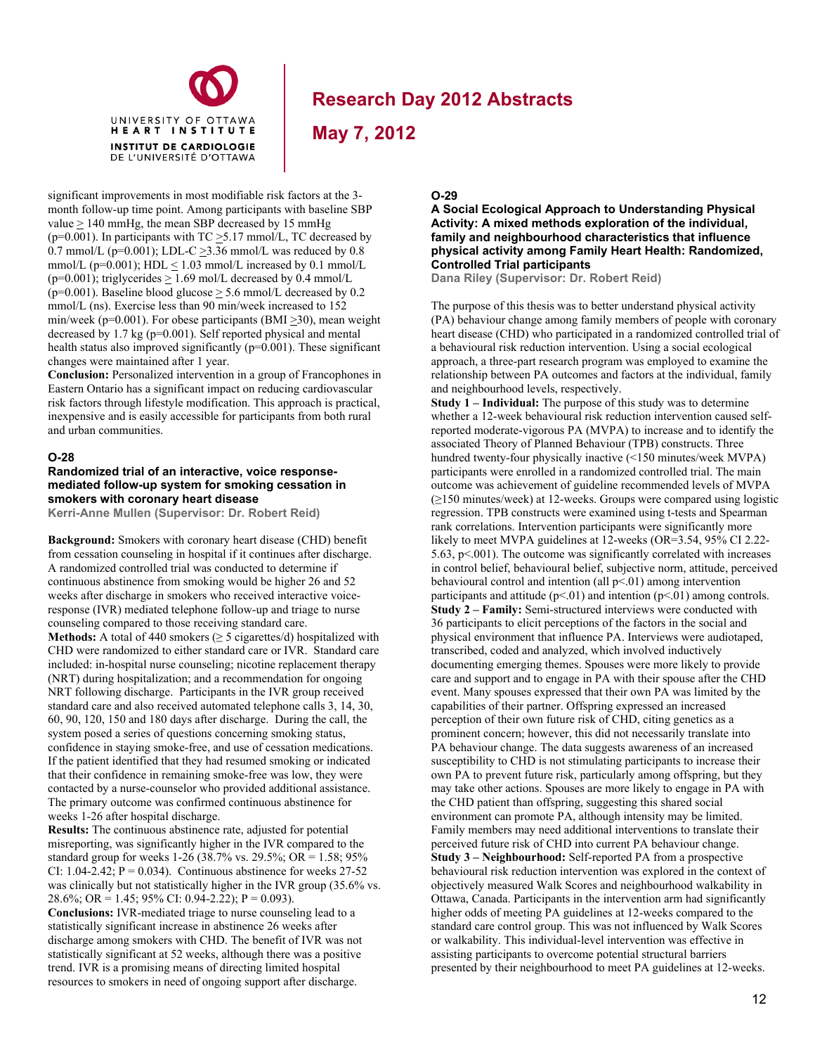significant improvements in most modifiable risk factors at the 3-month follow-up time point. Among participants with baseline SBP value $\geq$ 140 mmHg, the mean SBP decreased by 15 mmHg (p=0.001). In participants with TC $\geq$5.17 mmol/L, TC decreased by 0.7 mmol/L (p=0.001); LDL-C $\geq$3.36 mmol/L was reduced by 0.8 mmol/L (p=0.001); HDL $\leq$ 1.03 mmol/L increased by 0.1 mmol/L (p=0.001); triglycerides $\geq$ 1.69 mol/L decreased by 0.4 mmol/L (p=0.001). Baseline blood glucose $\geq$ 5.6 mmol/L decreased by 0.2 mmol/L (ns). Exercise less than 90 min/week increased to 152 min/week (p=0.001). For obese participants (BMI $\geq$30), mean weight decreased by 1.7 kg (p=0.001). Self reported physical and mental health status also improved significantly (p=0.001). These significant changes were maintained after 1 year.

**Conclusion:** Personalized intervention in a group of Francophones in Eastern Ontario has a significant impact on reducing cardiovascular risk factors through lifestyle modification. This approach is practical, inexpensive and is easily accessible for participants from both rural and urban communities.

## O-28

### Randomized trial of an interactive, voice response-mediated follow-up system for smoking cessation in smokers with coronary heart disease

**Kerri-Anne Mullen (Supervisor: Dr. Robert Reid)**

**Background:** Smokers with coronary heart disease (CHD) benefit from cessation counseling in hospital if it continues after discharge. A randomized controlled trial was conducted to determine if continuous abstinence from smoking would be higher 26 and 52 weeks after discharge in smokers who received interactive voice-response (IVR) mediated telephone follow-up and triage to nurse counseling compared to those receiving standard care.

**Methods:** A total of 440 smokers ($\geq$ 5 cigarettes/d) hospitalized with CHD were randomized to either standard care or IVR. Standard care included: in-hospital nurse counseling; nicotine replacement therapy (NRT) during hospitalization; and a recommendation for ongoing NRT following discharge. Participants in the IVR group received standard care and also received automated telephone calls 3, 14, 30, 60, 90, 120, 150 and 180 days after discharge. During the call, the system posed a series of questions concerning smoking status, confidence in staying smoke-free, and use of cessation medications. If the patient identified that they had resumed smoking or indicated that their confidence in remaining smoke-free was low, they were contacted by a nurse-counselor who provided additional assistance. The primary outcome was confirmed continuous abstinence for weeks 1-26 after hospital discharge.

**Results:** The continuous abstinence rate, adjusted for potential misreporting, was significantly higher in the IVR compared to the standard group for weeks 1-26 (38.7% vs. 29.5%; OR = 1.58; 95% CI: 1.04-2.42; P = 0.034). Continuous abstinence for weeks 27-52 was clinically but not statistically higher in the IVR group (35.6% vs. 28.6%; OR = 1.45; 95% CI: 0.94-2.22); P = 0.093).

**Conclusions:** IVR-mediated triage to nurse counseling lead to a statistically significant increase in abstinence 26 weeks after discharge among smokers with CHD. The benefit of IVR was not statistically significant at 52 weeks, although there was a positive trend. IVR is a promising means of directing limited hospital resources to smokers in need of ongoing support after discharge.

## O-29

### A Social Ecological Approach to Understanding Physical Activity: A mixed methods exploration of the individual, family and neighbourhood characteristics that influence physical activity among Family Heart Health: Randomized, Controlled Trial participants

**Dana Riley (Supervisor: Dr. Robert Reid)**

The purpose of this thesis was to better understand physical activity (PA) behaviour change among family members of people with coronary heart disease (CHD) who participated in a randomized controlled trial of a behavioural risk reduction intervention. Using a social ecological approach, a three-part research program was employed to examine the relationship between PA outcomes and factors at the individual, family and neighbourhood levels, respectively.

**Study 1 – Individual:** The purpose of this study was to determine whether a 12-week behavioural risk reduction intervention caused self-reported moderate-vigorous PA (MVPA) to increase and to identify the associated Theory of Planned Behaviour (TPB) constructs. Three hundred twenty-four physically inactive (<150 minutes/week MVPA) participants were enrolled in a randomized controlled trial. The main outcome was achievement of guideline recommended levels of MVPA ($\geq$150 minutes/week) at 12-weeks. Groups were compared using logistic regression. TPB constructs were examined using t-tests and Spearman rank correlations. Intervention participants were significantly more likely to meet MVPA guidelines at 12-weeks (OR=3.54, 95% CI 2.22-5.63, p<.001). The outcome was significantly correlated with increases in control belief, behavioural belief, subjective norm, attitude, perceived behavioural control and intention (all p<.01) among intervention participants and attitude (p<.01) and intention (p<.01) among controls.

**Study 2 – Family:** Semi-structured interviews were conducted with 36 participants to elicit perceptions of the factors in the social and physical environment that influence PA. Interviews were audiotaped, transcribed, coded and analyzed, which involved inductively documenting emerging themes. Spouses were more likely to provide care and support and to engage in PA with their spouse after the CHD event. Many spouses expressed that their own PA was limited by the capabilities of their partner. Offspring expressed an increased perception of their own future risk of CHD, citing genetics as a prominent concern; however, this did not necessarily translate into PA behaviour change. The data suggests awareness of an increased susceptibility to CHD is not stimulating participants to increase their own PA to prevent future risk, particularly among offspring, but they may take other actions. Spouses are more likely to engage in PA with the CHD patient than offspring, suggesting this shared social environment can promote PA, although intensity may be limited. Family members may need additional interventions to translate their perceived future risk of CHD into current PA behaviour change.

**Study 3 – Neighbourhood:** Self-reported PA from a prospective behavioural risk reduction intervention was explored in the context of objectively measured Walk Scores and neighbourhood walkability in Ottawa, Canada. Participants in the intervention arm had significantly higher odds of meeting PA guidelines at 12-weeks compared to the standard care control group. This was not influenced by Walk Scores or walkability. This individual-level intervention was effective in assisting participants to overcome potential structural barriers presented by their neighbourhood to meet PA guidelines at 12-weeks.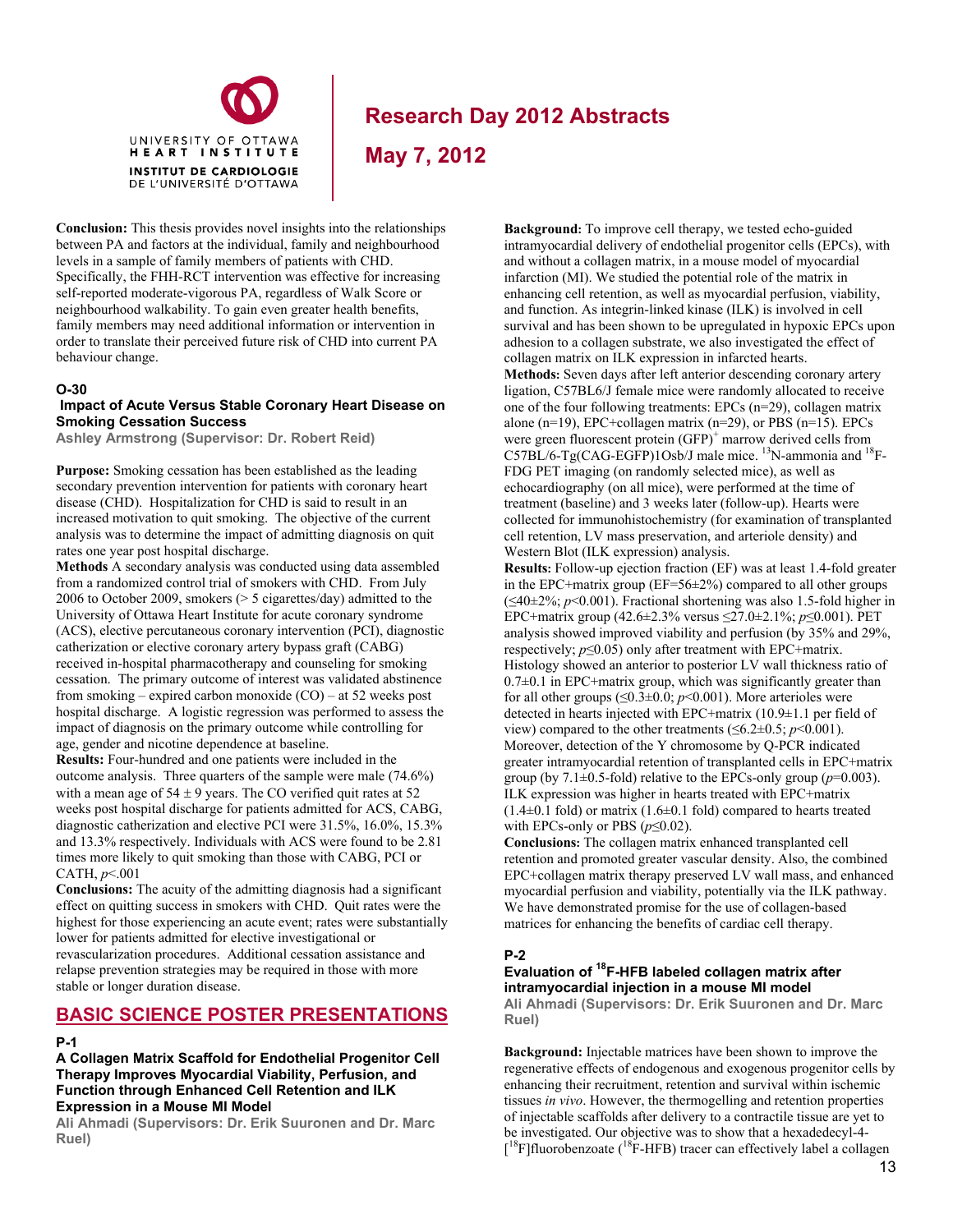**Conclusion:** This thesis provides novel insights into the relationships between PA and factors at the individual, family and neighbourhood levels in a sample of family members of patients with CHD. Specifically, the FHH-RCT intervention was effective for increasing self-reported moderate-vigorous PA, regardless of Walk Score or neighbourhood walkability. To gain even greater health benefits, family members may need additional information or intervention in order to translate their perceived future risk of CHD into current PA behaviour change.

### O-30

### Impact of Acute Versus Stable Coronary Heart Disease on Smoking Cessation Success

**Ashley Armstrong (Supervisor: Dr. Robert Reid)**

**Purpose:** Smoking cessation has been established as the leading secondary prevention intervention for patients with coronary heart disease (CHD). Hospitalization for CHD is said to result in an increased motivation to quit smoking. The objective of the current analysis was to determine the impact of admitting diagnosis on quit rates one year post hospital discharge.

**Methods** A secondary analysis was conducted using data assembled from a randomized control trial of smokers with CHD. From July 2006 to October 2009, smokers (> 5 cigarettes/day) admitted to the University of Ottawa Heart Institute for acute coronary syndrome (ACS), elective percutaneous coronary intervention (PCI), diagnostic catherization or elective coronary artery bypass graft (CABG) received in-hospital pharmacotherapy and counseling for smoking cessation. The primary outcome of interest was validated abstinence from smoking – expired carbon monoxide (CO) – at 52 weeks post hospital discharge. A logistic regression was performed to assess the impact of diagnosis on the primary outcome while controlling for age, gender and nicotine dependence at baseline.

**Results:** Four-hundred and one patients were included in the outcome analysis. Three quarters of the sample were male (74.6%) with a mean age of 54 ± 9 years. The CO verified quit rates at 52 weeks post hospital discharge for patients admitted for ACS, CABG, diagnostic catherization and elective PCI were 31.5%, 16.0%, 15.3% and 13.3% respectively. Individuals with ACS were found to be 2.81 times more likely to quit smoking than those with CABG, PCI or CATH, $p<.001$

**Conclusions:** The acuity of the admitting diagnosis had a significant effect on quitting success in smokers with CHD. Quit rates were the highest for those experiencing an acute event; rates were substantially lower for patients admitted for elective investigational or revascularization procedures. Additional cessation assistance and relapse prevention strategies may be required in those with more stable or longer duration disease.

## BASIC SCIENCE POSTER PRESENTATIONS

### P-1

### A Collagen Matrix Scaffold for Endothelial Progenitor Cell Therapy Improves Myocardial Viability, Perfusion, and Function through Enhanced Cell Retention and ILK Expression in a Mouse MI Model

**Ali Ahmadi (Supervisors: Dr. Erik Suuronen and Dr. Marc Ruel)**

**Background:** To improve cell therapy, we tested echo-guided intramyocardial delivery of endothelial progenitor cells (EPCs), with and without a collagen matrix, in a mouse model of myocardial infarction (MI). We studied the potential role of the matrix in enhancing cell retention, as well as myocardial perfusion, viability, and function. As integrin-linked kinase (ILK) is involved in cell survival and has been shown to be upregulated in hypoxic EPCs upon adhesion to a collagen substrate, we also investigated the effect of collagen matrix on ILK expression in infarcted hearts.

**Methods:** Seven days after left anterior descending coronary artery ligation, C57BL6/J female mice were randomly allocated to receive one of the four following treatments: EPCs (n=29), collagen matrix alone (n=19), EPC+collagen matrix (n=29), or PBS (n=15). EPCs were green fluorescent protein $(GFP)^+$ marrow derived cells from C57BL/6-Tg(CAG-EGFP)1Osb/J male mice. $^{13}$N-ammonia and $^{18}$F-FDG PET imaging (on randomly selected mice), as well as echocardiography (on all mice), were performed at the time of treatment (baseline) and 3 weeks later (follow-up). Hearts were collected for immunohistochemistry (for examination of transplanted cell retention, LV mass preservation, and arteriole density) and Western Blot (ILK expression) analysis.

**Results:** Follow-up ejection fraction (EF) was at least 1.4-fold greater in the EPC+matrix group (EF=56±2%) compared to all other groups (≤40±2%; $p<0.001$). Fractional shortening was also 1.5-fold higher in EPC+matrix group (42.6±2.3% versus ≤27.0±2.1%; $p\leq0.001$). PET analysis showed improved viability and perfusion (by 35% and 29%, respectively; $p\leq0.05$) only after treatment with EPC+matrix. Histology showed an anterior to posterior LV wall thickness ratio of 0.7±0.1 in EPC+matrix group, which was significantly greater than for all other groups (≤0.3±0.0; $p<0.001$). More arterioles were detected in hearts injected with EPC+matrix (10.9±1.1 per field of view) compared to the other treatments (≤6.2±0.5; $p<0.001$). Moreover, detection of the Y chromosome by Q-PCR indicated greater intramyocardial retention of transplanted cells in EPC+matrix group (by 7.1±0.5-fold) relative to the EPCs-only group ($p$=0.003). ILK expression was higher in hearts treated with EPC+matrix (1.4±0.1 fold) or matrix (1.6±0.1 fold) compared to hearts treated with EPCs-only or PBS ($p\leq0.02$).

**Conclusions:** The collagen matrix enhanced transplanted cell retention and promoted greater vascular density. Also, the combined EPC+collagen matrix therapy preserved LV wall mass, and enhanced myocardial perfusion and viability, potentially via the ILK pathway. We have demonstrated promise for the use of collagen-based matrices for enhancing the benefits of cardiac cell therapy.

### P-2

### Evaluation of $^{18}$F-HFB labeled collagen matrix after intramyocardial injection in a mouse MI model

**Ali Ahmadi (Supervisors: Dr. Erik Suuronen and Dr. Marc Ruel)**

**Background:** Injectable matrices have been shown to improve the regenerative effects of endogenous and exogenous progenitor cells by enhancing their recruitment, retention and survival within ischemic tissues *in vivo*. However, the thermogelling and retention properties of injectable scaffolds after delivery to a contractile tissue are yet to be investigated. Our objective was to show that a hexadecyl-4-[$^{18}$F]fluorobenzoate ($^{18}$F-HFB) tracer can effectively label a collagen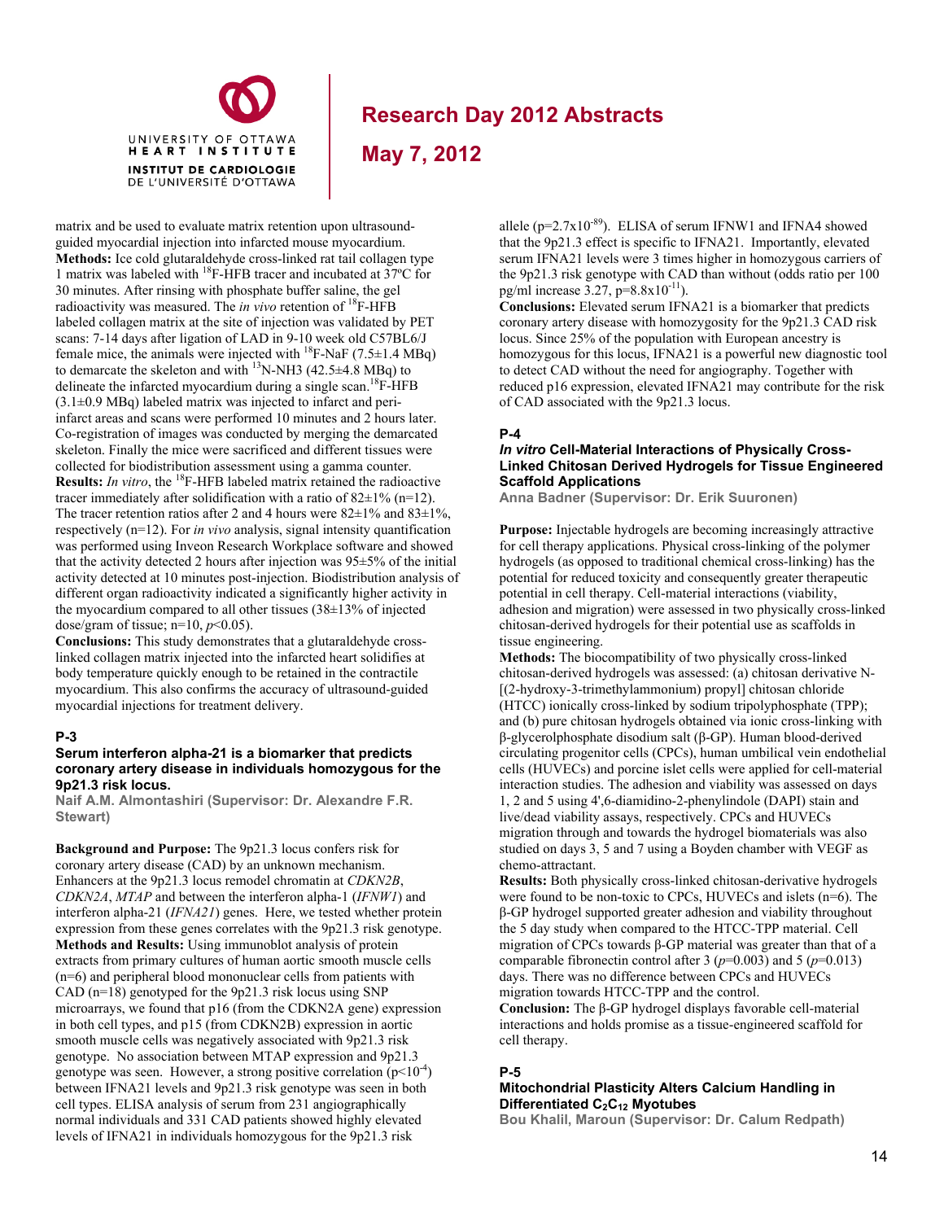matrix and be used to evaluate matrix retention upon ultrasound-guided myocardial injection into infarcted mouse myocardium.
**Methods:** Ice cold glutaraldehyde cross-linked rat tail collagen type 1 matrix was labeled with $^{18}$F-HFB tracer and incubated at 37ºC for 30 minutes. After rinsing with phosphate buffer saline, the gel radioactivity was measured. The *in vivo* retention of $^{18}$F-HFB labeled collagen matrix at the site of injection was validated by PET scans: 7-14 days after ligation of LAD in 9-10 week old C57BL6/J female mice, the animals were injected with $^{18}$F-NaF (7.5±1.4 MBq) to demarcate the skeleton and with $^{13}$N-NH3 (42.5±4.8 MBq) to delineate the infarcted myocardium during a single scan. $^{18}$F-HFB (3.1±0.9 MBq) labeled matrix was injected to infarct and peri-infarct areas and scans were performed 10 minutes and 2 hours later. Co-registration of images was conducted by merging the demarcated skeleton. Finally the mice were sacrificed and different tissues were collected for biodistribution assessment using a gamma counter.
**Results:** *In vitro*, the $^{18}$F-HFB labeled matrix retained the radioactive tracer immediately after solidification with a ratio of 82±1% (n=12). The tracer retention ratios after 2 and 4 hours were 82±1% and 83±1%, respectively (n=12). For *in vivo* analysis, signal intensity quantification was performed using Inveon Research Workplace software and showed that the activity detected 2 hours after injection was 95±5% of the initial activity detected at 10 minutes post-injection. Biodistribution analysis of different organ radioactivity indicated a significantly higher activity in the myocardium compared to all other tissues (38±13% of injected dose/gram of tissue; n=10, $p<0.05$).
**Conclusions:** This study demonstrates that a glutaraldehyde cross-linked collagen matrix injected into the infarcted heart solidifies at body temperature quickly enough to be retained in the contractile myocardium. This also confirms the accuracy of ultrasound-guided myocardial injections for treatment delivery.

### P-3

### Serum interferon alpha-21 is a biomarker that predicts coronary artery disease in individuals homozygous for the 9p21.3 risk locus.

**Naif A.M. Almontashiri (Supervisor: Dr. Alexandre F.R. Stewart)**

**Background and Purpose:** The 9p21.3 locus confers risk for coronary artery disease (CAD) by an unknown mechanism. Enhancers at the 9p21.3 locus remodel chromatin at *CDKN2B*, *CDKN2A*, *MTAP* and between the interferon alpha-1 (*IFNW1*) and interferon alpha-21 (*IFNA21*) genes. Here, we tested whether protein expression from these genes correlates with the 9p21.3 risk genotype.
**Methods and Results:** Using immunoblot analysis of protein extracts from primary cultures of human aortic smooth muscle cells (n=6) and peripheral blood mononuclear cells from patients with CAD (n=18) genotyped for the 9p21.3 risk locus using SNP microarrays, we found that p16 (from the CDKN2A gene) expression in both cell types, and p15 (from CDKN2B) expression in aortic smooth muscle cells was negatively associated with 9p21.3 risk genotype. No association between MTAP expression and 9p21.3 genotype was seen. However, a strong positive correlation ($p<10^{-4}$) between IFNA21 levels and 9p21.3 risk genotype was seen in both cell types. ELISA analysis of serum from 231 angiographically normal individuals and 331 CAD patients showed highly elevated levels of IFNA21 in individuals homozygous for the 9p21.3 risk allele ($p=2.7 \times 10^{-89}$). ELISA of serum IFNW1 and IFNA4 showed that the 9p21.3 effect is specific to IFNA21. Importantly, elevated serum IFNA21 levels were 3 times higher in homozygous carriers of the 9p21.3 risk genotype with CAD than without (odds ratio per 100 pg/ml increase 3.27, $p=8.8 \times 10^{-11}$).
**Conclusions:** Elevated serum IFNA21 is a biomarker that predicts coronary artery disease with homozygosity for the 9p21.3 CAD risk locus. Since 25% of the population with European ancestry is homozygous for this locus, IFNA21 is a powerful new diagnostic tool to detect CAD without the need for angiography. Together with reduced p16 expression, elevated IFNA21 may contribute for the risk of CAD associated with the 9p21.3 locus.

### P-4

### *In vitro* Cell-Material Interactions of Physically Cross-Linked Chitosan Derived Hydrogels for Tissue Engineered Scaffold Applications

**Anna Badner (Supervisor: Dr. Erik Suuronen)**

**Purpose:** Injectable hydrogels are becoming increasingly attractive for cell therapy applications. Physical cross-linking of the polymer hydrogels (as opposed to traditional chemical cross-linking) has the potential for reduced toxicity and consequently greater therapeutic potential in cell therapy. Cell-material interactions (viability, adhesion and migration) were assessed in two physically cross-linked chitosan-derived hydrogels for their potential use as scaffolds in tissue engineering.
**Methods:** The biocompatibility of two physically cross-linked chitosan-derived hydrogels was assessed: (a) chitosan derivative N-[(2-hydroxy-3-trimethylammonium) propyl] chitosan chloride (HTCC) ionically cross-linked by sodium tripolyphosphate (TPP); and (b) pure chitosan hydrogels obtained via ionic cross-linking with β-glycerolphosphate disodium salt (β-GP). Human blood-derived circulating progenitor cells (CPCs), human umbilical vein endothelial cells (HUVECs) and porcine islet cells were applied for cell-material interaction studies. The adhesion and viability was assessed on days 1, 2 and 5 using 4',6-diamidino-2-phenylindole (DAPI) stain and live/dead viability assays, respectively. CPCs and HUVECs migration through and towards the hydrogel biomaterials was also studied on days 3, 5 and 7 using a Boyden chamber with VEGF as chemo-attractant.
**Results:** Both physically cross-linked chitosan-derivative hydrogels were found to be non-toxic to CPCs, HUVECs and islets (n=6). The β-GP hydrogel supported greater adhesion and viability throughout the 5 day study when compared to the HTCC-TPP material. Cell migration of CPCs towards β-GP material was greater than that of a comparable fibronectin control after 3 ($p=0.003$) and 5 ($p=0.013$) days. There was no difference between CPCs and HUVECs migration towards HTCC-TPP and the control.
**Conclusion:** The β-GP hydrogel displays favorable cell-material interactions and holds promise as a tissue-engineered scaffold for cell therapy.

### P-5

### Mitochondrial Plasticity Alters Calcium Handling in Differentiated $C_2C_{12}$ Myotubes

**Bou Khalil, Maroun (Supervisor: Dr. Calum Redpath)**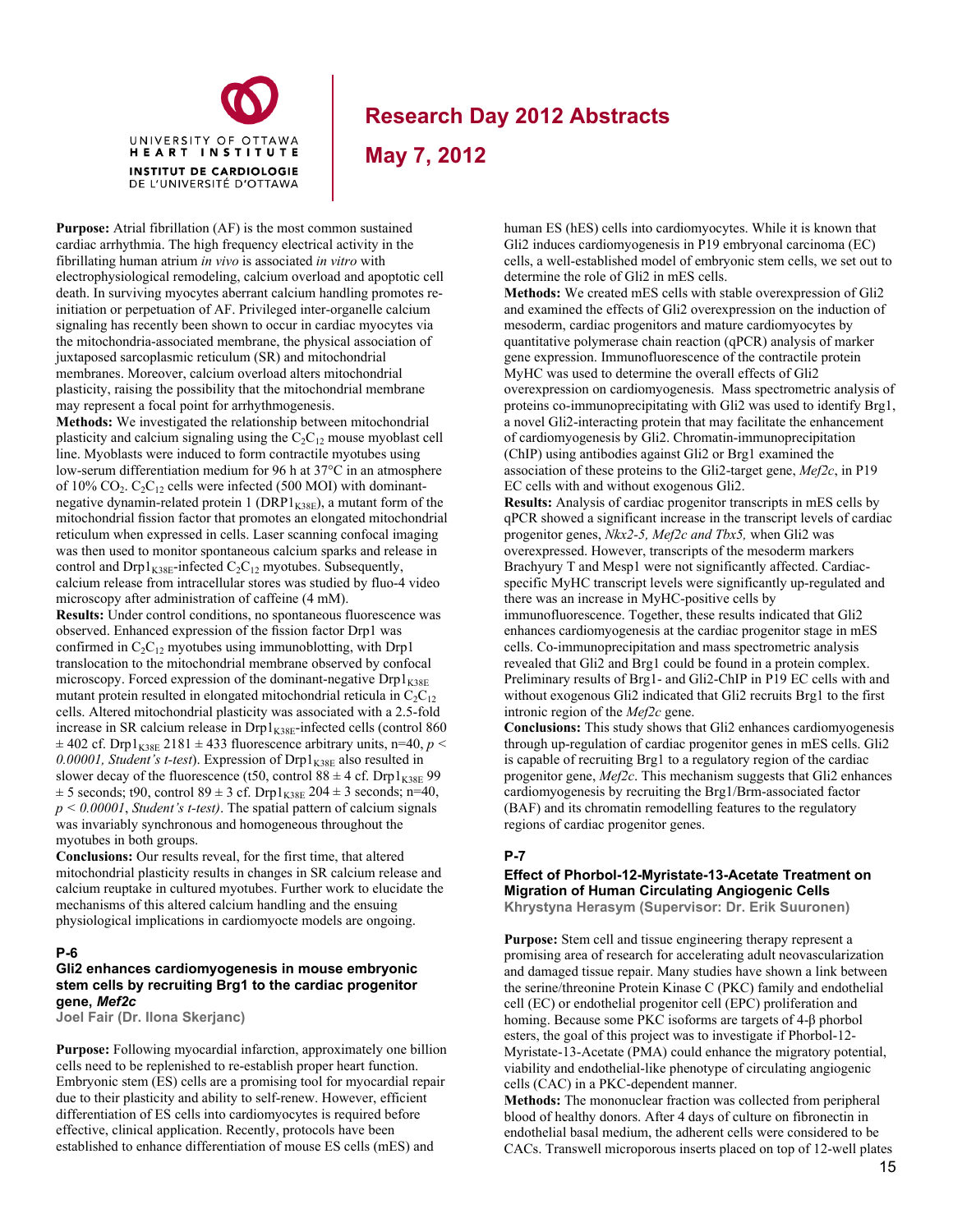**Purpose:** Atrial fibrillation (AF) is the most common sustained cardiac arrhythmia. The high frequency electrical activity in the fibrillating human atrium *in vivo* is associated *in vitro* with electrophysiological remodeling, calcium overload and apoptotic cell death. In surviving myocytes aberrant calcium handling promotes re-initiation or perpetuation of AF. Privileged inter-organelle calcium signaling has recently been shown to occur in cardiac myocytes via the mitochondria-associated membrane, the physical association of juxtaposed sarcoplasmic reticulum (SR) and mitochondrial membranes. Moreover, calcium overload alters mitochondrial plasticity, raising the possibility that the mitochondrial membrane may represent a focal point for arrhythmogenesis.

**Methods:** We investigated the relationship between mitochondrial plasticity and calcium signaling using the $C_2C_{12}$ mouse myoblast cell line. Myoblasts were induced to form contractile myotubes using low-serum differentiation medium for 96 h at 37°C in an atmosphere of 10% $CO_2$. $C_2C_{12}$ cells were infected (500 MOI) with dominant-negative dynamin-related protein 1 ($DRP1_{K38E}$), a mutant form of the mitochondrial fission factor that promotes an elongated mitochondrial reticulum when expressed in cells. Laser scanning confocal imaging was then used to monitor spontaneous calcium sparks and release in control and $Drp1_{K38E}$-infected $C_2C_{12}$ myotubes. Subsequently, calcium release from intracellular stores was studied by fluo-4 video microscopy after administration of caffeine (4 mM).

**Results:** Under control conditions, no spontaneous fluorescence was observed. Enhanced expression of the fission factor Drp1 was confirmed in $C_2C_{12}$ myotubes using immunoblotting, with Drp1 translocation to the mitochondrial membrane observed by confocal microscopy. Forced expression of the dominant-negative $Drp1_{K38E}$ mutant protein resulted in elongated mitochondrial reticula in $C_2C_{12}$ cells. Altered mitochondrial plasticity was associated with a 2.5-fold increase in SR calcium release in $Drp1_{K38E}$-infected cells (control 860 $\pm$ 402 cf. $Drp1_{K38E}$ 2181 $\pm$ 433 fluorescence arbitrary units, n=40, $p < 0.00001$, *Student's t-test*). Expression of $Drp1_{K38E}$ also resulted in slower decay of the fluorescence (t50, control 88 $\pm$ 4 cf. $Drp1_{K38E}$ 99 $\pm$ 5 seconds; t90, control 89 $\pm$ 3 cf. $Drp1_{K38E}$ 204 $\pm$ 3 seconds; n=40, $p < 0.00001$, *Student's t-test)*. The spatial pattern of calcium signals was invariably synchronous and homogeneous throughout the myotubes in both groups.

**Conclusions:** Our results reveal, for the first time, that altered mitochondrial plasticity results in changes in SR calcium release and calcium reuptake in cultured myotubes. Further work to elucidate the mechanisms of this altered calcium handling and the ensuing physiological implications in cardiomyocte models are ongoing.

### P-6

### Gli2 enhances cardiomyogenesis in mouse embryonic stem cells by recruiting Brg1 to the cardiac progenitor gene, *Mef2c*

**Joel Fair (Dr. Ilona Skerjanc)**

**Purpose:** Following myocardial infarction, approximately one billion cells need to be replenished to re-establish proper heart function. Embryonic stem (ES) cells are a promising tool for myocardial repair due to their plasticity and ability to self-renew. However, efficient differentiation of ES cells into cardiomyocytes is required before effective, clinical application. Recently, protocols have been established to enhance differentiation of mouse ES cells (mES) and human ES (hES) cells into cardiomyocytes. While it is known that Gli2 induces cardiomyogenesis in P19 embryonal carcinoma (EC) cells, a well-established model of embryonic stem cells, we set out to determine the role of Gli2 in mES cells.

**Methods:** We created mES cells with stable overexpression of Gli2 and examined the effects of Gli2 overexpression on the induction of mesoderm, cardiac progenitors and mature cardiomyocytes by quantitative polymerase chain reaction (qPCR) analysis of marker gene expression. Immunofluorescence of the contractile protein MyHC was used to determine the overall effects of Gli2 overexpression on cardiomyogenesis. Mass spectrometric analysis of proteins co-immunoprecipitating with Gli2 was used to identify Brg1, a novel Gli2-interacting protein that may facilitate the enhancement of cardiomyogenesis by Gli2. Chromatin-immunoprecipitation (ChIP) using antibodies against Gli2 or Brg1 examined the association of these proteins to the Gli2-target gene, *Mef2c*, in P19 EC cells with and without exogenous Gli2.

**Results:** Analysis of cardiac progenitor transcripts in mES cells by qPCR showed a significant increase in the transcript levels of cardiac progenitor genes, *Nkx2-5, Mef2c and Tbx5,* when Gli2 was overexpressed. However, transcripts of the mesoderm markers Brachyury T and Mesp1 were not significantly affected. Cardiac-specific MyHC transcript levels were significantly up-regulated and there was an increase in MyHC-positive cells by immunofluorescence. Together, these results indicated that Gli2 enhances cardiomyogenesis at the cardiac progenitor stage in mES cells. Co-immunoprecipitation and mass spectrometric analysis revealed that Gli2 and Brg1 could be found in a protein complex. Preliminary results of Brg1- and Gli2-ChIP in P19 EC cells with and without exogenous Gli2 indicated that Gli2 recruits Brg1 to the first intronic region of the *Mef2c* gene.

**Conclusions:** This study shows that Gli2 enhances cardiomyogenesis through up-regulation of cardiac progenitor genes in mES cells. Gli2 is capable of recruiting Brg1 to a regulatory region of the cardiac progenitor gene, *Mef2c*. This mechanism suggests that Gli2 enhances cardiomyogenesis by recruiting the Brg1/Brm-associated factor (BAF) and its chromatin remodelling features to the regulatory regions of cardiac progenitor genes.

### P-7

### Effect of Phorbol-12-Myristate-13-Acetate Treatment on Migration of Human Circulating Angiogenic Cells

**Khrystyna Herasym (Supervisor: Dr. Erik Suuronen)**

**Purpose:** Stem cell and tissue engineering therapy represent a promising area of research for accelerating adult neovascularization and damaged tissue repair. Many studies have shown a link between the serine/threonine Protein Kinase C (PKC) family and endothelial cell (EC) or endothelial progenitor cell (EPC) proliferation and homing. Because some PKC isoforms are targets of 4-β phorbol esters, the goal of this project was to investigate if Phorbol-12-Myristate-13-Acetate (PMA) could enhance the migratory potential, viability and endothelial-like phenotype of circulating angiogenic cells (CAC) in a PKC-dependent manner.

**Methods:** The mononuclear fraction was collected from peripheral blood of healthy donors. After 4 days of culture on fibronectin in endothelial basal medium, the adherent cells were considered to be CACs. Transwell microporous inserts placed on top of 12-well plates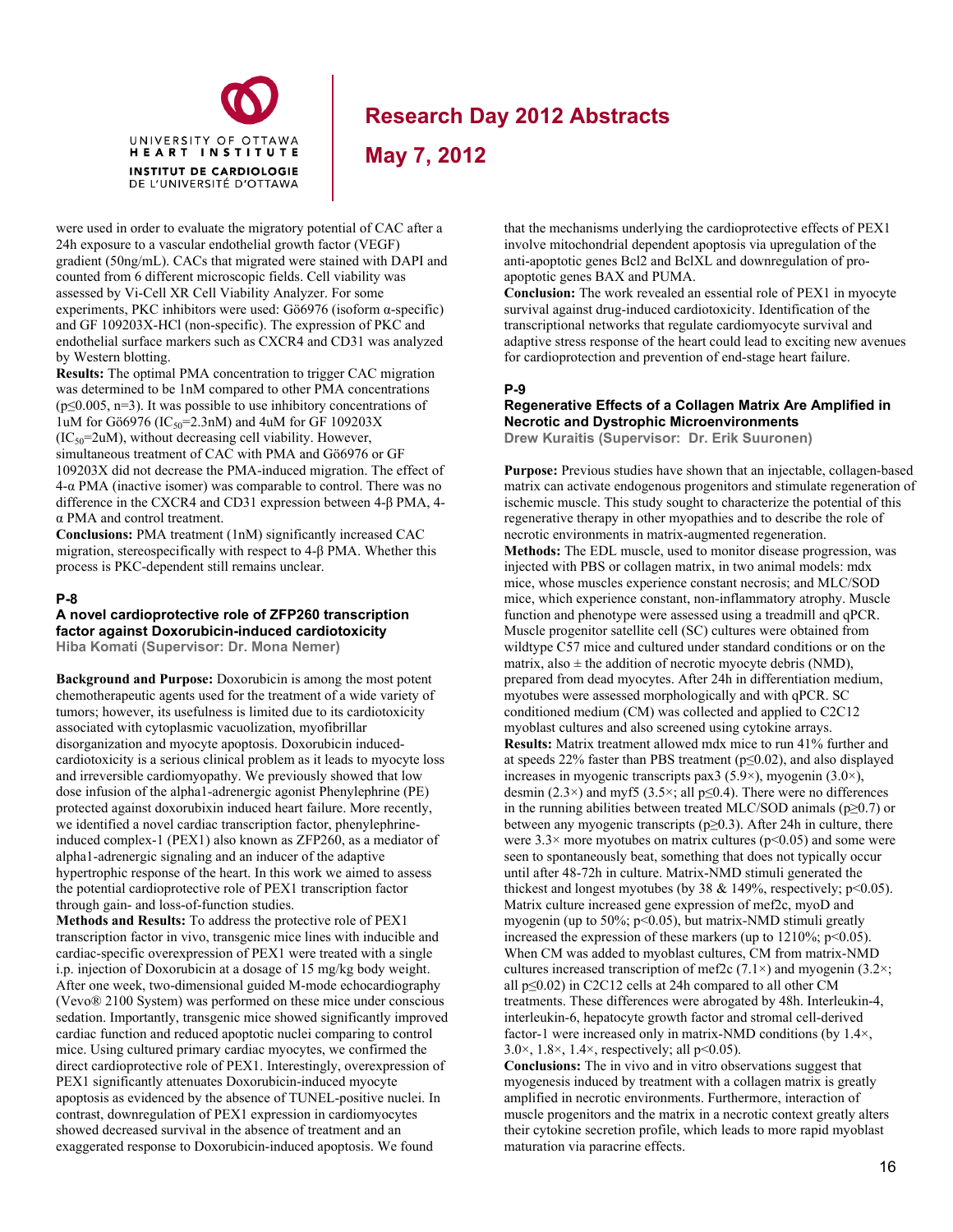were used in order to evaluate the migratory potential of CAC after a 24h exposure to a vascular endothelial growth factor (VEGF) gradient (50ng/mL). CACs that migrated were stained with DAPI and counted from 6 different microscopic fields. Cell viability was assessed by Vi-Cell XR Cell Viability Analyzer. For some experiments, PKC inhibitors were used: Gö6976 (isoform α-specific) and GF 109203X-HCl (non-specific). The expression of PKC and endothelial surface markers such as CXCR4 and CD31 was analyzed by Western blotting.

**Results:** The optimal PMA concentration to trigger CAC migration was determined to be 1nM compared to other PMA concentrations ($p \leq 0.005$, n=3). It was possible to use inhibitory concentrations of 1uM for Gö6976 ($IC_{50}$=2.3nM) and 4uM for GF 109203X ($IC_{50}$=2uM), without decreasing cell viability. However, simultaneous treatment of CAC with PMA and Gö6976 or GF 109203X did not decrease the PMA-induced migration. The effect of 4-α PMA (inactive isomer) was comparable to control. There was no difference in the CXCR4 and CD31 expression between 4-β PMA, 4-α PMA and control treatment.

**Conclusions:** PMA treatment (1nM) significantly increased CAC migration, stereospecifically with respect to 4-β PMA. Whether this process is PKC-dependent still remains unclear.

## P-8

### A novel cardioprotective role of ZFP260 transcription factor against Doxorubicin-induced cardiotoxicity

**Hiba Komati (Supervisor: Dr. Mona Nemer)**

**Background and Purpose:** Doxorubicin is among the most potent chemotherapeutic agents used for the treatment of a wide variety of tumors; however, its usefulness is limited due to its cardiotoxicity associated with cytoplasmic vacuolization, myofibrillar disorganization and myocyte apoptosis. Doxorubicin induced-cardiotoxicity is a serious clinical problem as it leads to myocyte loss and irreversible cardiomyopathy. We previously showed that low dose infusion of the alpha1-adrenergic agonist Phenylephrine (PE) protected against doxorubixin induced heart failure. More recently, we identified a novel cardiac transcription factor, phenylephrine-induced complex-1 (PEX1) also known as ZFP260, as a mediator of alpha1-adrenergic signaling and an inducer of the adaptive hypertrophic response of the heart. In this work we aimed to assess the potential cardioprotective role of PEX1 transcription factor through gain- and loss-of-function studies.

**Methods and Results:** To address the protective role of PEX1 transcription factor in vivo, transgenic mice lines with inducible and cardiac-specific overexpression of PEX1 were treated with a single i.p. injection of Doxorubicin at a dosage of 15 mg/kg body weight. After one week, two-dimensional guided M-mode echocardiography (Vevo® 2100 System) was performed on these mice under conscious sedation. Importantly, transgenic mice showed significantly improved cardiac function and reduced apoptotic nuclei comparing to control mice. Using cultured primary cardiac myocytes, we confirmed the direct cardioprotective role of PEX1. Interestingly, overexpression of PEX1 significantly attenuates Doxorubicin-induced myocyte apoptosis as evidenced by the absence of TUNEL-positive nuclei. In contrast, downregulation of PEX1 expression in cardiomyocytes showed decreased survival in the absence of treatment and an exaggerated response to Doxorubicin-induced apoptosis. We found that the mechanisms underlying the cardioprotective effects of PEX1 involve mitochondrial dependent apoptosis via upregulation of the anti-apoptotic genes Bcl2 and BclXL and downregulation of pro-apoptotic genes BAX and PUMA.

**Conclusion:** The work revealed an essential role of PEX1 in myocyte survival against drug-induced cardiotoxicity. Identification of the transcriptional networks that regulate cardiomyocyte survival and adaptive stress response of the heart could lead to exciting new avenues for cardioprotection and prevention of end-stage heart failure.

## P-9

### Regenerative Effects of a Collagen Matrix Are Amplified in Necrotic and Dystrophic Microenvironments

**Drew Kuraitis (Supervisor: Dr. Erik Suuronen)**

**Purpose:** Previous studies have shown that an injectable, collagen-based matrix can activate endogenous progenitors and stimulate regeneration of ischemic muscle. This study sought to characterize the potential of this regenerative therapy in other myopathies and to describe the role of necrotic environments in matrix-augmented regeneration.

**Methods:** The EDL muscle, used to monitor disease progression, was injected with PBS or collagen matrix, in two animal models: mdx mice, whose muscles experience constant necrosis; and MLC/SOD mice, which experience constant, non-inflammatory atrophy. Muscle function and phenotype were assessed using a treadmill and qPCR. Muscle progenitor satellite cell (SC) cultures were obtained from wildtype C57 mice and cultured under standard conditions or on the matrix, also ± the addition of necrotic myocyte debris (NMD), prepared from dead myocytes. After 24h in differentiation medium, myotubes were assessed morphologically and with qPCR. SC conditioned medium (CM) was collected and applied to C2C12 myoblast cultures and also screened using cytokine arrays.

**Results:** Matrix treatment allowed mdx mice to run 41% further and at speeds 22% faster than PBS treatment ($p \leq 0.02$), and also displayed increases in myogenic transcripts pax3 (5.9×), myogenin (3.0×), desmin (2.3×) and myf5 (3.5×; all $p \leq 0.4$). There were no differences in the running abilities between treated MLC/SOD animals ($p \geq 0.7$) or between any myogenic transcripts ($p \geq 0.3$). After 24h in culture, there were 3.3× more myotubes on matrix cultures ($p<0.05$) and some were seen to spontaneously beat, something that does not typically occur until after 48-72h in culture. Matrix-NMD stimuli generated the thickest and longest myotubes (by 38 & 149%, respectively; $p<0.05$). Matrix culture increased gene expression of mef2c, myoD and myogenin (up to 50%; $p<0.05$), but matrix-NMD stimuli greatly increased the expression of these markers (up to 1210%; $p<0.05$). When CM was added to myoblast cultures, CM from matrix-NMD cultures increased transcription of mef2c (7.1×) and myogenin (3.2×; all $p \leq 0.02$) in C2C12 cells at 24h compared to all other CM treatments. These differences were abrogated by 48h. Interleukin-4, interleukin-6, hepatocyte growth factor and stromal cell-derived factor-1 were increased only in matrix-NMD conditions (by 1.4×, 3.0×, 1.8×, 1.4×, respectively; all $p<0.05$).

**Conclusions:** The in vivo and in vitro observations suggest that myogenesis induced by treatment with a collagen matrix is greatly amplified in necrotic environments. Furthermore, interaction of muscle progenitors and the matrix in a necrotic context greatly alters their cytokine secretion profile, which leads to more rapid myoblast maturation via paracrine effects.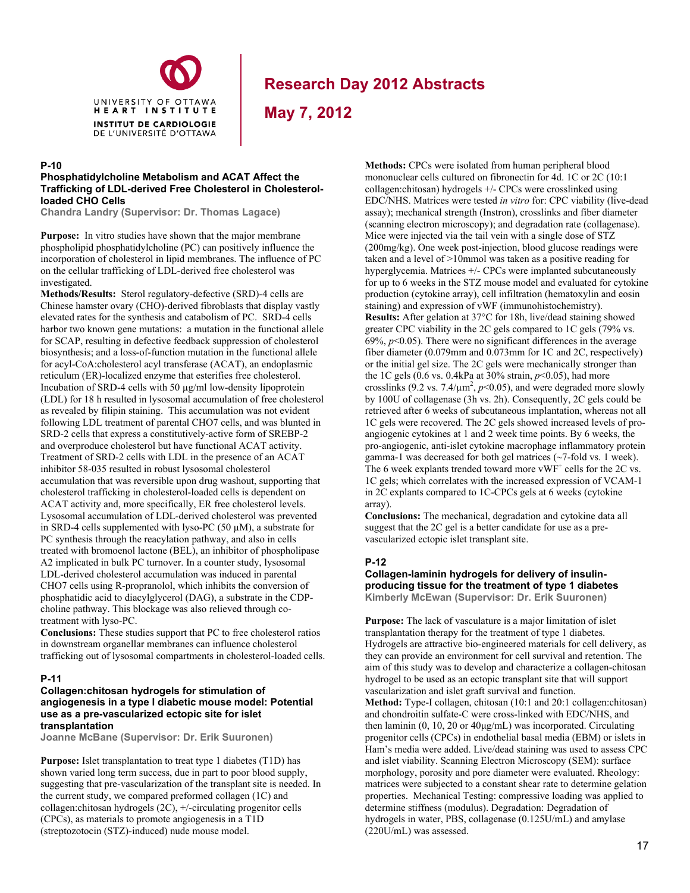## P-10

### Phosphatidylcholine Metabolism and ACAT Affect the Trafficking of LDL-derived Free Cholesterol in Cholesterol-loaded CHO Cells

**Chandra Landry (Supervisor: Dr. Thomas Lagace)**

**Purpose:** In vitro studies have shown that the major membrane phospholipid phosphatidylcholine (PC) can positively influence the incorporation of cholesterol in lipid membranes. The influence of PC on the cellular trafficking of LDL-derived free cholesterol was investigated.

**Methods/Results:** Sterol regulatory-defective (SRD)-4 cells are Chinese hamster ovary (CHO)-derived fibroblasts that display vastly elevated rates for the synthesis and catabolism of PC. SRD-4 cells harbor two known gene mutations: a mutation in the functional allele for SCAP, resulting in defective feedback suppression of cholesterol biosynthesis; and a loss-of-function mutation in the functional allele for acyl-CoA:cholesterol acyl transferase (ACAT), an endoplasmic reticulum (ER)-localized enzyme that esterifies free cholesterol. Incubation of SRD-4 cells with 50 µg/ml low-density lipoprotein (LDL) for 18 h resulted in lysosomal accumulation of free cholesterol as revealed by filipin staining. This accumulation was not evident following LDL treatment of parental CHO7 cells, and was blunted in SRD-2 cells that express a constitutively-active form of SREBP-2 and overproduce cholesterol but have functional ACAT activity. Treatment of SRD-2 cells with LDL in the presence of an ACAT inhibitor 58-035 resulted in robust lysosomal cholesterol accumulation that was reversible upon drug washout, supporting that cholesterol trafficking in cholesterol-loaded cells is dependent on ACAT activity and, more specifically, ER free cholesterol levels. Lysosomal accumulation of LDL-derived cholesterol was prevented in SRD-4 cells supplemented with lyso-PC (50 µM), a substrate for PC synthesis through the reacylation pathway, and also in cells treated with bromoenol lactone (BEL), an inhibitor of phospholipase A2 implicated in bulk PC turnover. In a counter study, lysosomal LDL-derived cholesterol accumulation was induced in parental CHO7 cells using R-propranolol, which inhibits the conversion of phosphatidic acid to diacylglycerol (DAG), a substrate in the CDP-choline pathway. This blockage was also relieved through co-treatment with lyso-PC.

**Conclusions:** These studies support that PC to free cholesterol ratios in downstream organellar membranes can influence cholesterol trafficking out of lysosomal compartments in cholesterol-loaded cells.

## P-11

### Collagen:chitosan hydrogels for stimulation of angiogenesis in a type I diabetic mouse model: Potential use as a pre-vascularized ectopic site for islet transplantation

**Joanne McBane (Supervisor: Dr. Erik Suuronen)**

**Purpose:** Islet transplantation to treat type 1 diabetes (T1D) has shown varied long term success, due in part to poor blood supply, suggesting that pre-vascularization of the transplant site is needed. In the current study, we compared preformed collagen (1C) and collagen:chitosan hydrogels (2C), +/-circulating progenitor cells (CPCs), as materials to promote angiogenesis in a T1D (streptozotocin (STZ)-induced) nude mouse model.

**Methods:** CPCs were isolated from human peripheral blood mononuclear cells cultured on fibronectin for 4d. 1C or 2C (10:1 collagen:chitosan) hydrogels +/- CPCs were crosslinked using EDC/NHS. Matrices were tested *in vitro* for: CPC viability (live-dead assay); mechanical strength (Instron), crosslinks and fiber diameter (scanning electron microscopy); and degradation rate (collagenase). Mice were injected via the tail vein with a single dose of STZ (200mg/kg). One week post-injection, blood glucose readings were taken and a level of >10mmol was taken as a positive reading for hyperglycemia. Matrices +/- CPCs were implanted subcutaneously for up to 6 weeks in the STZ mouse model and evaluated for cytokine production (cytokine array), cell infiltration (hematoxylin and eosin staining) and expression of vWF (immunohistochemistry).

**Results:** After gelation at 37°C for 18h, live/dead staining showed greater CPC viability in the 2C gels compared to 1C gels (79% vs. 69%, $p<0.05$). There were no significant differences in the average fiber diameter (0.079mm and 0.073mm for 1C and 2C, respectively) or the initial gel size. The 2C gels were mechanically stronger than the 1C gels (0.6 vs. 0.4kPa at 30% strain, $p<0.05$), had more crosslinks (9.2 vs. 7.4/$\mu m^2$, $p<0.05$), and were degraded more slowly by 100U of collagenase (3h vs. 2h). Consequently, 2C gels could be retrieved after 6 weeks of subcutaneous implantation, whereas not all 1C gels were recovered. The 2C gels showed increased levels of pro-angiogenic cytokines at 1 and 2 week time points. By 6 weeks, the pro-angiogenic, anti-islet cytokine macrophage inflammatory protein gamma-1 was decreased for both gel matrices (~7-fold vs. 1 week). The 6 week explants trended toward more vWF$^+$ cells for the 2C vs. 1C gels; which correlates with the increased expression of VCAM-1 in 2C explants compared to 1C-CPCs gels at 6 weeks (cytokine array).

**Conclusions:** The mechanical, degradation and cytokine data all suggest that the 2C gel is a better candidate for use as a pre-vascularized ectopic islet transplant site.

## P-12

### Collagen-laminin hydrogels for delivery of insulin-producing tissue for the treatment of type 1 diabetes

**Kimberly McEwan (Supervisor: Dr. Erik Suuronen)**

**Purpose:** The lack of vasculature is a major limitation of islet transplantation therapy for the treatment of type 1 diabetes. Hydrogels are attractive bio-engineered materials for cell delivery, as they can provide an environment for cell survival and retention. The aim of this study was to develop and characterize a collagen-chitosan hydrogel to be used as an ectopic transplant site that will support vascularization and islet graft survival and function.

**Method:** Type-I collagen, chitosan (10:1 and 20:1 collagen:chitosan) and chondroitin sulfate-C were cross-linked with EDC/NHS, and then laminin (0, 10, 20 or 40µg/mL) was incorporated. Circulating progenitor cells (CPCs) in endothelial basal media (EBM) or islets in Ham's media were added. Live/dead staining was used to assess CPC and islet viability. Scanning Electron Microscopy (SEM): surface morphology, porosity and pore diameter were evaluated. Rheology: matrices were subjected to a constant shear rate to determine gelation properties. Mechanical Testing: compressive loading was applied to determine stiffness (modulus). Degradation: Degradation of hydrogels in water, PBS, collagenase (0.125U/mL) and amylase (220U/mL) was assessed.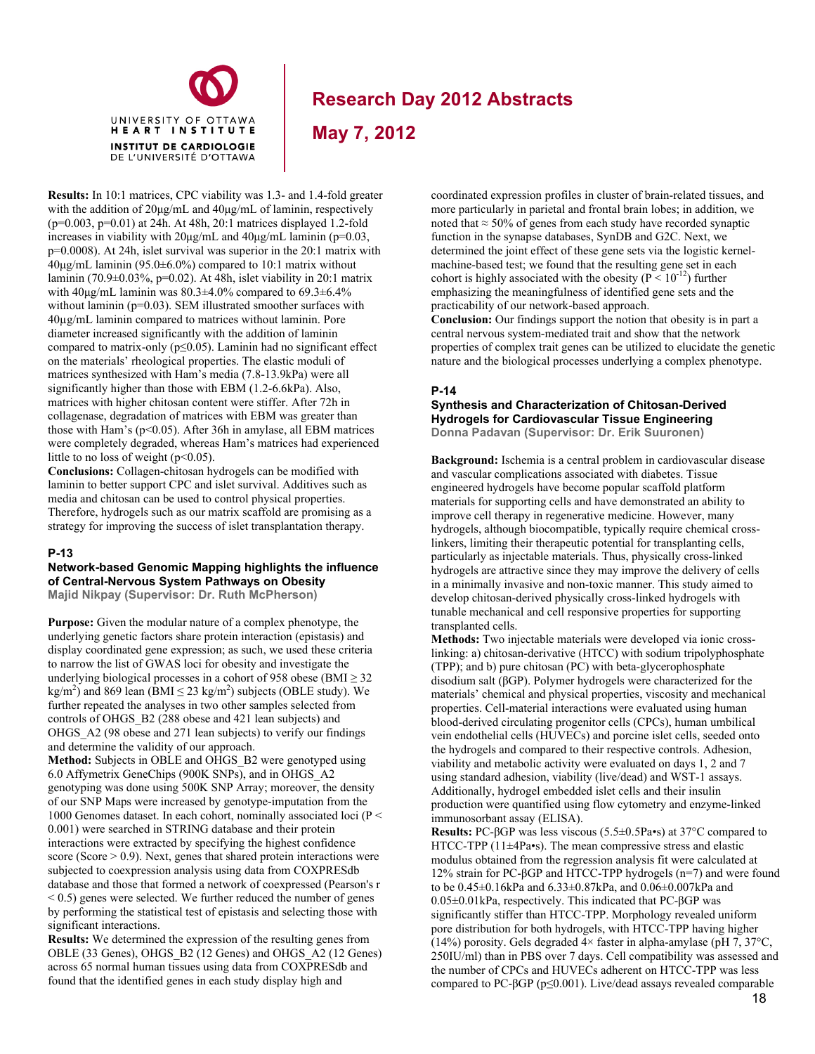**Results:** In 10:1 matrices, CPC viability was 1.3- and 1.4-fold greater with the addition of 20μg/mL and 40μg/mL of laminin, respectively (p=0.003, p=0.01) at 24h. At 48h, 20:1 matrices displayed 1.2-fold increases in viability with 20μg/mL and 40μg/mL laminin (p=0.03, p=0.0008). At 24h, islet survival was superior in the 20:1 matrix with 40μg/mL laminin (95.0±6.0%) compared to 10:1 matrix without laminin (70.9±0.03%, p=0.02). At 48h, islet viability in 20:1 matrix with 40μg/mL laminin was 80.3±4.0% compared to 69.3±6.4% without laminin (p=0.03). SEM illustrated smoother surfaces with 40μg/mL laminin compared to matrices without laminin. Pore diameter increased significantly with the addition of laminin compared to matrix-only (p≤0.05). Laminin had no significant effect on the materials' rheological properties. The elastic moduli of matrices synthesized with Ham's media (7.8-13.9kPa) were all significantly higher than those with EBM (1.2-6.6kPa). Also, matrices with higher chitosan content were stiffer. After 72h in collagenase, degradation of matrices with EBM was greater than those with Ham's (p<0.05). After 36h in amylase, all EBM matrices were completely degraded, whereas Ham's matrices had experienced little to no loss of weight (p<0.05).

**Conclusions:** Collagen-chitosan hydrogels can be modified with laminin to better support CPC and islet survival. Additives such as media and chitosan can be used to control physical properties. Therefore, hydrogels such as our matrix scaffold are promising as a strategy for improving the success of islet transplantation therapy.

## P-13

### Network-based Genomic Mapping highlights the influence of Central-Nervous System Pathways on Obesity

**Majid Nikpay (Supervisor: Dr. Ruth McPherson)**

**Purpose:** Given the modular nature of a complex phenotype, the underlying genetic factors share protein interaction (epistasis) and display coordinated gene expression; as such, we used these criteria to narrow the list of GWAS loci for obesity and investigate the underlying biological processes in a cohort of 958 obese (BMI ≥ 32 kg/m$^2$) and 869 lean (BMI ≤ 23 kg/m$^2$) subjects (OBLE study). We further repeated the analyses in two other samples selected from controls of OHGS_B2 (288 obese and 421 lean subjects) and OHGS_A2 (98 obese and 271 lean subjects) to verify our findings and determine the validity of our approach.

**Method:** Subjects in OBLE and OHGS_B2 were genotyped using 6.0 Affymetrix GeneChips (900K SNPs), and in OHGS_A2 genotyping was done using 500K SNP Array; moreover, the density of our SNP Maps were increased by genotype-imputation from the 1000 Genomes dataset. In each cohort, nominally associated loci (P < 0.001) were searched in STRING database and their protein interactions were extracted by specifying the highest confidence score (Score > 0.9). Next, genes that shared protein interactions were subjected to coexpression analysis using data from COXPRESdb database and those that formed a network of coexpressed (Pearson's r < 0.5) genes were selected. We further reduced the number of genes by performing the statistical test of epistasis and selecting those with significant interactions.

**Results:** We determined the expression of the resulting genes from OBLE (33 Genes), OHGS_B2 (12 Genes) and OHGS_A2 (12 Genes) across 65 normal human tissues using data from COXPRESdb and found that the identified genes in each study display high and coordinated expression profiles in cluster of brain-related tissues, and more particularly in parietal and frontal brain lobes; in addition, we noted that ≈ 50% of genes from each study have recorded synaptic function in the synapse databases, SynDB and G2C. Next, we determined the joint effect of these gene sets via the logistic kernel-machine-based test; we found that the resulting gene set in each cohort is highly associated with the obesity ($P < 10^{-12}$) further emphasizing the meaningfulness of identified gene sets and the practicability of our network-based approach.

**Conclusion:** Our findings support the notion that obesity is in part a central nervous system-mediated trait and show that the network properties of complex trait genes can be utilized to elucidate the genetic nature and the biological processes underlying a complex phenotype.

## P-14

### Synthesis and Characterization of Chitosan-Derived Hydrogels for Cardiovascular Tissue Engineering

**Donna Padavan (Supervisor: Dr. Erik Suuronen)**

**Background:** Ischemia is a central problem in cardiovascular disease and vascular complications associated with diabetes. Tissue engineered hydrogels have become popular scaffold platform materials for supporting cells and have demonstrated an ability to improve cell therapy in regenerative medicine. However, many hydrogels, although biocompatible, typically require chemical cross-linkers, limiting their therapeutic potential for transplanting cells, particularly as injectable materials. Thus, physically cross-linked hydrogels are attractive since they may improve the delivery of cells in a minimally invasive and non-toxic manner. This study aimed to develop chitosan-derived physically cross-linked hydrogels with tunable mechanical and cell responsive properties for supporting transplanted cells.

**Methods:** Two injectable materials were developed via ionic cross-linking: a) chitosan-derivative (HTCC) with sodium tripolyphosphate (TPP); and b) pure chitosan (PC) with beta-glycerophosphate disodium salt (βGP). Polymer hydrogels were characterized for the materials' chemical and physical properties, viscosity and mechanical properties. Cell-material interactions were evaluated using human blood-derived circulating progenitor cells (CPCs), human umbilical vein endothelial cells (HUVECs) and porcine islet cells, seeded onto the hydrogels and compared to their respective controls. Adhesion, viability and metabolic activity were evaluated on days 1, 2 and 7 using standard adhesion, viability (live/dead) and WST-1 assays. Additionally, hydrogel embedded islet cells and their insulin production were quantified using flow cytometry and enzyme-linked immunosorbant assay (ELISA).

**Results:** PC-βGP was less viscous (5.5±0.5Pa•s) at 37°C compared to HTCC-TPP (11±4Pa•s). The mean compressive stress and elastic modulus obtained from the regression analysis fit were calculated at 12% strain for PC-βGP and HTCC-TPP hydrogels (n=7) and were found to be 0.45±0.16kPa and 6.33±0.87kPa, and 0.06±0.007kPa and 0.05±0.01kPa, respectively. This indicated that PC-βGP was significantly stiffer than HTCC-TPP. Morphology revealed uniform pore distribution for both hydrogels, with HTCC-TPP having higher (14%) porosity. Gels degraded 4× faster in alpha-amylase (pH 7, 37°C, 250IU/ml) than in PBS over 7 days. Cell compatibility was assessed and the number of CPCs and HUVECs adherent on HTCC-TPP was less compared to PC-βGP (p≤0.001). Live/dead assays revealed comparable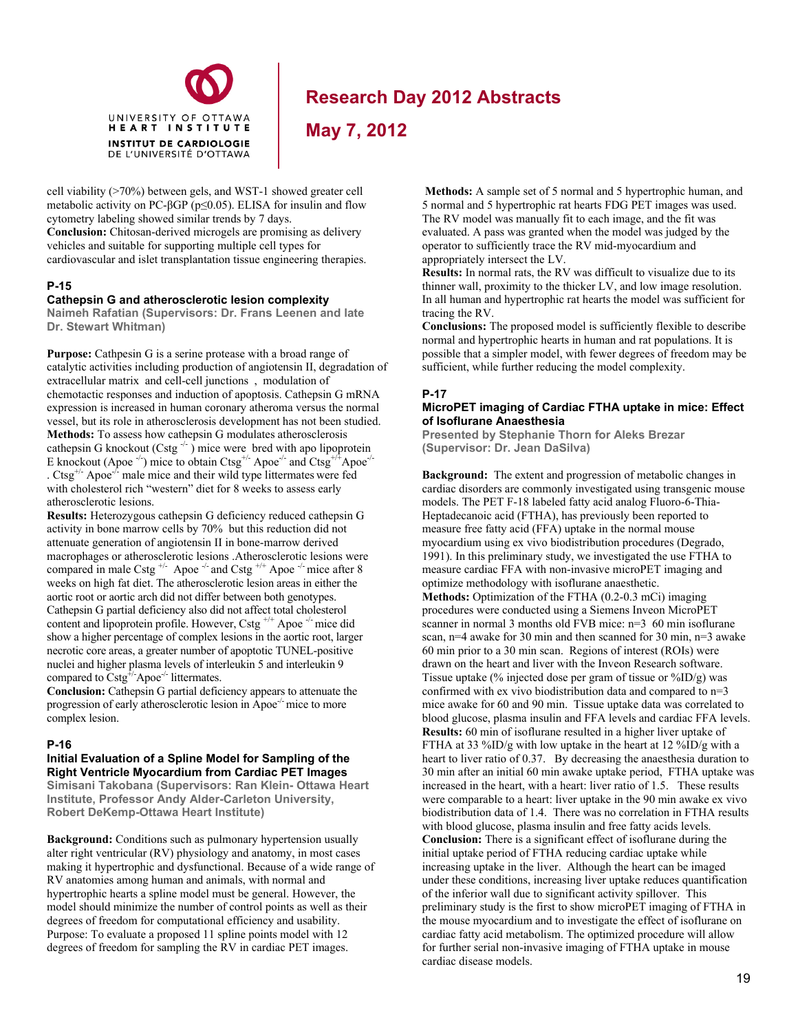cell viability (>70%) between gels, and WST-1 showed greater cell metabolic activity on PC-βGP (p≤0.05). ELISA for insulin and flow cytometry labeling showed similar trends by 7 days.
**Conclusion:** Chitosan-derived microgels are promising as delivery vehicles and suitable for supporting multiple cell types for cardiovascular and islet transplantation tissue engineering therapies.

### P-15

### Cathepsin G and atherosclerotic lesion complexity

**Naimeh Rafatian (Supervisors: Dr. Frans Leenen and late Dr. Stewart Whitman)**

**Purpose:** Cathpesin G is a serine protease with a broad range of catalytic activities including production of angiotensin II, degradation of extracellular matrix and cell-cell junctions , modulation of chemotactic responses and induction of apoptosis. Cathepsin G mRNA expression is increased in human coronary atheroma versus the normal vessel, but its role in atherosclerosis development has not been studied.
**Methods:** To assess how cathepsin G modulates atherosclerosis cathepsin G knockout (Cstg $^{-/-}$) mice were bred with apo lipoprotein E knockout (Apoe $^{-/-}$) mice to obtain Ctsg$^{+/-}$ Apoe$^{-/-}$ and Ctsg$^{+/+}$Apoe$^{-/-}$. Ctsg$^{+/-}$ Apoe$^{-/-}$ male mice and their wild type littermates were fed with cholesterol rich "western" diet for 8 weeks to assess early atherosclerotic lesions.
**Results:** Heterozygous cathepsin G deficiency reduced cathepsin G activity in bone marrow cells by 70% but this reduction did not attenuate generation of angiotensin II in bone-marrow derived macrophages or atherosclerotic lesions .Atherosclerotic lesions were compared in male Cstg $^{+/-}$ Apoe $^{-/-}$ and Cstg $^{+/+}$ Apoe $^{-/-}$ mice after 8 weeks on high fat diet. The atherosclerotic lesion areas in either the aortic root or aortic arch did not differ between both genotypes. Cathepsin G partial deficiency also did not affect total cholesterol content and lipoprotein profile. However, Cstg $^{+/+}$ Apoe $^{-/-}$ mice did show a higher percentage of complex lesions in the aortic root, larger necrotic core areas, a greater number of apoptotic TUNEL-positive nuclei and higher plasma levels of interleukin 5 and interleukin 9 compared to Cstg$^{+/-}$Apoe$^{-/-}$ littermates.
**Conclusion:** Cathepsin G partial deficiency appears to attenuate the progression of early atherosclerotic lesion in Apoe$^{-/-}$ mice to more complex lesion.

### P-16

### Initial Evaluation of a Spline Model for Sampling of the Right Ventricle Myocardium from Cardiac PET Images

**Simisani Takobana (Supervisors: Ran Klein- Ottawa Heart Institute, Professor Andy Alder-Carleton University, Robert DeKemp-Ottawa Heart Institute)**

**Background:** Conditions such as pulmonary hypertension usually alter right ventricular (RV) physiology and anatomy, in most cases making it hypertrophic and dysfunctional. Because of a wide range of RV anatomies among human and animals, with normal and hypertrophic hearts a spline model must be general. However, the model should minimize the number of control points as well as their degrees of freedom for computational efficiency and usability. Purpose: To evaluate a proposed 11 spline points model with 12 degrees of freedom for sampling the RV in cardiac PET images.
**Methods:** A sample set of 5 normal and 5 hypertrophic human, and 5 normal and 5 hypertrophic rat hearts FDG PET images was used. The RV model was manually fit to each image, and the fit was evaluated. A pass was granted when the model was judged by the operator to sufficiently trace the RV mid-myocardium and appropriately intersect the LV.
**Results:** In normal rats, the RV was difficult to visualize due to its thinner wall, proximity to the thicker LV, and low image resolution. In all human and hypertrophic rat hearts the model was sufficient for tracing the RV.
**Conclusions:** The proposed model is sufficiently flexible to describe normal and hypertrophic hearts in human and rat populations. It is possible that a simpler model, with fewer degrees of freedom may be sufficient, while further reducing the model complexity.

### P-17

### MicroPET imaging of Cardiac FTHA uptake in mice: Effect of Isoflurane Anaesthesia

**Presented by Stephanie Thorn for Aleks Brezar (Supervisor: Dr. Jean DaSilva)**

**Background:** The extent and progression of metabolic changes in cardiac disorders are commonly investigated using transgenic mouse models. The PET F-18 labeled fatty acid analog Fluoro-6-Thia-Heptadecanoic acid (FTHA), has previously been reported to measure free fatty acid (FFA) uptake in the normal mouse myocardium using ex vivo biodistribution procedures (Degrado, 1991). In this preliminary study, we investigated the use FTHA to measure cardiac FFA with non-invasive microPET imaging and optimize methodology with isoflurane anaesthetic.
**Methods:** Optimization of the FTHA (0.2-0.3 mCi) imaging procedures were conducted using a Siemens Inveon MicroPET scanner in normal 3 months old FVB mice: n=3 60 min isoflurane scan, n=4 awake for 30 min and then scanned for 30 min, n=3 awake 60 min prior to a 30 min scan. Regions of interest (ROIs) were drawn on the heart and liver with the Inveon Research software. Tissue uptake (% injected dose per gram of tissue or %ID/g) was confirmed with ex vivo biodistribution data and compared to n=3 mice awake for 60 and 90 min. Tissue uptake data was correlated to blood glucose, plasma insulin and FFA levels and cardiac FFA levels.
**Results:** 60 min of isoflurane resulted in a higher liver uptake of FTHA at 33 %ID/g with low uptake in the heart at 12 %ID/g with a heart to liver ratio of 0.37. By decreasing the anaesthesia duration to 30 min after an initial 60 min awake uptake period, FTHA uptake was increased in the heart, with a heart: liver ratio of 1.5. These results were comparable to a heart: liver uptake in the 90 min awake ex vivo biodistribution data of 1.4. There was no correlation in FTHA results with blood glucose, plasma insulin and free fatty acids levels.
**Conclusion:** There is a significant effect of isoflurane during the initial uptake period of FTHA reducing cardiac uptake while increasing uptake in the liver. Although the heart can be imaged under these conditions, increasing liver uptake reduces quantification of the inferior wall due to significant activity spillover. This preliminary study is the first to show microPET imaging of FTHA in the mouse myocardium and to investigate the effect of isoflurane on cardiac fatty acid metabolism. The optimized procedure will allow for further serial non-invasive imaging of FTHA uptake in mouse cardiac disease models.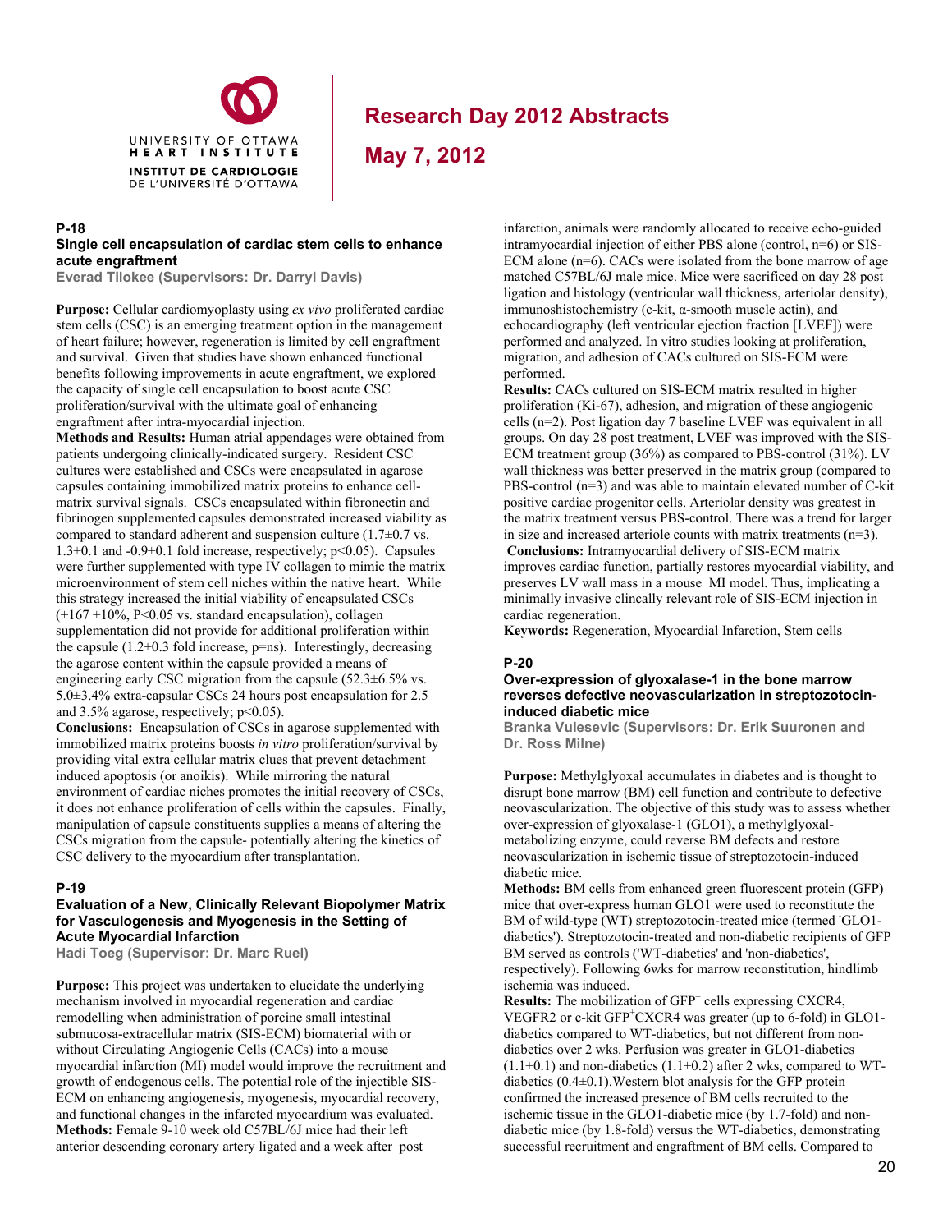# Research Day 2012 Abstracts

## May 7, 2012

### P-18

**Single cell encapsulation of cardiac stem cells to enhance acute engraftment**

**Everad Tilokee (Supervisors: Dr. Darryl Davis)**

**Purpose:** Cellular cardiomyoplasty using *ex vivo* proliferated cardiac stem cells (CSC) is an emerging treatment option in the management of heart failure; however, regeneration is limited by cell engraftment and survival. Given that studies have shown enhanced functional benefits following improvements in acute engraftment, we explored the capacity of single cell encapsulation to boost acute CSC proliferation/survival with the ultimate goal of enhancing engraftment after intra-myocardial injection.

**Methods and Results:** Human atrial appendages were obtained from patients undergoing clinically-indicated surgery. Resident CSC cultures were established and CSCs were encapsulated in agarose capsules containing immobilized matrix proteins to enhance cell-matrix survival signals. CSCs encapsulated within fibronectin and fibrinogen supplemented capsules demonstrated increased viability as compared to standard adherent and suspension culture (1.7±0.7 vs. 1.3±0.1 and -0.9±0.1 fold increase, respectively; $p<0.05$). Capsules were further supplemented with type IV collagen to mimic the matrix microenvironment of stem cell niches within the native heart. While this strategy increased the initial viability of encapsulated CSCs (+167 ±10%, $P<0.05$ vs. standard encapsulation), collagen supplementation did not provide for additional proliferation within the capsule (1.2±0.3 fold increase, p=ns). Interestingly, decreasing the agarose content within the capsule provided a means of engineering early CSC migration from the capsule (52.3±6.5% vs. 5.0±3.4% extra-capsular CSCs 24 hours post encapsulation for 2.5 and 3.5% agarose, respectively; $p<0.05$).

**Conclusions:** Encapsulation of CSCs in agarose supplemented with immobilized matrix proteins boosts *in vitro* proliferation/survival by providing vital extra cellular matrix clues that prevent detachment induced apoptosis (or anoikis). While mirroring the natural environment of cardiac niches promotes the initial recovery of CSCs, it does not enhance proliferation of cells within the capsules. Finally, manipulation of capsule constituents supplies a means of altering the CSCs migration from the capsule- potentially altering the kinetics of CSC delivery to the myocardium after transplantation.

### P-19

**Evaluation of a New, Clinically Relevant Biopolymer Matrix for Vasculogenesis and Myogenesis in the Setting of Acute Myocardial Infarction**

**Hadi Toeg (Supervisor: Dr. Marc Ruel)**

**Purpose:** This project was undertaken to elucidate the underlying mechanism involved in myocardial regeneration and cardiac remodelling when administration of porcine small intestinal submucosa-extracellular matrix (SIS-ECM) biomaterial with or without Circulating Angiogenic Cells (CACs) into a mouse myocardial infarction (MI) model would improve the recruitment and growth of endogenous cells. The potential role of the injectible SIS-ECM on enhancing angiogenesis, myogenesis, myocardial recovery, and functional changes in the infarcted myocardium was evaluated.

**Methods:** Female 9-10 week old C57BL/6J mice had their left anterior descending coronary artery ligated and a week after post infarction, animals were randomly allocated to receive echo-guided intramyocardial injection of either PBS alone (control, n=6) or SIS-ECM alone (n=6). CACs were isolated from the bone marrow of age matched C57BL/6J male mice. Mice were sacrificed on day 28 post ligation and histology (ventricular wall thickness, arteriolar density), immunoshistochemistry (c-kit, α-smooth muscle actin), and echocardiography (left ventricular ejection fraction [LVEF]) were performed and analyzed. In vitro studies looking at proliferation, migration, and adhesion of CACs cultured on SIS-ECM were performed.

**Results:** CACs cultured on SIS-ECM matrix resulted in higher proliferation (Ki-67), adhesion, and migration of these angiogenic cells (n=2). Post ligation day 7 baseline LVEF was equivalent in all groups. On day 28 post treatment, LVEF was improved with the SIS-ECM treatment group (36%) as compared to PBS-control (31%). LV wall thickness was better preserved in the matrix group (compared to PBS-control (n=3) and was able to maintain elevated number of C-kit positive cardiac progenitor cells. Arteriolar density was greatest in the matrix treatment versus PBS-control. There was a trend for larger in size and increased arteriole counts with matrix treatments (n=3).

**Conclusions:** Intramyocardial delivery of SIS-ECM matrix improves cardiac function, partially restores myocardial viability, and preserves LV wall mass in a mouse MI model. Thus, implicating a minimally invasive clincally relevant role of SIS-ECM injection in cardiac regeneration.

**Keywords:** Regeneration, Myocardial Infarction, Stem cells

### P-20

**Over-expression of glyoxalase-1 in the bone marrow reverses defective neovascularization in streptozotocin-induced diabetic mice**

**Branka Vulesevic (Supervisors: Dr. Erik Suuronen and Dr. Ross Milne)**

**Purpose:** Methylglyoxal accumulates in diabetes and is thought to disrupt bone marrow (BM) cell function and contribute to defective neovascularization. The objective of this study was to assess whether over-expression of glyoxalase-1 (GLO1), a methylglyoxal-metabolizing enzyme, could reverse BM defects and restore neovascularization in ischemic tissue of streptozotocin-induced diabetic mice.

**Methods:** BM cells from enhanced green fluorescent protein (GFP) mice that over-express human GLO1 were used to reconstitute the BM of wild-type (WT) streptozotocin-treated mice (termed 'GLO1-diabetics'). Streptozotocin-treated and non-diabetic recipients of GFP BM served as controls ('WT-diabetics' and 'non-diabetics', respectively). Following 6wks for marrow reconstitution, hindlimb ischemia was induced.

**Results:** The mobilization of $GFP^+$ cells expressing CXCR4, VEGFR2 or c-kit $GFP^+$CXCR4 was greater (up to 6-fold) in GLO1-diabetics compared to WT-diabetics, but not different from non-diabetics over 2 wks. Perfusion was greater in GLO1-diabetics (1.1±0.1) and non-diabetics (1.1±0.2) after 2 wks, compared to WT-diabetics (0.4±0.1).Western blot analysis for the GFP protein confirmed the increased presence of BM cells recruited to the ischemic tissue in the GLO1-diabetic mice (by 1.7-fold) and non-diabetic mice (by 1.8-fold) versus the WT-diabetics, demonstrating successful recruitment and engraftment of BM cells. Compared to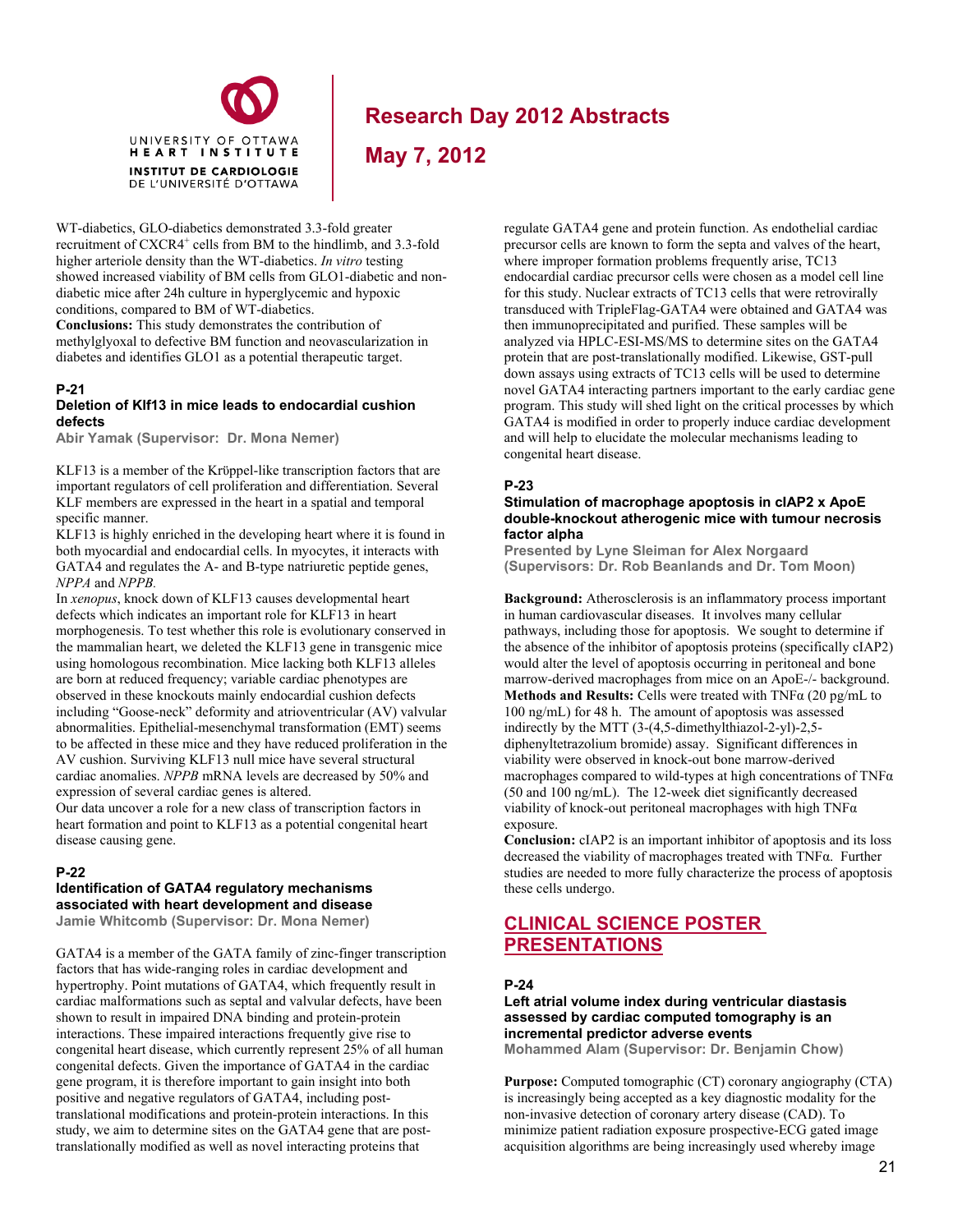WT-diabetics, GLO-diabetics demonstrated 3.3-fold greater recruitment of $CXCR4^+$ cells from BM to the hindlimb, and 3.3-fold higher arteriole density than the WT-diabetics. *In vitro* testing showed increased viability of BM cells from GLO1-diabetic and non-diabetic mice after 24h culture in hyperglycemic and hypoxic conditions, compared to BM of WT-diabetics.
**Conclusions:** This study demonstrates the contribution of methylglyoxal to defective BM function and neovascularization in diabetes and identifies GLO1 as a potential therapeutic target.

#### P-21
#### Deletion of Klf13 in mice leads to endocardial cushion defects
**Abir Yamak (Supervisor: Dr. Mona Nemer)**

KLF13 is a member of the Krüppel-like transcription factors that are important regulators of cell proliferation and differentiation. Several KLF members are expressed in the heart in a spatial and temporal specific manner.
KLF13 is highly enriched in the developing heart where it is found in both myocardial and endocardial cells. In myocytes, it interacts with GATA4 and regulates the A- and B-type natriuretic peptide genes, *NPPA* and *NPPB.*
In *xenopus*, knock down of KLF13 causes developmental heart defects which indicates an important role for KLF13 in heart morphogenesis. To test whether this role is evolutionary conserved in the mammalian heart, we deleted the KLF13 gene in transgenic mice using homologous recombination. Mice lacking both KLF13 alleles are born at reduced frequency; variable cardiac phenotypes are observed in these knockouts mainly endocardial cushion defects including "Goose-neck" deformity and atrioventricular (AV) valvular abnormalities. Epithelial-mesenchymal transformation (EMT) seems to be affected in these mice and they have reduced proliferation in the AV cushion. Surviving KLF13 null mice have several structural cardiac anomalies. *NPPB* mRNA levels are decreased by 50% and expression of several cardiac genes is altered.
Our data uncover a role for a new class of transcription factors in heart formation and point to KLF13 as a potential congenital heart disease causing gene.

#### P-22
#### Identification of GATA4 regulatory mechanisms associated with heart development and disease
**Jamie Whitcomb (Supervisor: Dr. Mona Nemer)**

GATA4 is a member of the GATA family of zinc-finger transcription factors that has wide-ranging roles in cardiac development and hypertrophy. Point mutations of GATA4, which frequently result in cardiac malformations such as septal and valvular defects, have been shown to result in impaired DNA binding and protein-protein interactions. These impaired interactions frequently give rise to congenital heart disease, which currently represent 25% of all human congenital defects. Given the importance of GATA4 in the cardiac gene program, it is therefore important to gain insight into both positive and negative regulators of GATA4, including post-translational modifications and protein-protein interactions. In this study, we aim to determine sites on the GATA4 gene that are post-translationally modified as well as novel interacting proteins that regulate GATA4 gene and protein function. As endothelial cardiac precursor cells are known to form the septa and valves of the heart, where improper formation problems frequently arise, TC13 endocardial cardiac precursor cells were chosen as a model cell line for this study. Nuclear extracts of TC13 cells that were retrovirally transduced with TripleFlag-GATA4 were obtained and GATA4 was then immunoprecipitated and purified. These samples will be analyzed via HPLC-ESI-MS/MS to determine sites on the GATA4 protein that are post-translationally modified. Likewise, GST-pull down assays using extracts of TC13 cells will be used to determine novel GATA4 interacting partners important to the early cardiac gene program. This study will shed light on the critical processes by which GATA4 is modified in order to properly induce cardiac development and will help to elucidate the molecular mechanisms leading to congenital heart disease.

#### P-23
#### Stimulation of macrophage apoptosis in cIAP2 x ApoE double-knockout atherogenic mice with tumour necrosis factor alpha
**Presented by Lyne Sleiman for Alex Norgaard (Supervisors: Dr. Rob Beanlands and Dr. Tom Moon)**

**Background:** Atherosclerosis is an inflammatory process important in human cardiovascular diseases. It involves many cellular pathways, including those for apoptosis. We sought to determine if the absence of the inhibitor of apoptosis proteins (specifically cIAP2) would alter the level of apoptosis occurring in peritoneal and bone marrow-derived macrophages from mice on an ApoE-/- background.
**Methods and Results:** Cells were treated with TNFα (20 pg/mL to 100 ng/mL) for 48 h. The amount of apoptosis was assessed indirectly by the MTT (3-(4,5-dimethylthiazol-2-yl)-2,5-diphenyltetrazolium bromide) assay. Significant differences in viability were observed in knock-out bone marrow-derived macrophages compared to wild-types at high concentrations of TNFα (50 and 100 ng/mL). The 12-week diet significantly decreased viability of knock-out peritoneal macrophages with high TNFα exposure.
**Conclusion:** cIAP2 is an important inhibitor of apoptosis and its loss decreased the viability of macrophages treated with TNFα. Further studies are needed to more fully characterize the process of apoptosis these cells undergo.

## CLINICAL SCIENCE POSTER PRESENTATIONS

#### P-24
#### Left atrial volume index during ventricular diastasis assessed by cardiac computed tomography is an incremental predictor adverse events
**Mohammed Alam (Supervisor: Dr. Benjamin Chow)**

**Purpose:** Computed tomographic (CT) coronary angiography (CTA) is increasingly being accepted as a key diagnostic modality for the non-invasive detection of coronary artery disease (CAD). To minimize patient radiation exposure prospective-ECG gated image acquisition algorithms are being increasingly used whereby image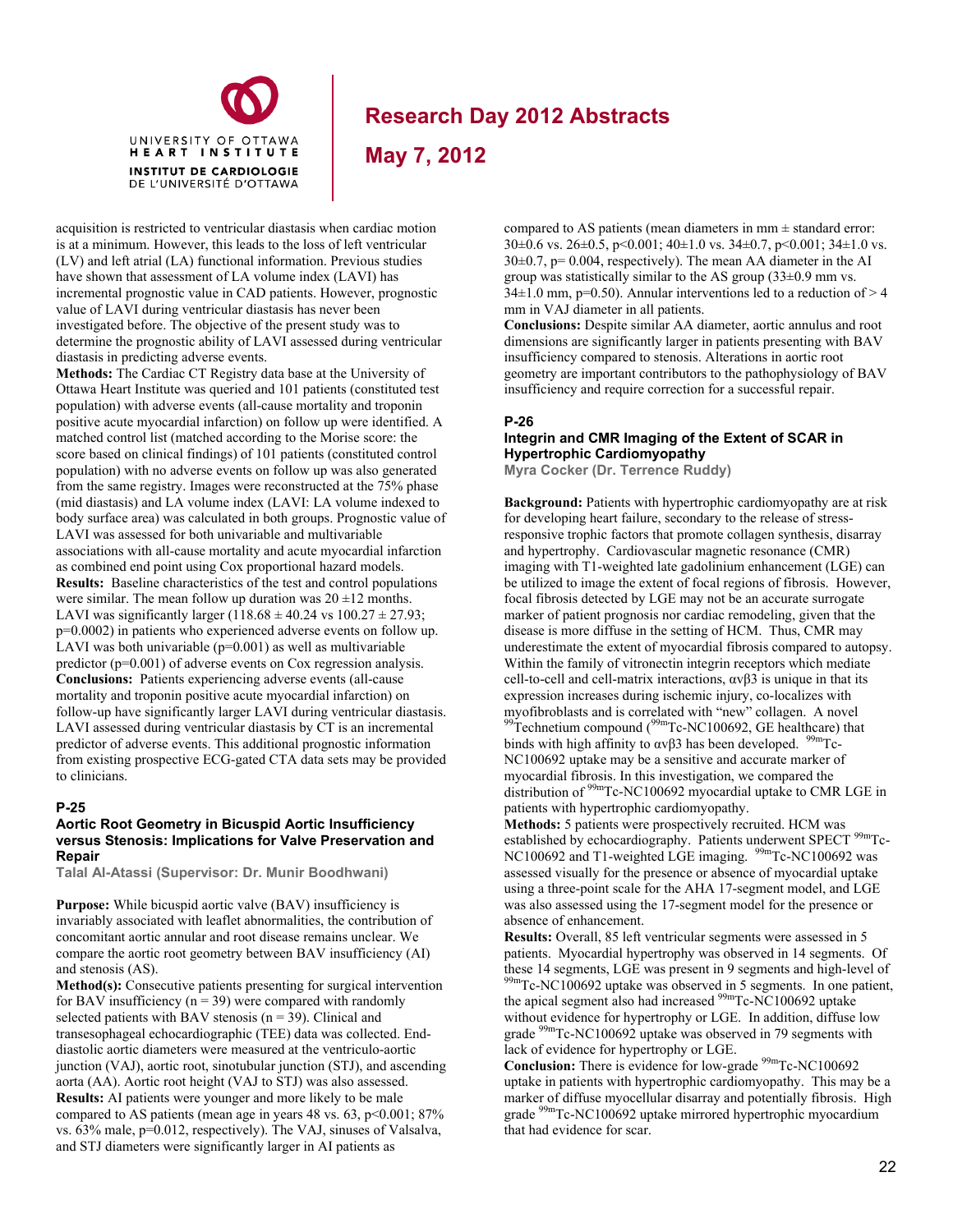acquisition is restricted to ventricular diastasis when cardiac motion is at a minimum. However, this leads to the loss of left ventricular (LV) and left atrial (LA) functional information. Previous studies have shown that assessment of LA volume index (LAVI) has incremental prognostic value in CAD patients. However, prognostic value of LAVI during ventricular diastasis has never been investigated before. The objective of the present study was to determine the prognostic ability of LAVI assessed during ventricular diastasis in predicting adverse events.

**Methods:** The Cardiac CT Registry data base at the University of Ottawa Heart Institute was queried and 101 patients (constituted test population) with adverse events (all-cause mortality and troponin positive acute myocardial infarction) on follow up were identified. A matched control list (matched according to the Morise score: the score based on clinical findings) of 101 patients (constituted control population) with no adverse events on follow up was also generated from the same registry. Images were reconstructed at the 75% phase (mid diastasis) and LA volume index (LAVI: LA volume indexed to body surface area) was calculated in both groups. Prognostic value of LAVI was assessed for both univariable and multivariable associations with all-cause mortality and acute myocardial infarction as combined end point using Cox proportional hazard models.

**Results:** Baseline characteristics of the test and control populations were similar. The mean follow up duration was 20 ±12 months. LAVI was significantly larger (118.68 ± 40.24 vs 100.27 ± 27.93; p=0.0002) in patients who experienced adverse events on follow up. LAVI was both univariable (p=0.001) as well as multivariable predictor (p=0.001) of adverse events on Cox regression analysis.

**Conclusions:** Patients experiencing adverse events (all-cause mortality and troponin positive acute myocardial infarction) on follow-up have significantly larger LAVI during ventricular diastasis. LAVI assessed during ventricular diastasis by CT is an incremental predictor of adverse events. This additional prognostic information from existing prospective ECG-gated CTA data sets may be provided to clinicians.

### P-25

### Aortic Root Geometry in Bicuspid Aortic Insufficiency versus Stenosis: Implications for Valve Preservation and Repair

**Talal Al-Atassi (Supervisor: Dr. Munir Boodhwani)**

**Purpose:** While bicuspid aortic valve (BAV) insufficiency is invariably associated with leaflet abnormalities, the contribution of concomitant aortic annular and root disease remains unclear. We compare the aortic root geometry between BAV insufficiency (AI) and stenosis (AS).

**Method(s):** Consecutive patients presenting for surgical intervention for BAV insufficiency (n = 39) were compared with randomly selected patients with BAV stenosis (n = 39). Clinical and transesophageal echocardiographic (TEE) data was collected. End-diastolic aortic diameters were measured at the ventriculo-aortic junction (VAJ), aortic root, sinotubular junction (STJ), and ascending aorta (AA). Aortic root height (VAJ to STJ) was also assessed.

**Results:** AI patients were younger and more likely to be male compared to AS patients (mean age in years 48 vs. 63, p<0.001; 87% vs. 63% male, p=0.012, respectively). The VAJ, sinuses of Valsalva, and STJ diameters were significantly larger in AI patients as compared to AS patients (mean diameters in mm ± standard error: 30±0.6 vs. 26±0.5, p<0.001; 40±1.0 vs. 34±0.7, p<0.001; 34±1.0 vs. 30±0.7, p= 0.004, respectively). The mean AA diameter in the AI group was statistically similar to the AS group (33±0.9 mm vs. 34±1.0 mm, p=0.50). Annular interventions led to a reduction of > 4 mm in VAJ diameter in all patients.

**Conclusions:** Despite similar AA diameter, aortic annulus and root dimensions are significantly larger in patients presenting with BAV insufficiency compared to stenosis. Alterations in aortic root geometry are important contributors to the pathophysiology of BAV insufficiency and require correction for a successful repair.

### P-26

### Integrin and CMR Imaging of the Extent of SCAR in Hypertrophic Cardiomyopathy

**Myra Cocker (Dr. Terrence Ruddy)**

**Background:** Patients with hypertrophic cardiomyopathy are at risk for developing heart failure, secondary to the release of stress-responsive trophic factors that promote collagen synthesis, disarray and hypertrophy. Cardiovascular magnetic resonance (CMR) imaging with T1-weighted late gadolinium enhancement (LGE) can be utilized to image the extent of focal regions of fibrosis. However, focal fibrosis detected by LGE may not be an accurate surrogate marker of patient prognosis nor cardiac remodeling, given that the disease is more diffuse in the setting of HCM. Thus, CMR may underestimate the extent of myocardial fibrosis compared to autopsy. Within the family of vitronectin integrin receptors which mediate cell-to-cell and cell-matrix interactions, $\alpha v\beta 3$ is unique in that its expression increases during ischemic injury, co-localizes with myofibroblasts and is correlated with "new" collagen. A novel $^{99}$Technetium compound ($^{99m}$Tc-NC100692, GE healthcare) that binds with high affinity to $\alpha v\beta 3$ has been developed. $^{99m}$Tc-NC100692 uptake may be a sensitive and accurate marker of myocardial fibrosis. In this investigation, we compared the distribution of $^{99m}$Tc-NC100692 myocardial uptake to CMR LGE in patients with hypertrophic cardiomyopathy.

**Methods:** 5 patients were prospectively recruited. HCM was established by echocardiography. Patients underwent SPECT $^{99m}$Tc-NC100692 and T1-weighted LGE imaging. $^{99m}$Tc-NC100692 was assessed visually for the presence or absence of myocardial uptake using a three-point scale for the AHA 17-segment model, and LGE was also assessed using the 17-segment model for the presence or absence of enhancement.

**Results:** Overall, 85 left ventricular segments were assessed in 5 patients. Myocardial hypertrophy was observed in 14 segments. Of these 14 segments, LGE was present in 9 segments and high-level of $^{99m}$Tc-NC100692 uptake was observed in 5 segments. In one patient, the apical segment also had increased $^{99m}$Tc-NC100692 uptake without evidence for hypertrophy or LGE. In addition, diffuse low grade $^{99m}$Tc-NC100692 uptake was observed in 79 segments with lack of evidence for hypertrophy or LGE.

**Conclusion:** There is evidence for low-grade $^{99m}$Tc-NC100692 uptake in patients with hypertrophic cardiomyopathy. This may be a marker of diffuse myocellular disarray and potentially fibrosis. High grade $^{99m}$Tc-NC100692 uptake mirrored hypertrophic myocardium that had evidence for scar.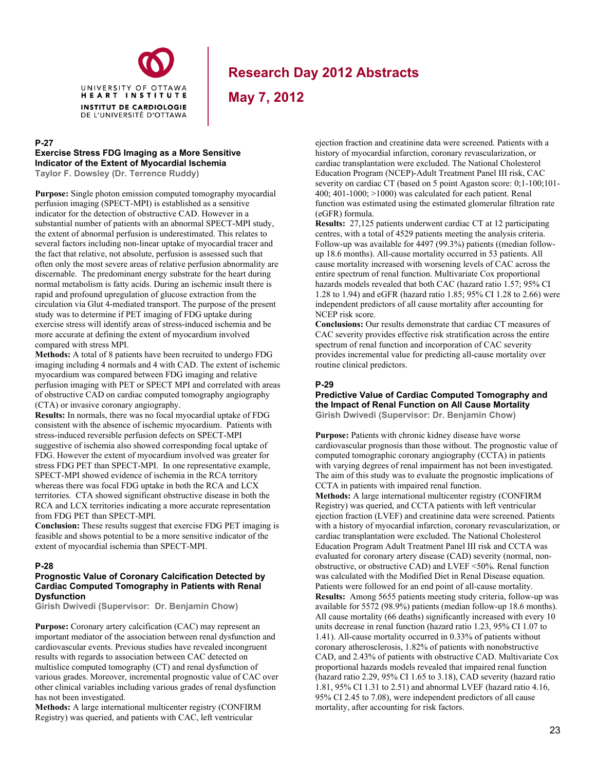## P-27

### Exercise Stress FDG Imaging as a More Sensitive Indicator of the Extent of Myocardial Ischemia

**Taylor F. Dowsley (Dr. Terrence Ruddy)**

**Purpose:** Single photon emission computed tomography myocardial perfusion imaging (SPECT-MPI) is established as a sensitive indicator for the detection of obstructive CAD. However in a substantial number of patients with an abnormal SPECT-MPI study, the extent of abnormal perfusion is underestimated. This relates to several factors including non-linear uptake of myocardial tracer and the fact that relative, not absolute, perfusion is assessed such that often only the most severe areas of relative perfusion abnormality are discernable. The predominant energy substrate for the heart during normal metabolism is fatty acids. During an ischemic insult there is rapid and profound upregulation of glucose extraction from the circulation via Glut 4-mediated transport. The purpose of the present study was to determine if PET imaging of FDG uptake during exercise stress will identify areas of stress-induced ischemia and be more accurate at defining the extent of myocardium involved compared with stress MPI.

**Methods:** A total of 8 patients have been recruited to undergo FDG imaging including 4 normals and 4 with CAD. The extent of ischemic myocardium was compared between FDG imaging and relative perfusion imaging with PET or SPECT MPI and correlated with areas of obstructive CAD on cardiac computed tomography angiography (CTA) or invasive coronary angiography.

**Results:** In normals, there was no focal myocardial uptake of FDG consistent with the absence of ischemic myocardium. Patients with stress-induced reversible perfusion defects on SPECT-MPI suggestive of ischemia also showed corresponding focal uptake of FDG. However the extent of myocardium involved was greater for stress FDG PET than SPECT-MPI. In one representative example, SPECT-MPI showed evidence of ischemia in the RCA territory whereas there was focal FDG uptake in both the RCA and LCX territories. CTA showed significant obstructive disease in both the RCA and LCX territories indicating a more accurate representation from FDG PET than SPECT-MPI.

**Conclusion:** These results suggest that exercise FDG PET imaging is feasible and shows potential to be a more sensitive indicator of the extent of myocardial ischemia than SPECT-MPI.

## P-28

### Prognostic Value of Coronary Calcification Detected by Cardiac Computed Tomography in Patients with Renal Dysfunction

**Girish Dwivedi (Supervisor: Dr. Benjamin Chow)**

**Purpose:** Coronary artery calcification (CAC) may represent an important mediator of the association between renal dysfunction and cardiovascular events. Previous studies have revealed incongruent results with regards to association between CAC detected on multislice computed tomography (CT) and renal dysfunction of various grades. Moreover, incremental prognostic value of CAC over other clinical variables including various grades of renal dysfunction has not been investigated.

**Methods:** A large international multicenter registry (CONFIRM Registry) was queried, and patients with CAC, left ventricular ejection fraction and creatinine data were screened. Patients with a history of myocardial infarction, coronary revascularization, or cardiac transplantation were excluded. The National Cholesterol Education Program (NCEP)-Adult Treatment Panel III risk, CAC severity on cardiac CT (based on 5 point Agaston score: 0;1-100;101-400; 401-1000; >1000) was calculated for each patient. Renal function was estimated using the estimated glomerular filtration rate (eGFR) formula.

**Results:** 27,125 patients underwent cardiac CT at 12 participating centres, with a total of 4529 patients meeting the analysis criteria. Follow-up was available for 4497 (99.3%) patients ((median follow-up 18.6 months). All-cause mortality occurred in 53 patients. All cause mortality increased with worsening levels of CAC across the entire spectrum of renal function. Multivariate Cox proportional hazards models revealed that both CAC (hazard ratio 1.57; 95% CI 1.28 to 1.94) and eGFR (hazard ratio 1.85; 95% CI 1.28 to 2.66) were independent predictors of all cause mortality after accounting for NCEP risk score.

**Conclusions:** Our results demonstrate that cardiac CT measures of CAC severity provides effective risk stratification across the entire spectrum of renal function and incorporation of CAC severity provides incremental value for predicting all-cause mortality over routine clinical predictors.

## P-29

### Predictive Value of Cardiac Computed Tomography and the Impact of Renal Function on All Cause Mortality

**Girish Dwivedi (Supervisor: Dr. Benjamin Chow)**

**Purpose:** Patients with chronic kidney disease have worse cardiovascular prognosis than those without. The prognostic value of computed tomographic coronary angiography (CCTA) in patients with varying degrees of renal impairment has not been investigated. The aim of this study was to evaluate the prognostic implications of CCTA in patients with impaired renal function.

**Methods:** A large international multicenter registry (CONFIRM Registry) was queried, and CCTA patients with left ventricular ejection fraction (LVEF) and creatinine data were screened. Patients with a history of myocardial infarction, coronary revascularization, or cardiac transplantation were excluded. The National Cholesterol Education Program Adult Treatment Panel III risk and CCTA was evaluated for coronary artery disease (CAD) severity (normal, non-obstructive, or obstructive CAD) and LVEF <50%. Renal function was calculated with the Modified Diet in Renal Disease equation. Patients were followed for an end point of all-cause mortality.

**Results:** Among 5655 patients meeting study criteria, follow-up was available for 5572 (98.9%) patients (median follow-up 18.6 months). All cause mortality (66 deaths) significantly increased with every 10 units decrease in renal function (hazard ratio 1.23, 95% CI 1.07 to 1.41). All-cause mortality occurred in 0.33% of patients without coronary atherosclerosis, 1.82% of patients with nonobstructive CAD, and 2.43% of patients with obstructive CAD. Multivariate Cox proportional hazards models revealed that impaired renal function (hazard ratio 2.29, 95% CI 1.65 to 3.18), CAD severity (hazard ratio 1.81, 95% CI 1.31 to 2.51) and abnormal LVEF (hazard ratio 4.16, 95% CI 2.45 to 7.08), were independent predictors of all cause mortality, after accounting for risk factors.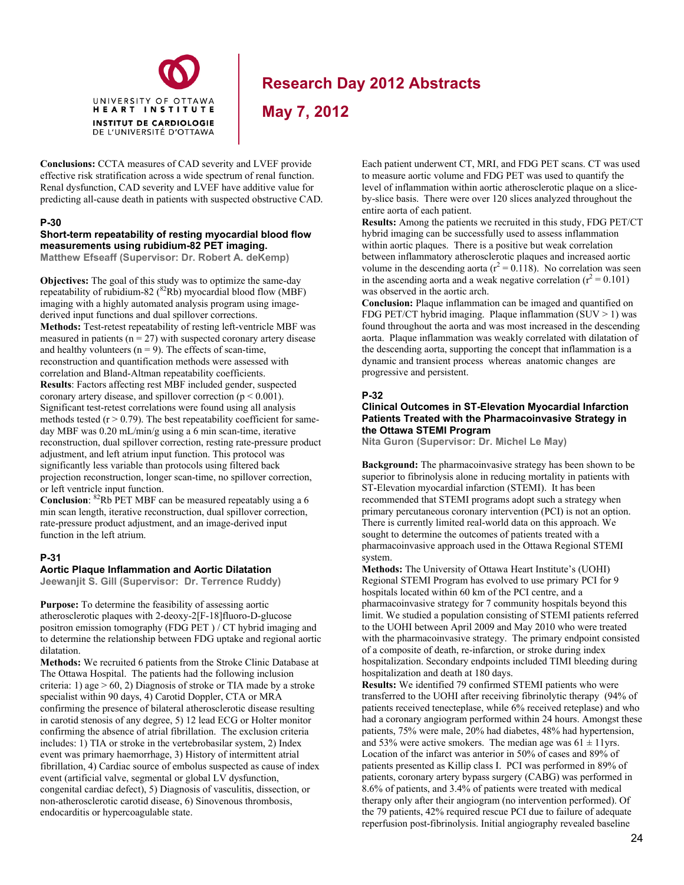**Conclusions:** CCTA measures of CAD severity and LVEF provide effective risk stratification across a wide spectrum of renal function. Renal dysfunction, CAD severity and LVEF have additive value for predicting all-cause death in patients with suspected obstructive CAD.

### P-30

### Short-term repeatability of resting myocardial blood flow measurements using rubidium-82 PET imaging.

**Matthew Efseaff (Supervisor: Dr. Robert A. deKemp)**

**Objectives:** The goal of this study was to optimize the same-day repeatability of rubidium-82 ($^{82}$Rb) myocardial blood flow (MBF) imaging with a highly automated analysis program using image-derived input functions and dual spillover corrections.
**Methods:** Test-retest repeatability of resting left-ventricle MBF was measured in patients ($n = 27$) with suspected coronary artery disease and healthy volunteers ($n = 9$). The effects of scan-time, reconstruction and quantification methods were assessed with correlation and Bland-Altman repeatability coefficients.
**Results**: Factors affecting rest MBF included gender, suspected coronary artery disease, and spillover correction ($p < 0.001$). Significant test-retest correlations were found using all analysis methods tested ($r > 0.79$). The best repeatability coefficient for same-day MBF was 0.20 mL/min/g using a 6 min scan-time, iterative reconstruction, dual spillover correction, resting rate-pressure product adjustment, and left atrium input function. This protocol was significantly less variable than protocols using filtered back projection reconstruction, longer scan-time, no spillover correction, or left ventricle input function.
**Conclusion**: $^{82}$Rb PET MBF can be measured repeatably using a 6 min scan length, iterative reconstruction, dual spillover correction, rate-pressure product adjustment, and an image-derived input function in the left atrium.

### P-31

### Aortic Plaque Inflammation and Aortic Dilatation

**Jeewanjit S. Gill (Supervisor: Dr. Terrence Ruddy)**

**Purpose:** To determine the feasibility of assessing aortic atherosclerotic plaques with 2-deoxy-2[F-18]fluoro-D-glucose positron emission tomography (FDG PET ) / CT hybrid imaging and to determine the relationship between FDG uptake and regional aortic dilatation.
**Methods:** We recruited 6 patients from the Stroke Clinic Database at The Ottawa Hospital. The patients had the following inclusion criteria: 1) age > 60, 2) Diagnosis of stroke or TIA made by a stroke specialist within 90 days, 4) Carotid Doppler, CTA or MRA confirming the presence of bilateral atherosclerotic disease resulting in carotid stenosis of any degree, 5) 12 lead ECG or Holter monitor confirming the absence of atrial fibrillation. The exclusion criteria includes: 1) TIA or stroke in the vertebrobasilar system, 2) Index event was primary haemorrhage, 3) History of intermittent atrial fibrillation, 4) Cardiac source of embolus suspected as cause of index event (artificial valve, segmental or global LV dysfunction, congenital cardiac defect), 5) Diagnosis of vasculitis, dissection, or non-atherosclerotic carotid disease, 6) Sinovenous thrombosis, endocarditis or hypercoagulable state.
Each patient underwent CT, MRI, and FDG PET scans. CT was used to measure aortic volume and FDG PET was used to quantify the level of inflammation within aortic atherosclerotic plaque on a slice-by-slice basis. There were over 120 slices analyzed throughout the entire aorta of each patient.
**Results:** Among the patients we recruited in this study, FDG PET/CT hybrid imaging can be successfully used to assess inflammation within aortic plaques. There is a positive but weak correlation between inflammatory atherosclerotic plaques and increased aortic volume in the descending aorta ($r^2 = 0.118$). No correlation was seen in the ascending aorta and a weak negative correlation ($r^2 = 0.101$) was observed in the aortic arch.
**Conclusion:** Plaque inflammation can be imaged and quantified on FDG PET/CT hybrid imaging. Plaque inflammation (SUV > 1) was found throughout the aorta and was most increased in the descending aorta. Plaque inflammation was weakly correlated with dilatation of the descending aorta, supporting the concept that inflammation is a dynamic and transient process whereas anatomic changes are progressive and persistent.

### P-32

### Clinical Outcomes in ST-Elevation Myocardial Infarction Patients Treated with the Pharmacoinvasive Strategy in the Ottawa STEMI Program

**Nita Guron (Supervisor: Dr. Michel Le May)**

**Background:** The pharmacoinvasive strategy has been shown to be superior to fibrinolysis alone in reducing mortality in patients with ST-Elevation myocardial infarction (STEMI). It has been recommended that STEMI programs adopt such a strategy when primary percutaneous coronary intervention (PCI) is not an option. There is currently limited real-world data on this approach. We sought to determine the outcomes of patients treated with a pharmacoinvasive approach used in the Ottawa Regional STEMI system.
**Methods:** The University of Ottawa Heart Institute's (UOHI) Regional STEMI Program has evolved to use primary PCI for 9 hospitals located within 60 km of the PCI centre, and a pharmacoinvasive strategy for 7 community hospitals beyond this limit. We studied a population consisting of STEMI patients referred to the UOHI between April 2009 and May 2010 who were treated with the pharmacoinvasive strategy. The primary endpoint consisted of a composite of death, re-infarction, or stroke during index hospitalization. Secondary endpoints included TIMI bleeding during hospitalization and death at 180 days.
**Results:** We identified 79 confirmed STEMI patients who were transferred to the UOHI after receiving fibrinolytic therapy (94% of patients received tenecteplase, while 6% received reteplase) and who had a coronary angiogram performed within 24 hours. Amongst these patients, 75% were male, 20% had diabetes, 48% had hypertension, and 53% were active smokers. The median age was $61 \pm 11$yrs. Location of the infarct was anterior in 50% of cases and 89% of patients presented as Killip class I. PCI was performed in 89% of patients, coronary artery bypass surgery (CABG) was performed in 8.6% of patients, and 3.4% of patients were treated with medical therapy only after their angiogram (no intervention performed). Of the 79 patients, 42% required rescue PCI due to failure of adequate reperfusion post-fibrinolysis. Initial angiography revealed baseline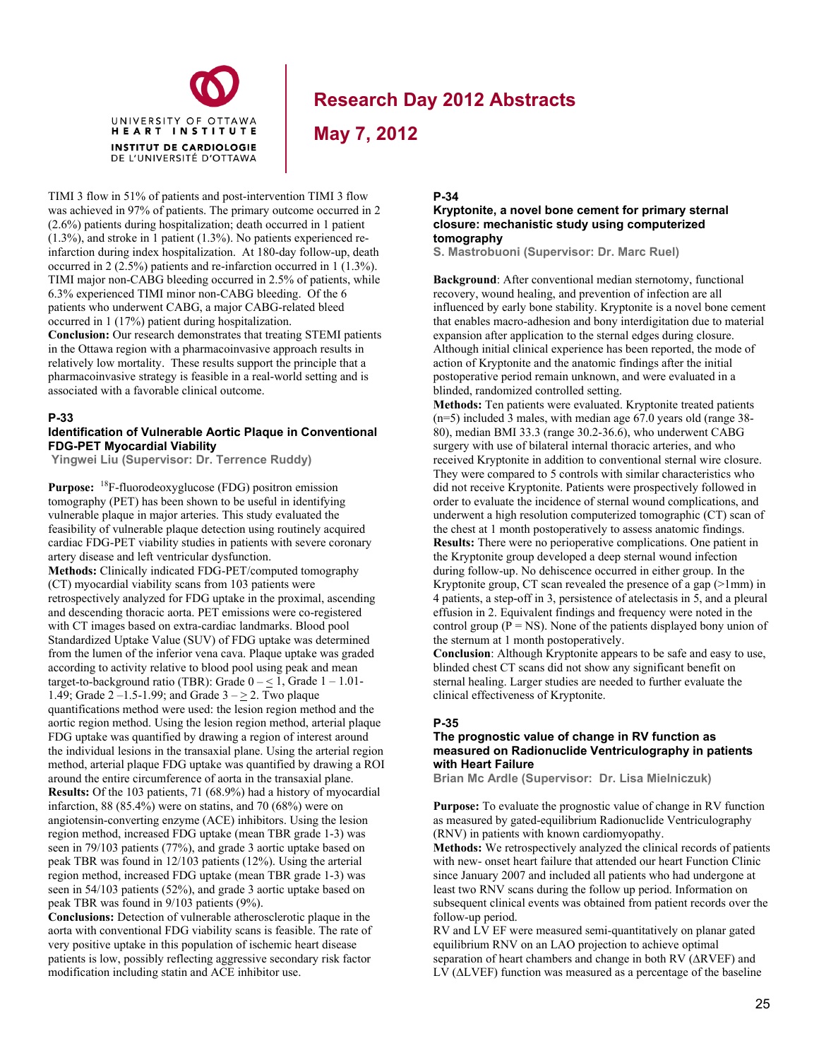TIMI 3 flow in 51% of patients and post-intervention TIMI 3 flow was achieved in 97% of patients. The primary outcome occurred in 2 (2.6%) patients during hospitalization; death occurred in 1 patient (1.3%), and stroke in 1 patient (1.3%). No patients experienced re-infarction during index hospitalization. At 180-day follow-up, death occurred in 2 (2.5%) patients and re-infarction occurred in 1 (1.3%). TIMI major non-CABG bleeding occurred in 2.5% of patients, while 6.3% experienced TIMI minor non-CABG bleeding. Of the 6 patients who underwent CABG, a major CABG-related bleed occurred in 1 (17%) patient during hospitalization.

**Conclusion:** Our research demonstrates that treating STEMI patients in the Ottawa region with a pharmacoinvasive approach results in relatively low mortality. These results support the principle that a pharmacoinvasive strategy is feasible in a real-world setting and is associated with a favorable clinical outcome.

### P-33

### Identification of Vulnerable Aortic Plaque in Conventional FDG-PET Myocardial Viability

**Yingwei Liu (Supervisor: Dr. Terrence Ruddy)**

**Purpose:** $^{18}$F-fluorodeoxyglucose (FDG) positron emission tomography (PET) has been shown to be useful in identifying vulnerable plaque in major arteries. This study evaluated the feasibility of vulnerable plaque detection using routinely acquired cardiac FDG-PET viability studies in patients with severe coronary artery disease and left ventricular dysfunction.

**Methods:** Clinically indicated FDG-PET/computed tomography (CT) myocardial viability scans from 103 patients were retrospectively analyzed for FDG uptake in the proximal, ascending and descending thoracic aorta. PET emissions were co-registered with CT images based on extra-cardiac landmarks. Blood pool Standardized Uptake Value (SUV) of FDG uptake was determined from the lumen of the inferior vena cava. Plaque uptake was graded according to activity relative to blood pool using peak and mean target-to-background ratio (TBR): Grade 0 – $\leq$ 1, Grade 1 – 1.01-1.49; Grade 2 –1.5-1.99; and Grade 3 – $\geq$ 2. Two plaque quantifications method were used: the lesion region method and the aortic region method. Using the lesion region method, arterial plaque FDG uptake was quantified by drawing a region of interest around the individual lesions in the transaxial plane. Using the arterial region method, arterial plaque FDG uptake was quantified by drawing a ROI around the entire circumference of aorta in the transaxial plane.

**Results:** Of the 103 patients, 71 (68.9%) had a history of myocardial infarction, 88 (85.4%) were on statins, and 70 (68%) were on angiotensin-converting enzyme (ACE) inhibitors. Using the lesion region method, increased FDG uptake (mean TBR grade 1-3) was seen in 79/103 patients (77%), and grade 3 aortic uptake based on peak TBR was found in 12/103 patients (12%). Using the arterial region method, increased FDG uptake (mean TBR grade 1-3) was seen in 54/103 patients (52%), and grade 3 aortic uptake based on peak TBR was found in 9/103 patients (9%).

**Conclusions:** Detection of vulnerable atherosclerotic plaque in the aorta with conventional FDG viability scans is feasible. The rate of very positive uptake in this population of ischemic heart disease patients is low, possibly reflecting aggressive secondary risk factor modification including statin and ACE inhibitor use.

### P-34

### Kryptonite, a novel bone cement for primary sternal closure: mechanistic study using computerized tomography

**S. Mastrobuoni (Supervisor: Dr. Marc Ruel)**

**Background**: After conventional median sternotomy, functional recovery, wound healing, and prevention of infection are all influenced by early bone stability. Kryptonite is a novel bone cement that enables macro-adhesion and bony interdigitation due to material expansion after application to the sternal edges during closure. Although initial clinical experience has been reported, the mode of action of Kryptonite and the anatomic findings after the initial postoperative period remain unknown, and were evaluated in a blinded, randomized controlled setting.

**Methods:** Ten patients were evaluated. Kryptonite treated patients (n=5) included 3 males, with median age 67.0 years old (range 38-80), median BMI 33.3 (range 30.2-36.6), who underwent CABG surgery with use of bilateral internal thoracic arteries, and who received Kryptonite in addition to conventional sternal wire closure. They were compared to 5 controls with similar characteristics who did not receive Kryptonite. Patients were prospectively followed in order to evaluate the incidence of sternal wound complications, and underwent a high resolution computerized tomographic (CT) scan of the chest at 1 month postoperatively to assess anatomic findings.

**Results:** There were no perioperative complications. One patient in the Kryptonite group developed a deep sternal wound infection during follow-up. No dehiscence occurred in either group. In the Kryptonite group, CT scan revealed the presence of a gap (>1mm) in 4 patients, a step-off in 3, persistence of atelectasis in 5, and a pleural effusion in 2. Equivalent findings and frequency were noted in the control group (P = NS). None of the patients displayed bony union of the sternum at 1 month postoperatively.

**Conclusion**: Although Kryptonite appears to be safe and easy to use, blinded chest CT scans did not show any significant benefit on sternal healing. Larger studies are needed to further evaluate the clinical effectiveness of Kryptonite.

### P-35

### The prognostic value of change in RV function as measured on Radionuclide Ventriculography in patients with Heart Failure

**Brian Mc Ardle (Supervisor: Dr. Lisa Mielniczuk)**

**Purpose:** To evaluate the prognostic value of change in RV function as measured by gated-equilibrium Radionuclide Ventriculography (RNV) in patients with known cardiomyopathy.

**Methods:** We retrospectively analyzed the clinical records of patients with new- onset heart failure that attended our heart Function Clinic since January 2007 and included all patients who had undergone at least two RNV scans during the follow up period. Information on subsequent clinical events was obtained from patient records over the follow-up period.

RV and LV EF were measured semi-quantitatively on planar gated equilibrium RNV on an LAO projection to achieve optimal separation of heart chambers and change in both RV ($\Delta$RVEF) and LV ($\Delta$LVEF) function was measured as a percentage of the baseline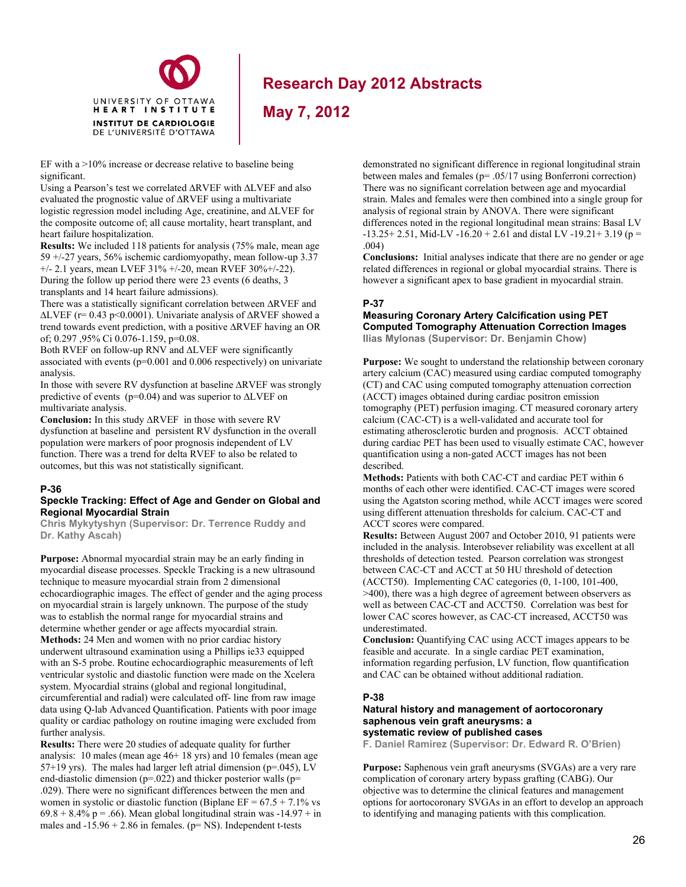EF with a >10% increase or decrease relative to baseline being significant.

Using a Pearson's test we correlated ΔRVEF with ΔLVEF and also evaluated the prognostic value of ΔRVEF using a multivariate logistic regression model including Age, creatinine, and ΔLVEF for the composite outcome of; all cause mortality, heart transplant, and heart failure hospitalization.

**Results:** We included 118 patients for analysis (75% male, mean age 59 +/-27 years, 56% ischemic cardiomyopathy, mean follow-up 3.37 +/- 2.1 years, mean LVEF 31% +/-20, mean RVEF 30%+/-22).

During the follow up period there were 23 events (6 deaths, 3 transplants and 14 heart failure admissions).

There was a statistically significant correlation between ΔRVEF and ΔLVEF (r= 0.43 p<0.0001). Univariate analysis of ΔRVEF showed a trend towards event prediction, with a positive ΔRVEF having an OR of; 0.297 ,95% Ci 0.076-1.159, p=0.08.

Both RVEF on follow-up RNV and ΔLVEF were significantly associated with events (p=0.001 and 0.006 respectively) on univariate analysis.

In those with severe RV dysfunction at baseline ΔRVEF was strongly predictive of events (p=0.04) and was superior to ΔLVEF on multivariate analysis.

**Conclusion:** In this study ΔRVEF in those with severe RV dysfunction at baseline and persistent RV dysfunction in the overall population were markers of poor prognosis independent of LV function. There was a trend for delta RVEF to also be related to outcomes, but this was not statistically significant.

### P-36

### Speckle Tracking: Effect of Age and Gender on Global and Regional Myocardial Strain

**Chris Mykytyshyn (Supervisor: Dr. Terrence Ruddy and Dr. Kathy Ascah)**

**Purpose:** Abnormal myocardial strain may be an early finding in myocardial disease processes. Speckle Tracking is a new ultrasound technique to measure myocardial strain from 2 dimensional echocardiographic images. The effect of gender and the aging process on myocardial strain is largely unknown. The purpose of the study was to establish the normal range for myocardial strains and determine whether gender or age affects myocardial strain.

**Methods:** 24 Men and women with no prior cardiac history underwent ultrasound examination using a Phillips ie33 equipped with an S-5 probe. Routine echocardiographic measurements of left ventricular systolic and diastolic function were made on the Xcelera system. Myocardial strains (global and regional longitudinal, circumferential and radial) were calculated off- line from raw image data using Q-lab Advanced Quantification. Patients with poor image quality or cardiac pathology on routine imaging were excluded from further analysis.

**Results:** There were 20 studies of adequate quality for further analysis: 10 males (mean age 46+ 18 yrs) and 10 females (mean age 57+19 yrs). The males had larger left atrial dimension (p=.045), LV end-diastolic dimension (p=.022) and thicker posterior walls (p= .029). There were no significant differences between the men and women in systolic or diastolic function (Biplane EF = 67.5 + 7.1% vs 69.8 + 8.4% p = .66). Mean global longitudinal strain was -14.97 + in males and -15.96 + 2.86 in females. (p= NS). Independent t-tests demonstrated no significant difference in regional longitudinal strain between males and females (p= .05/17 using Bonferroni correction) There was no significant correlation between age and myocardial strain. Males and females were then combined into a single group for analysis of regional strain by ANOVA. There were significant differences noted in the regional longitudinal mean strains: Basal LV -13.25+ 2.51, Mid-LV -16.20 + 2.61 and distal LV -19.21+ 3.19 (p = .004)

**Conclusions:** Initial analyses indicate that there are no gender or age related differences in regional or global myocardial strains. There is however a significant apex to base gradient in myocardial strain.

### P-37

### Measuring Coronary Artery Calcification using PET Computed Tomography Attenuation Correction Images

**Ilias Mylonas (Supervisor: Dr. Benjamin Chow)**

**Purpose:** We sought to understand the relationship between coronary artery calcium (CAC) measured using cardiac computed tomography (CT) and CAC using computed tomography attenuation correction (ACCT) images obtained during cardiac positron emission tomography (PET) perfusion imaging. CT measured coronary artery calcium (CAC-CT) is a well-validated and accurate tool for estimating atherosclerotic burden and prognosis. ACCT obtained during cardiac PET has been used to visually estimate CAC, however quantification using a non-gated ACCT images has not been described.

**Methods:** Patients with both CAC-CT and cardiac PET within 6 months of each other were identified. CAC-CT images were scored using the Agatston scoring method, while ACCT images were scored using different attenuation thresholds for calcium. CAC-CT and ACCT scores were compared.

**Results:** Between August 2007 and October 2010, 91 patients were included in the analysis. Interobserver reliability was excellent at all thresholds of detection tested. Pearson correlation was strongest between CAC-CT and ACCT at 50 HU threshold of detection (ACCT50). Implementing CAC categories (0, 1-100, 101-400, >400), there was a high degree of agreement between observers as well as between CAC-CT and ACCT50. Correlation was best for lower CAC scores however, as CAC-CT increased, ACCT50 was underestimated.

**Conclusion:** Quantifying CAC using ACCT images appears to be feasible and accurate. In a single cardiac PET examination, information regarding perfusion, LV function, flow quantification and CAC can be obtained without additional radiation.

### P-38

### Natural history and management of aortocoronary saphenous vein graft aneurysms: a systematic review of published cases

**F. Daniel Ramirez (Supervisor: Dr. Edward R. O'Brien)**

**Purpose:** Saphenous vein graft aneurysms (SVGAs) are a very rare complication of coronary artery bypass grafting (CABG). Our objective was to determine the clinical features and management options for aortocoronary SVGAs in an effort to develop an approach to identifying and managing patients with this complication.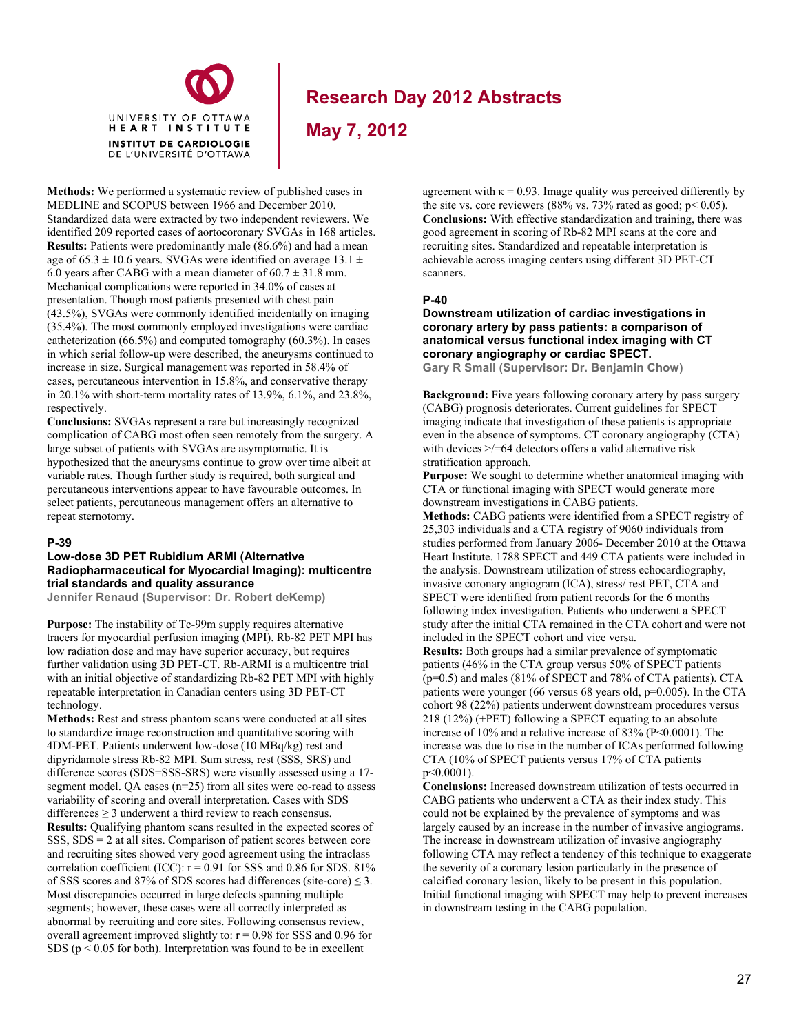**Methods:** We performed a systematic review of published cases in MEDLINE and SCOPUS between 1966 and December 2010. Standardized data were extracted by two independent reviewers. We identified 209 reported cases of aortocoronary SVGAs in 168 articles.
**Results:** Patients were predominantly male (86.6%) and had a mean age of 65.3 ± 10.6 years. SVGAs were identified on average 13.1 ± 6.0 years after CABG with a mean diameter of 60.7 ± 31.8 mm. Mechanical complications were reported in 34.0% of cases at presentation. Though most patients presented with chest pain (43.5%), SVGAs were commonly identified incidentally on imaging (35.4%). The most commonly employed investigations were cardiac catheterization (66.5%) and computed tomography (60.3%). In cases in which serial follow-up were described, the aneurysms continued to increase in size. Surgical management was reported in 58.4% of cases, percutaneous intervention in 15.8%, and conservative therapy in 20.1% with short-term mortality rates of 13.9%, 6.1%, and 23.8%, respectively.
**Conclusions:** SVGAs represent a rare but increasingly recognized complication of CABG most often seen remotely from the surgery. A large subset of patients with SVGAs are asymptomatic. It is hypothesized that the aneurysms continue to grow over time albeit at variable rates. Though further study is required, both surgical and percutaneous interventions appear to have favourable outcomes. In select patients, percutaneous management offers an alternative to repeat sternotomy.

### P-39

**Low-dose 3D PET Rubidium ARMI (Alternative Radiopharmaceutical for Myocardial Imaging): multicentre trial standards and quality assurance**
**Jennifer Renaud (Supervisor: Dr. Robert deKemp)**

**Purpose:** The instability of Tc-99m supply requires alternative tracers for myocardial perfusion imaging (MPI). Rb-82 PET MPI has low radiation dose and may have superior accuracy, but requires further validation using 3D PET-CT. Rb-ARMI is a multicentre trial with an initial objective of standardizing Rb-82 PET MPI with highly repeatable interpretation in Canadian centers using 3D PET-CT technology.
**Methods:** Rest and stress phantom scans were conducted at all sites to standardize image reconstruction and quantitative scoring with 4DM-PET. Patients underwent low-dose (10 MBq/kg) rest and dipyridamole stress Rb-82 MPI. Sum stress, rest (SSS, SRS) and difference scores (SDS=SSS-SRS) were visually assessed using a 17-segment model. QA cases (n=25) from all sites were co-read to assess variability of scoring and overall interpretation. Cases with SDS differences ≥ 3 underwent a third review to reach consensus.
**Results:** Qualifying phantom scans resulted in the expected scores of SSS, SDS = 2 at all sites. Comparison of patient scores between core and recruiting sites showed very good agreement using the intraclass correlation coefficient (ICC): r = 0.91 for SSS and 0.86 for SDS. 81% of SSS scores and 87% of SDS scores had differences (site-core) ≤ 3. Most discrepancies occurred in large defects spanning multiple segments; however, these cases were all correctly interpreted as abnormal by recruiting and core sites. Following consensus review, overall agreement improved slightly to: r = 0.98 for SSS and 0.96 for SDS ($p < 0.05$ for both). Interpretation was found to be in excellent agreement with $\kappa = 0.93$. Image quality was perceived differently by the site vs. core reviewers (88% vs. 73% rated as good; $p < 0.05$).
**Conclusions:** With effective standardization and training, there was good agreement in scoring of Rb-82 MPI scans at the core and recruiting sites. Standardized and repeatable interpretation is achievable across imaging centers using different 3D PET-CT scanners.

### P-40

**Downstream utilization of cardiac investigations in coronary artery by pass patients: a comparison of anatomical versus functional index imaging with CT coronary angiography or cardiac SPECT.**
**Gary R Small (Supervisor: Dr. Benjamin Chow)**

**Background:** Five years following coronary artery by pass surgery (CABG) prognosis deteriorates. Current guidelines for SPECT imaging indicate that investigation of these patients is appropriate even in the absence of symptoms. CT coronary angiography (CTA) with devices >/=64 detectors offers a valid alternative risk stratification approach.
**Purpose:** We sought to determine whether anatomical imaging with CTA or functional imaging with SPECT would generate more downstream investigations in CABG patients.
**Methods:** CABG patients were identified from a SPECT registry of 25,303 individuals and a CTA registry of 9060 individuals from studies performed from January 2006- December 2010 at the Ottawa Heart Institute. 1788 SPECT and 449 CTA patients were included in the analysis. Downstream utilization of stress echocardiography, invasive coronary angiogram (ICA), stress/ rest PET, CTA and SPECT were identified from patient records for the 6 months following index investigation. Patients who underwent a SPECT study after the initial CTA remained in the CTA cohort and were not included in the SPECT cohort and vice versa.
**Results:** Both groups had a similar prevalence of symptomatic patients (46% in the CTA group versus 50% of SPECT patients (p=0.5) and males (81% of SPECT and 78% of CTA patients). CTA patients were younger (66 versus 68 years old, p=0.005). In the CTA cohort 98 (22%) patients underwent downstream procedures versus 218 (12%) (+PET) following a SPECT equating to an absolute increase of 10% and a relative increase of 83% (P<0.0001). The increase was due to rise in the number of ICAs performed following CTA (10% of SPECT patients versus 17% of CTA patients p<0.0001).
**Conclusions:** Increased downstream utilization of tests occurred in CABG patients who underwent a CTA as their index study. This could not be explained by the prevalence of symptoms and was largely caused by an increase in the number of invasive angiograms. The increase in downstream utilization of invasive angiography following CTA may reflect a tendency of this technique to exaggerate the severity of a coronary lesion particularly in the presence of calcified coronary lesion, likely to be present in this population. Initial functional imaging with SPECT may help to prevent increases in downstream testing in the CABG population.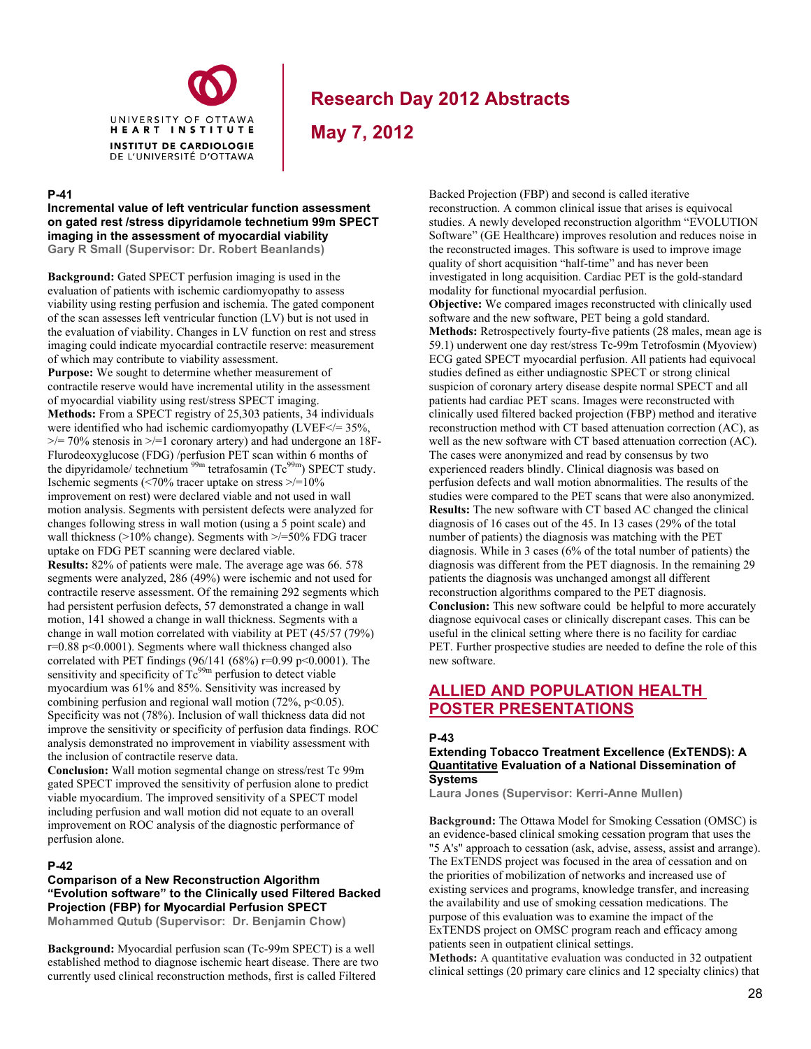### P-41

**Incremental value of left ventricular function assessment on gated rest /stress dipyridamole technetium 99m SPECT imaging in the assessment of myocardial viability**

**Gary R Small (Supervisor: Dr. Robert Beanlands)**

**Background:** Gated SPECT perfusion imaging is used in the evaluation of patients with ischemic cardiomyopathy to assess viability using resting perfusion and ischemia. The gated component of the scan assesses left ventricular function (LV) but is not used in the evaluation of viability. Changes in LV function on rest and stress imaging could indicate myocardial contractile reserve: measurement of which may contribute to viability assessment.

**Purpose:** We sought to determine whether measurement of contractile reserve would have incremental utility in the assessment of myocardial viability using rest/stress SPECT imaging.

**Methods:** From a SPECT registry of 25,303 patients, 34 individuals were identified who had ischemic cardiomyopathy (LVEF</= 35%, >/= 70% stenosis in >/=1 coronary artery) and had undergone an 18F-Flurodeoxyglucose (FDG) /perfusion PET scan within 6 months of the dipyridamole/ technetium $^{99m}$ tetrafosamin ($Tc^{99m}$) SPECT study. Ischemic segments (<70% tracer uptake on stress >/=10% improvement on rest) were declared viable and not used in wall motion analysis. Segments with persistent defects were analyzed for changes following stress in wall motion (using a 5 point scale) and wall thickness (>10% change). Segments with >/=50% FDG tracer uptake on FDG PET scanning were declared viable.

**Results:** 82% of patients were male. The average age was 66. 578 segments were analyzed, 286 (49%) were ischemic and not used for contractile reserve assessment. Of the remaining 292 segments which had persistent perfusion defects, 57 demonstrated a change in wall motion, 141 showed a change in wall thickness. Segments with a change in wall motion correlated with viability at PET (45/57 (79%) r=0.88 p<0.0001). Segments where wall thickness changed also correlated with PET findings (96/141 (68%) r=0.99 p<0.0001). The sensitivity and specificity of $Tc^{99m}$ perfusion to detect viable myocardium was 61% and 85%. Sensitivity was increased by combining perfusion and regional wall motion (72%, p<0.05). Specificity was not (78%). Inclusion of wall thickness data did not improve the sensitivity or specificity of perfusion data findings. ROC analysis demonstrated no improvement in viability assessment with the inclusion of contractile reserve data.

**Conclusion:** Wall motion segmental change on stress/rest Tc 99m gated SPECT improved the sensitivity of perfusion alone to predict viable myocardium. The improved sensitivity of a SPECT model including perfusion and wall motion did not equate to an overall improvement on ROC analysis of the diagnostic performance of perfusion alone.

### P-42

**Comparison of a New Reconstruction Algorithm "Evolution software" to the Clinically used Filtered Backed Projection (FBP) for Myocardial Perfusion SPECT**

**Mohammed Qutub (Supervisor: Dr. Benjamin Chow)**

**Background:** Myocardial perfusion scan (Tc-99m SPECT) is a well established method to diagnose ischemic heart disease. There are two currently used clinical reconstruction methods, first is called Filtered Backed Projection (FBP) and second is called iterative reconstruction. A common clinical issue that arises is equivocal studies. A newly developed reconstruction algorithm "EVOLUTION Software" (GE Healthcare) improves resolution and reduces noise in the reconstructed images. This software is used to improve image quality of short acquisition "half-time" and has never been investigated in long acquisition. Cardiac PET is the gold-standard modality for functional myocardial perfusion.

**Objective:** We compared images reconstructed with clinically used software and the new software, PET being a gold standard.

**Methods:** Retrospectively fourty-five patients (28 males, mean age is 59.1) underwent one day rest/stress Tc-99m Tetrofosmin (Myoview) ECG gated SPECT myocardial perfusion. All patients had equivocal studies defined as either undiagnostic SPECT or strong clinical suspicion of coronary artery disease despite normal SPECT and all patients had cardiac PET scans. Images were reconstructed with clinically used filtered backed projection (FBP) method and iterative reconstruction method with CT based attenuation correction (AC), as well as the new software with CT based attenuation correction (AC). The cases were anonymized and read by consensus by two experienced readers blindly. Clinical diagnosis was based on perfusion defects and wall motion abnormalities. The results of the studies were compared to the PET scans that were also anonymized.

**Results:** The new software with CT based AC changed the clinical diagnosis of 16 cases out of the 45. In 13 cases (29% of the total number of patients) the diagnosis was matching with the PET diagnosis. While in 3 cases (6% of the total number of patients) the diagnosis was different from the PET diagnosis. In the remaining 29 patients the diagnosis was unchanged amongst all different reconstruction algorithms compared to the PET diagnosis.

**Conclusion:** This new software could be helpful to more accurately diagnose equivocal cases or clinically discrepant cases. This can be useful in the clinical setting where there is no facility for cardiac PET. Further prospective studies are needed to define the role of this new software.

## ALLIED AND POPULATION HEALTH POSTER PRESENTATIONS

### P-43

**Extending Tobacco Treatment Excellence (ExTENDS): A Quantitative Evaluation of a National Dissemination of Systems**

**Laura Jones (Supervisor: Kerri-Anne Mullen)**

**Background:** The Ottawa Model for Smoking Cessation (OMSC) is an evidence-based clinical smoking cessation program that uses the "5 A's" approach to cessation (ask, advise, assess, assist and arrange). The ExTENDS project was focused in the area of cessation and on the priorities of mobilization of networks and increased use of existing services and programs, knowledge transfer, and increasing the availability and use of smoking cessation medications. The purpose of this evaluation was to examine the impact of the ExTENDS project on OMSC program reach and efficacy among patients seen in outpatient clinical settings.

**Methods:** A quantitative evaluation was conducted in 32 outpatient clinical settings (20 primary care clinics and 12 specialty clinics) that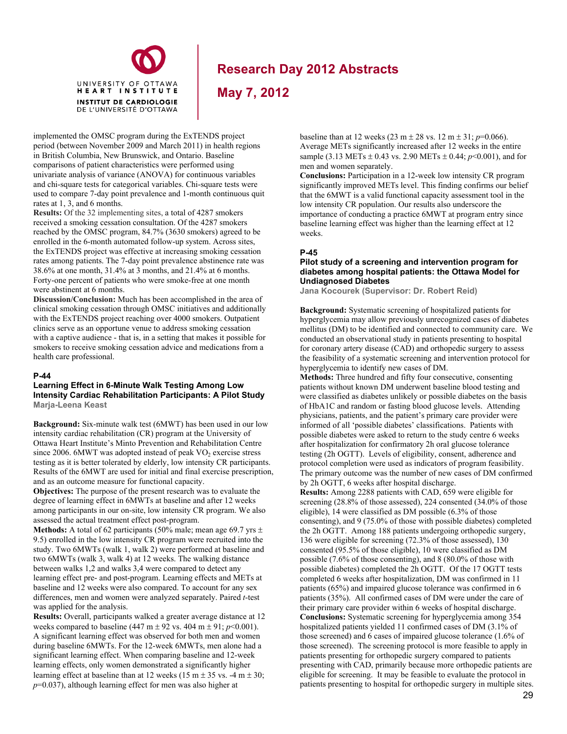implemented the OMSC program during the ExTENDS project period (between November 2009 and March 2011) in health regions in British Columbia, New Brunswick, and Ontario. Baseline comparisons of patient characteristics were performed using univariate analysis of variance (ANOVA) for continuous variables and chi-square tests for categorical variables. Chi-square tests were used to compare 7-day point prevalence and 1-month continuous quit rates at 1, 3, and 6 months.

**Results:** Of the 32 implementing sites, a total of 4287 smokers received a smoking cessation consultation. Of the 4287 smokers reached by the OMSC program, 84.7% (3630 smokers) agreed to be enrolled in the 6-month automated follow-up system. Across sites, the ExTENDS project was effective at increasing smoking cessation rates among patients. The 7-day point prevalence abstinence rate was 38.6% at one month, 31.4% at 3 months, and 21.4% at 6 months. Forty-one percent of patients who were smoke-free at one month were abstinent at 6 months.

**Discussion/Conclusion:** Much has been accomplished in the area of clinical smoking cessation through OMSC initiatives and additionally with the ExTENDS project reaching over 4000 smokers. Outpatient clinics serve as an opportune venue to address smoking cessation with a captive audience - that is, in a setting that makes it possible for smokers to receive smoking cessation advice and medications from a health care professional.

### P-44

### Learning Effect in 6-Minute Walk Testing Among Low Intensity Cardiac Rehabilitation Participants: A Pilot Study

**Marja-Leena Keast**

**Background:** Six-minute walk test (6MWT) has been used in our low intensity cardiac rehabilitation (CR) program at the University of Ottawa Heart Institute's Minto Prevention and Rehabilitation Centre since 2006. 6MWT was adopted instead of peak $VO_2$ exercise stress testing as it is better tolerated by elderly, low intensity CR participants. Results of the 6MWT are used for initial and final exercise prescription, and as an outcome measure for functional capacity.

**Objectives:** The purpose of the present research was to evaluate the degree of learning effect in 6MWTs at baseline and after 12 weeks among participants in our on-site, low intensity CR program. We also assessed the actual treatment effect post-program.

**Methods:** A total of 62 participants (50% male; mean age 69.7 yrs ± 9.5) enrolled in the low intensity CR program were recruited into the study. Two 6MWTs (walk 1, walk 2) were performed at baseline and two 6MWTs (walk 3, walk 4) at 12 weeks. The walking distance between walks 1,2 and walks 3,4 were compared to detect any learning effect pre- and post-program. Learning effects and METs at baseline and 12 weeks were also compared. To account for any sex differences, men and women were analyzed separately. Paired *t*-test was applied for the analysis.

**Results:** Overall, participants walked a greater average distance at 12 weeks compared to baseline (447 m ± 92 vs. 404 m ± 91; $p<0.001$). A significant learning effect was observed for both men and women during baseline 6MWTs. For the 12-week 6MWTs, men alone had a significant learning effect. When comparing baseline and 12-week learning effects, only women demonstrated a significantly higher learning effect at baseline than at 12 weeks (15 m ± 35 vs. -4 m ± 30; $p=0.037$), although learning effect for men was also higher at baseline than at 12 weeks (23 m ± 28 vs. 12 m ± 31; $p=0.066$). Average METs significantly increased after 12 weeks in the entire sample (3.13 METs ± 0.43 vs. 2.90 METs ± 0.44; $p<0.001$), and for men and women separately.

**Conclusions:** Participation in a 12-week low intensity CR program significantly improved METs level. This finding confirms our belief that the 6MWT is a valid functional capacity assessment tool in the low intensity CR population. Our results also underscore the importance of conducting a practice 6MWT at program entry since baseline learning effect was higher than the learning effect at 12 weeks.

### P-45

### Pilot study of a screening and intervention program for diabetes among hospital patients: the Ottawa Model for Undiagnosed Diabetes

**Jana Kocourek (Supervisor: Dr. Robert Reid)**

**Background:** Systematic screening of hospitalized patients for hyperglycemia may allow previously unrecognized cases of diabetes mellitus (DM) to be identified and connected to community care. We conducted an observational study in patients presenting to hospital for coronary artery disease (CAD) and orthopedic surgery to assess the feasibility of a systematic screening and intervention protocol for hyperglycemia to identify new cases of DM.

**Methods:** Three hundred and fifty four consecutive, consenting patients without known DM underwent baseline blood testing and were classified as diabetes unlikely or possible diabetes on the basis of HbA1C and random or fasting blood glucose levels. Attending physicians, patients, and the patient's primary care provider were informed of all 'possible diabetes' classifications. Patients with possible diabetes were asked to return to the study centre 6 weeks after hospitalization for confirmatory 2h oral glucose tolerance testing (2h OGTT). Levels of eligibility, consent, adherence and protocol completion were used as indicators of program feasibility. The primary outcome was the number of new cases of DM confirmed by 2h OGTT, 6 weeks after hospital discharge.

**Results:** Among 2288 patients with CAD, 659 were eligible for screening (28.8% of those assessed), 224 consented (34.0% of those eligible), 14 were classified as DM possible (6.3% of those consenting), and 9 (75.0% of those with possible diabetes) completed the 2h OGTT. Among 188 patients undergoing orthopedic surgery, 136 were eligible for screening (72.3% of those assessed), 130 consented (95.5% of those eligible), 10 were classified as DM possible (7.6% of those consenting), and 8 (80.0% of those with possible diabetes) completed the 2h OGTT. Of the 17 OGTT tests completed 6 weeks after hospitalization, DM was confirmed in 11 patients (65%) and impaired glucose tolerance was confirmed in 6 patients (35%). All confirmed cases of DM were under the care of their primary care provider within 6 weeks of hospital discharge.

**Conclusions:** Systematic screening for hyperglycemia among 354 hospitalized patients yielded 11 confirmed cases of DM (3.1% of those screened) and 6 cases of impaired glucose tolerance (1.6% of those screened). The screening protocol is more feasible to apply in patients presenting for orthopedic surgery compared to patients presenting with CAD, primarily because more orthopedic patients are eligible for screening. It may be feasible to evaluate the protocol in patients presenting to hospital for orthopedic surgery in multiple sites.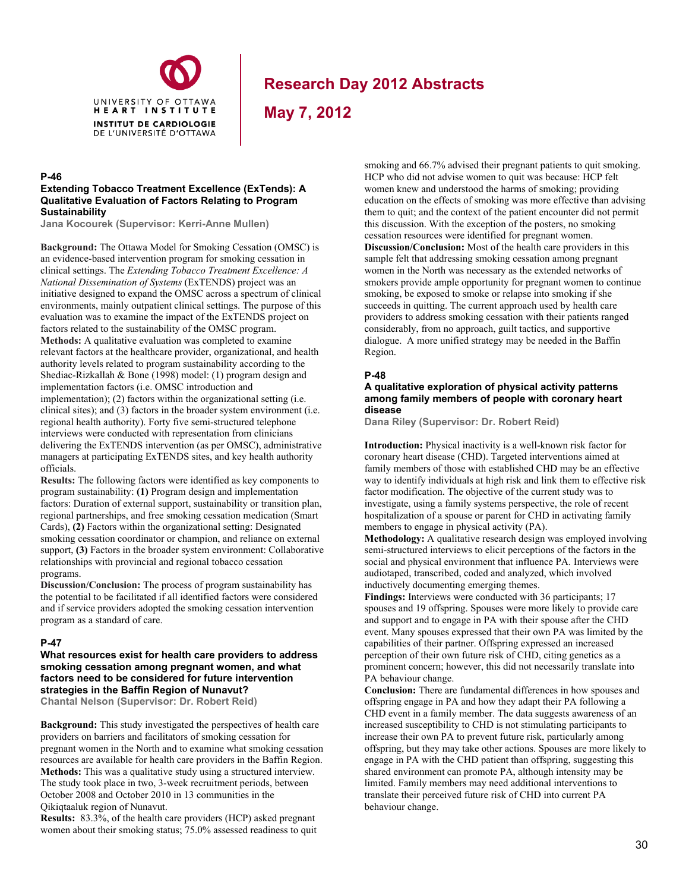# Research Day 2012 Abstracts

## May 7, 2012

### P-46

**Extending Tobacco Treatment Excellence (ExTends): A Qualitative Evaluation of Factors Relating to Program Sustainability**

**Jana Kocourek (Supervisor: Kerri-Anne Mullen)**

**Background:** The Ottawa Model for Smoking Cessation (OMSC) is an evidence-based intervention program for smoking cessation in clinical settings. The *Extending Tobacco Treatment Excellence: A National Dissemination of Systems* (ExTENDS) project was an initiative designed to expand the OMSC across a spectrum of clinical environments, mainly outpatient clinical settings. The purpose of this evaluation was to examine the impact of the ExTENDS project on factors related to the sustainability of the OMSC program.

**Methods:** A qualitative evaluation was completed to examine relevant factors at the healthcare provider, organizational, and health authority levels related to program sustainability according to the Shediac-Rizkallah & Bone (1998) model: (1) program design and implementation factors (i.e. OMSC introduction and implementation); (2) factors within the organizational setting (i.e. clinical sites); and (3) factors in the broader system environment (i.e. regional health authority). Forty five semi-structured telephone interviews were conducted with representation from clinicians delivering the ExTENDS intervention (as per OMSC), administrative managers at participating ExTENDS sites, and key health authority officials.

**Results:** The following factors were identified as key components to program sustainability: **(1)** Program design and implementation factors: Duration of external support, sustainability or transition plan, regional partnerships, and free smoking cessation medication (Smart Cards), **(2)** Factors within the organizational setting: Designated smoking cessation coordinator or champion, and reliance on external support, **(3)** Factors in the broader system environment: Collaborative relationships with provincial and regional tobacco cessation programs.

**Discussion/Conclusion:** The process of program sustainability has the potential to be facilitated if all identified factors were considered and if service providers adopted the smoking cessation intervention program as a standard of care.

### P-47

**What resources exist for health care providers to address smoking cessation among pregnant women, and what factors need to be considered for future intervention strategies in the Baffin Region of Nunavut?**

**Chantal Nelson (Supervisor: Dr. Robert Reid)**

**Background:** This study investigated the perspectives of health care providers on barriers and facilitators of smoking cessation for pregnant women in the North and to examine what smoking cessation resources are available for health care providers in the Baffin Region.

**Methods:** This was a qualitative study using a structured interview. The study took place in two, 3-week recruitment periods, between October 2008 and October 2010 in 13 communities in the Qikiqtaaluk region of Nunavut.

**Results:** 83.3%, of the health care providers (HCP) asked pregnant women about their smoking status; 75.0% assessed readiness to quit smoking and 66.7% advised their pregnant patients to quit smoking. HCP who did not advise women to quit was because: HCP felt women knew and understood the harms of smoking; providing education on the effects of smoking was more effective than advising them to quit; and the context of the patient encounter did not permit this discussion. With the exception of the posters, no smoking cessation resources were identified for pregnant women.

**Discussion/Conclusion:** Most of the health care providers in this sample felt that addressing smoking cessation among pregnant women in the North was necessary as the extended networks of smokers provide ample opportunity for pregnant women to continue smoking, be exposed to smoke or relapse into smoking if she succeeds in quitting. The current approach used by health care providers to address smoking cessation with their patients ranged considerably, from no approach, guilt tactics, and supportive dialogue. A more unified strategy may be needed in the Baffin Region.

### P-48

**A qualitative exploration of physical activity patterns among family members of people with coronary heart disease**

**Dana Riley (Supervisor: Dr. Robert Reid)**

**Introduction:** Physical inactivity is a well-known risk factor for coronary heart disease (CHD). Targeted interventions aimed at family members of those with established CHD may be an effective way to identify individuals at high risk and link them to effective risk factor modification. The objective of the current study was to investigate, using a family systems perspective, the role of recent hospitalization of a spouse or parent for CHD in activating family members to engage in physical activity (PA).

**Methodology:** A qualitative research design was employed involving semi-structured interviews to elicit perceptions of the factors in the social and physical environment that influence PA. Interviews were audiotaped, transcribed, coded and analyzed, which involved inductively documenting emerging themes.

**Findings:** Interviews were conducted with 36 participants; 17 spouses and 19 offspring. Spouses were more likely to provide care and support and to engage in PA with their spouse after the CHD event. Many spouses expressed that their own PA was limited by the capabilities of their partner. Offspring expressed an increased perception of their own future risk of CHD, citing genetics as a prominent concern; however, this did not necessarily translate into PA behaviour change.

**Conclusion:** There are fundamental differences in how spouses and offspring engage in PA and how they adapt their PA following a CHD event in a family member. The data suggests awareness of an increased susceptibility to CHD is not stimulating participants to increase their own PA to prevent future risk, particularly among offspring, but they may take other actions. Spouses are more likely to engage in PA with the CHD patient than offspring, suggesting this shared environment can promote PA, although intensity may be limited. Family members may need additional interventions to translate their perceived future risk of CHD into current PA behaviour change.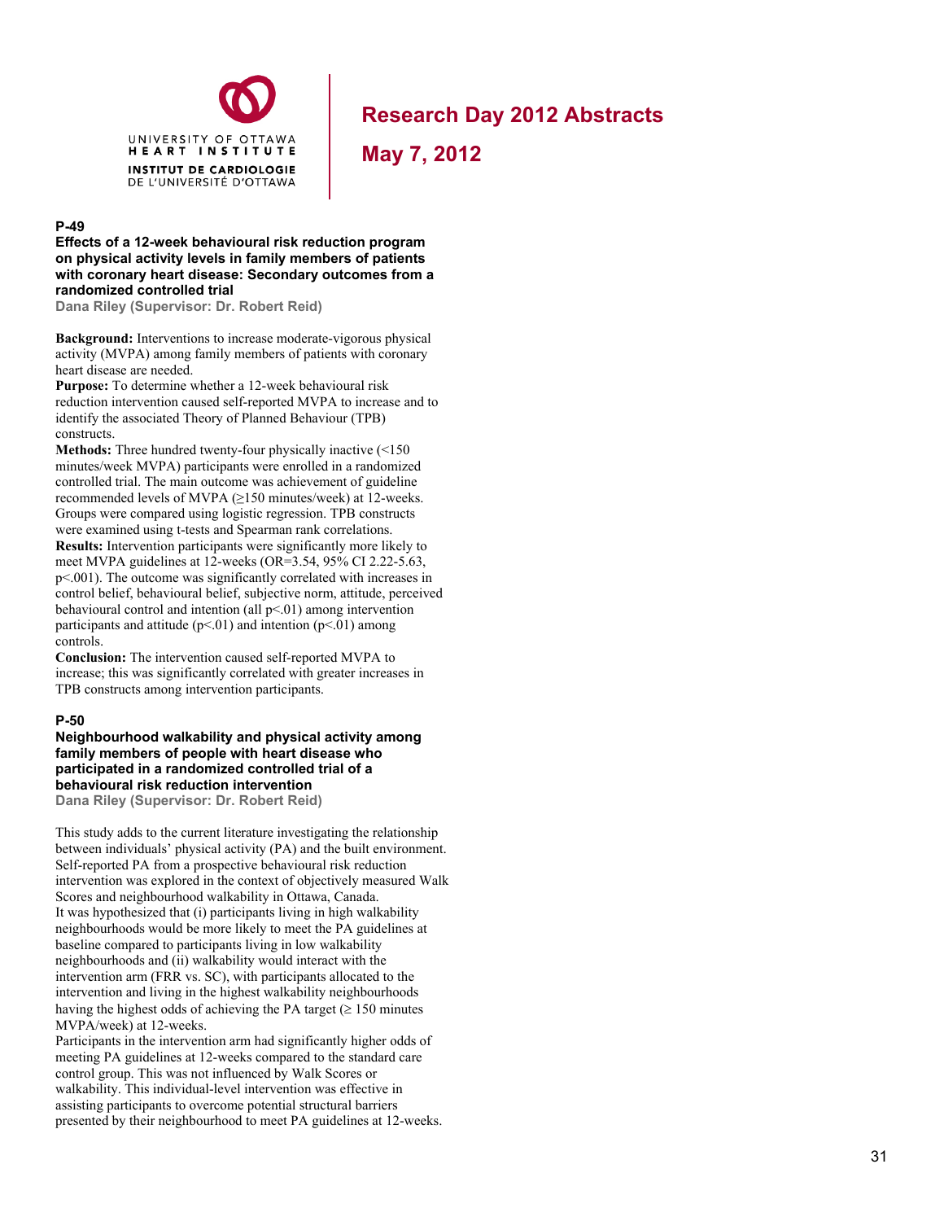### P-49

**Effects of a 12-week behavioural risk reduction program on physical activity levels in family members of patients with coronary heart disease: Secondary outcomes from a randomized controlled trial**

**Dana Riley (Supervisor: Dr. Robert Reid)**

**Background:** Interventions to increase moderate-vigorous physical activity (MVPA) among family members of patients with coronary heart disease are needed.
**Purpose:** To determine whether a 12-week behavioural risk reduction intervention caused self-reported MVPA to increase and to identify the associated Theory of Planned Behaviour (TPB) constructs.
**Methods:** Three hundred twenty-four physically inactive (<150 minutes/week MVPA) participants were enrolled in a randomized controlled trial. The main outcome was achievement of guideline recommended levels of MVPA (≥150 minutes/week) at 12-weeks. Groups were compared using logistic regression. TPB constructs were examined using t-tests and Spearman rank correlations.
**Results:** Intervention participants were significantly more likely to meet MVPA guidelines at 12-weeks (OR=3.54, 95% CI 2.22-5.63, $p<.001$). The outcome was significantly correlated with increases in control belief, behavioural belief, subjective norm, attitude, perceived behavioural control and intention (all $p<.01$) among intervention participants and attitude ($p<.01$) and intention ($p<.01$) among controls.
**Conclusion:** The intervention caused self-reported MVPA to increase; this was significantly correlated with greater increases in TPB constructs among intervention participants.

### P-50

**Neighbourhood walkability and physical activity among family members of people with heart disease who participated in a randomized controlled trial of a behavioural risk reduction intervention**

**Dana Riley (Supervisor: Dr. Robert Reid)**

This study adds to the current literature investigating the relationship between individuals' physical activity (PA) and the built environment. Self-reported PA from a prospective behavioural risk reduction intervention was explored in the context of objectively measured Walk Scores and neighbourhood walkability in Ottawa, Canada.
It was hypothesized that (i) participants living in high walkability neighbourhoods would be more likely to meet the PA guidelines at baseline compared to participants living in low walkability neighbourhoods and (ii) walkability would interact with the intervention arm (FRR vs. SC), with participants allocated to the intervention and living in the highest walkability neighbourhoods having the highest odds of achieving the PA target (≥ 150 minutes MVPA/week) at 12-weeks.
Participants in the intervention arm had significantly higher odds of meeting PA guidelines at 12-weeks compared to the standard care control group. This was not influenced by Walk Scores or walkability. This individual-level intervention was effective in assisting participants to overcome potential structural barriers presented by their neighbourhood to meet PA guidelines at 12-weeks.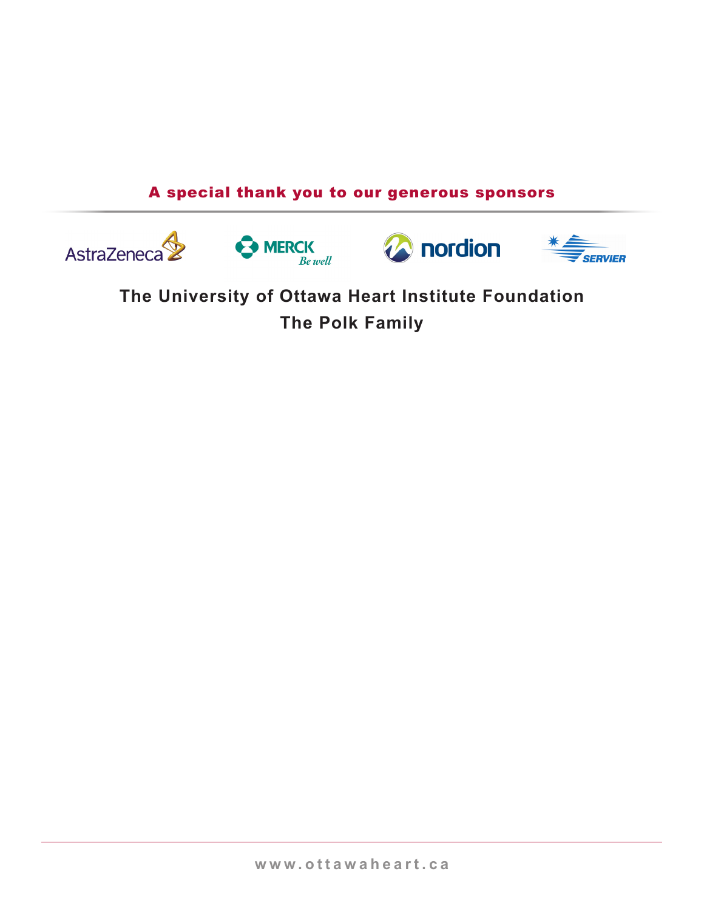## A special thank you to our generous sponsors

AstraZeneca

MERCK *Be well*

nordion

SERVIER

**The University of Ottawa Heart Institute Foundation**

**The Polk Family**

www.ottawaheart.ca